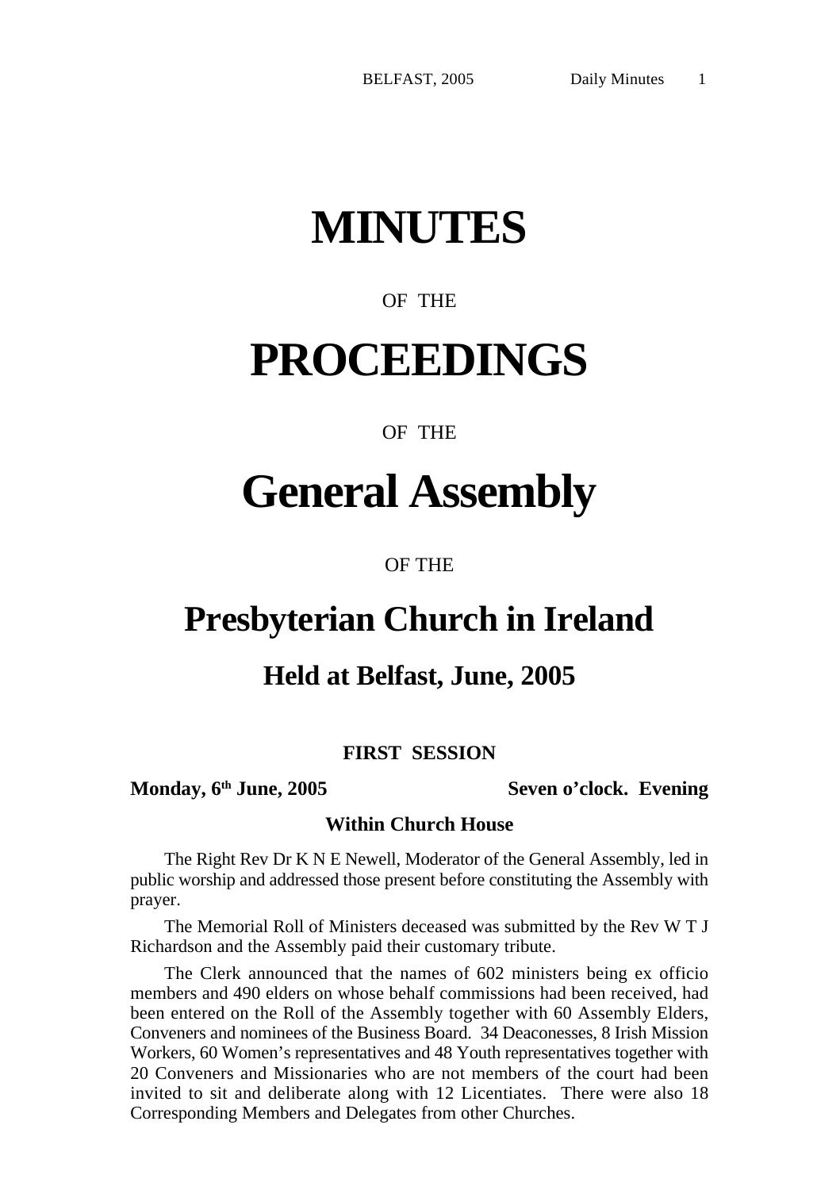# MINUTES

OF THE

# PROCEEDINGS

OF THE

# General Assembly

OF THE

# Presbyterian Church in Ireland

## Held at Belfast, June, 2005

### FIRST SESSION

**Monday, 6th June, 2005** **Seven o'clock. Evening**

**Within Church House**

The Right Rev Dr K N E Newell, Moderator of the General Assembly, led in public worship and addressed those present before constituting the Assembly with prayer.

The Memorial Roll of Ministers deceased was submitted by the Rev W T J Richardson and the Assembly paid their customary tribute.

The Clerk announced that the names of 602 ministers being ex officio members and 490 elders on whose behalf commissions had been received, had been entered on the Roll of the Assembly together with 60 Assembly Elders, Conveners and nominees of the Business Board. 34 Deaconesses, 8 Irish Mission Workers, 60 Women's representatives and 48 Youth representatives together with 20 Conveners and Missionaries who are not members of the court had been invited to sit and deliberate along with 12 Licentiates. There were also 18 Corresponding Members and Delegates from other Churches.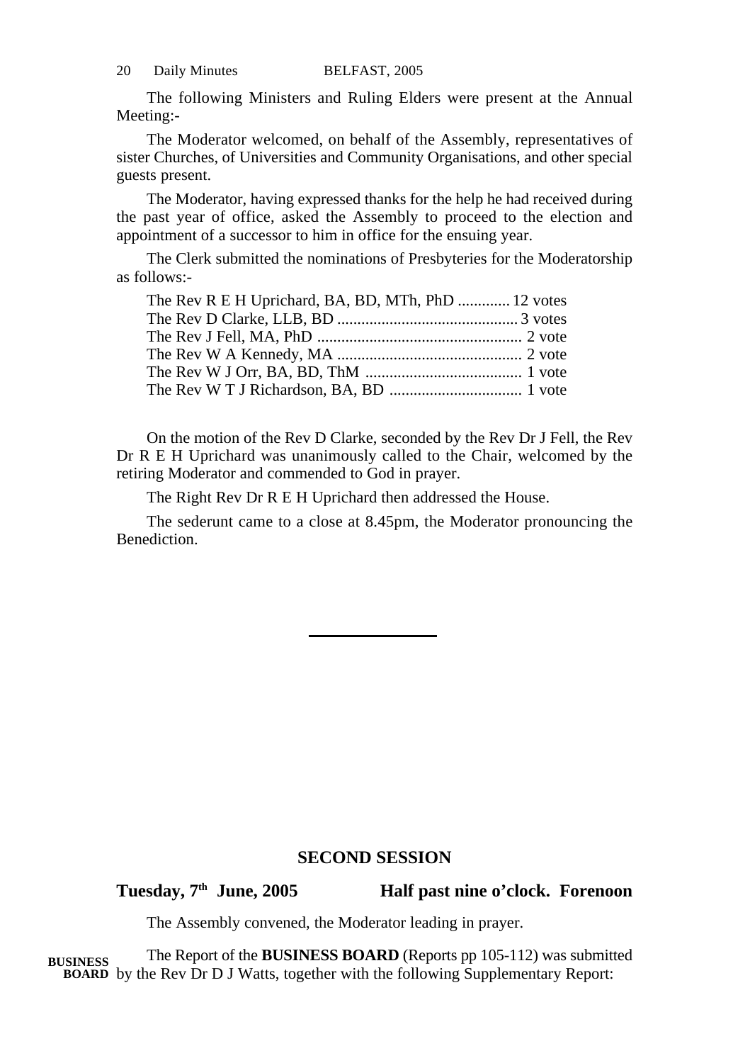The following Ministers and Ruling Elders were present at the Annual Meeting:-

The Moderator welcomed, on behalf of the Assembly, representatives of sister Churches, of Universities and Community Organisations, and other special guests present.

The Moderator, having expressed thanks for the help he had received during the past year of office, asked the Assembly to proceed to the election and appointment of a successor to him in office for the ensuing year.

The Clerk submitted the nominations of Presbyteries for the Moderatorship as follows:-

The Rev R E H Uprichard, BA, BD, MTh, PhD ............. 12 votes
The Rev D Clarke, LLB, BD ............................................ 3 votes
The Rev J Fell, MA, PhD .................................................. 2 vote
The Rev W A Kennedy, MA ............................................. 2 vote
The Rev W J Orr, BA, BD, ThM ....................................... 1 vote
The Rev W T J Richardson, BA, BD ................................. 1 vote

On the motion of the Rev D Clarke, seconded by the Rev Dr J Fell, the Rev Dr R E H Uprichard was unanimously called to the Chair, welcomed by the retiring Moderator and commended to God in prayer.

The Right Rev Dr R E H Uprichard then addressed the House.

The sederunt came to a close at 8.45pm, the Moderator pronouncing the Benediction.

---

## SECOND SESSION

**Tuesday, 7th June, 2005 — Half past nine o'clock. Forenoon**

The Assembly convened, the Moderator leading in prayer.

**BUSINESS BOARD**

The Report of the **BUSINESS BOARD** (Reports pp 105-112) was submitted by the Rev Dr D J Watts, together with the following Supplementary Report: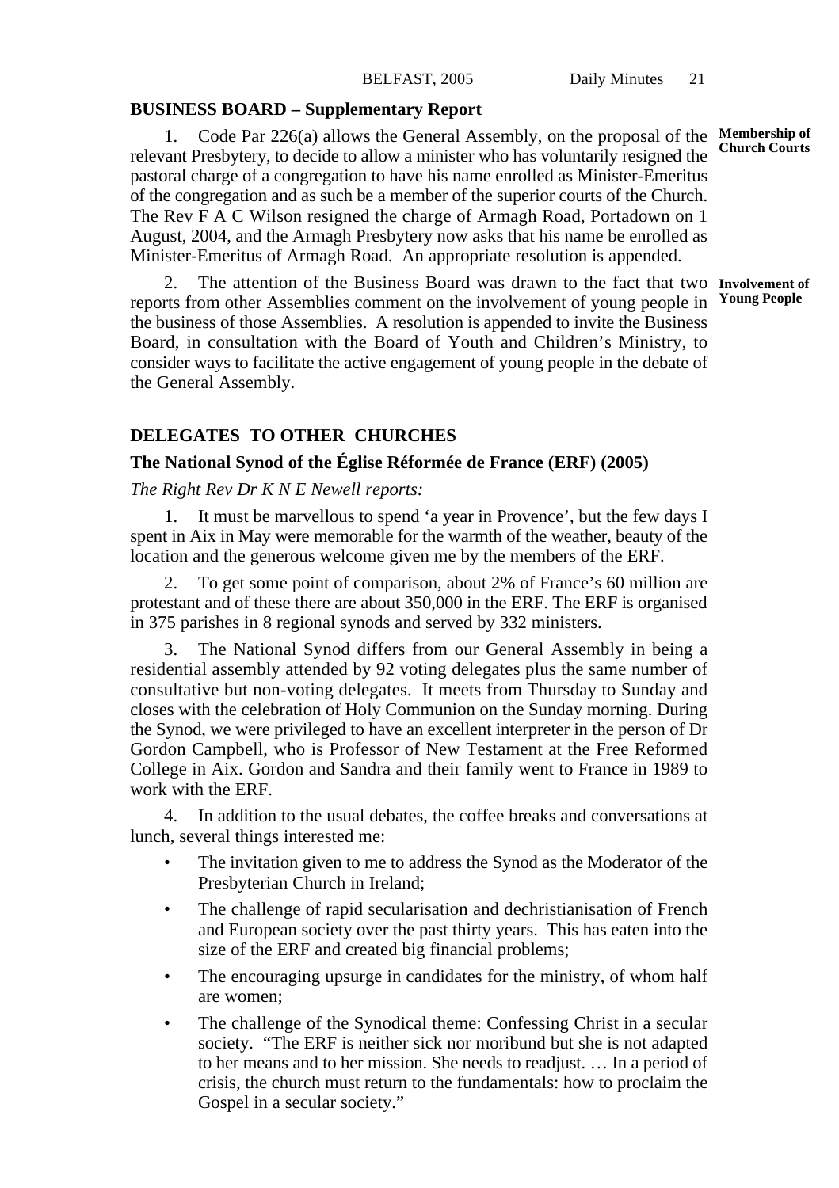## BUSINESS BOARD – Supplementary Report

**Membership of Church Courts**

1. Code Par 226(a) allows the General Assembly, on the proposal of the relevant Presbytery, to decide to allow a minister who has voluntarily resigned the pastoral charge of a congregation to have his name enrolled as Minister-Emeritus of the congregation and as such be a member of the superior courts of the Church. The Rev F A C Wilson resigned the charge of Armagh Road, Portadown on 1 August, 2004, and the Armagh Presbytery now asks that his name be enrolled as Minister-Emeritus of Armagh Road. An appropriate resolution is appended.

**Involvement of Young People**

2. The attention of the Business Board was drawn to the fact that two reports from other Assemblies comment on the involvement of young people in the business of those Assemblies. A resolution is appended to invite the Business Board, in consultation with the Board of Youth and Children's Ministry, to consider ways to facilitate the active engagement of young people in the debate of the General Assembly.

## DELEGATES TO OTHER CHURCHES

### The National Synod of the Église Réformée de France (ERF) (2005)

*The Right Rev Dr K N E Newell reports:*

1. It must be marvellous to spend 'a year in Provence', but the few days I spent in Aix in May were memorable for the warmth of the weather, beauty of the location and the generous welcome given me by the members of the ERF.

2. To get some point of comparison, about 2% of France's 60 million are protestant and of these there are about 350,000 in the ERF. The ERF is organised in 375 parishes in 8 regional synods and served by 332 ministers.

3. The National Synod differs from our General Assembly in being a residential assembly attended by 92 voting delegates plus the same number of consultative but non-voting delegates. It meets from Thursday to Sunday and closes with the celebration of Holy Communion on the Sunday morning. During the Synod, we were privileged to have an excellent interpreter in the person of Dr Gordon Campbell, who is Professor of New Testament at the Free Reformed College in Aix. Gordon and Sandra and their family went to France in 1989 to work with the ERF.

4. In addition to the usual debates, the coffee breaks and conversations at lunch, several things interested me:

- The invitation given to me to address the Synod as the Moderator of the Presbyterian Church in Ireland;
- The challenge of rapid secularisation and dechristianisation of French and European society over the past thirty years. This has eaten into the size of the ERF and created big financial problems;
- The encouraging upsurge in candidates for the ministry, of whom half are women;
- The challenge of the Synodical theme: Confessing Christ in a secular society. "The ERF is neither sick nor moribund but she is not adapted to her means and to her mission. She needs to readjust. … In a period of crisis, the church must return to the fundamentals: how to proclaim the Gospel in a secular society."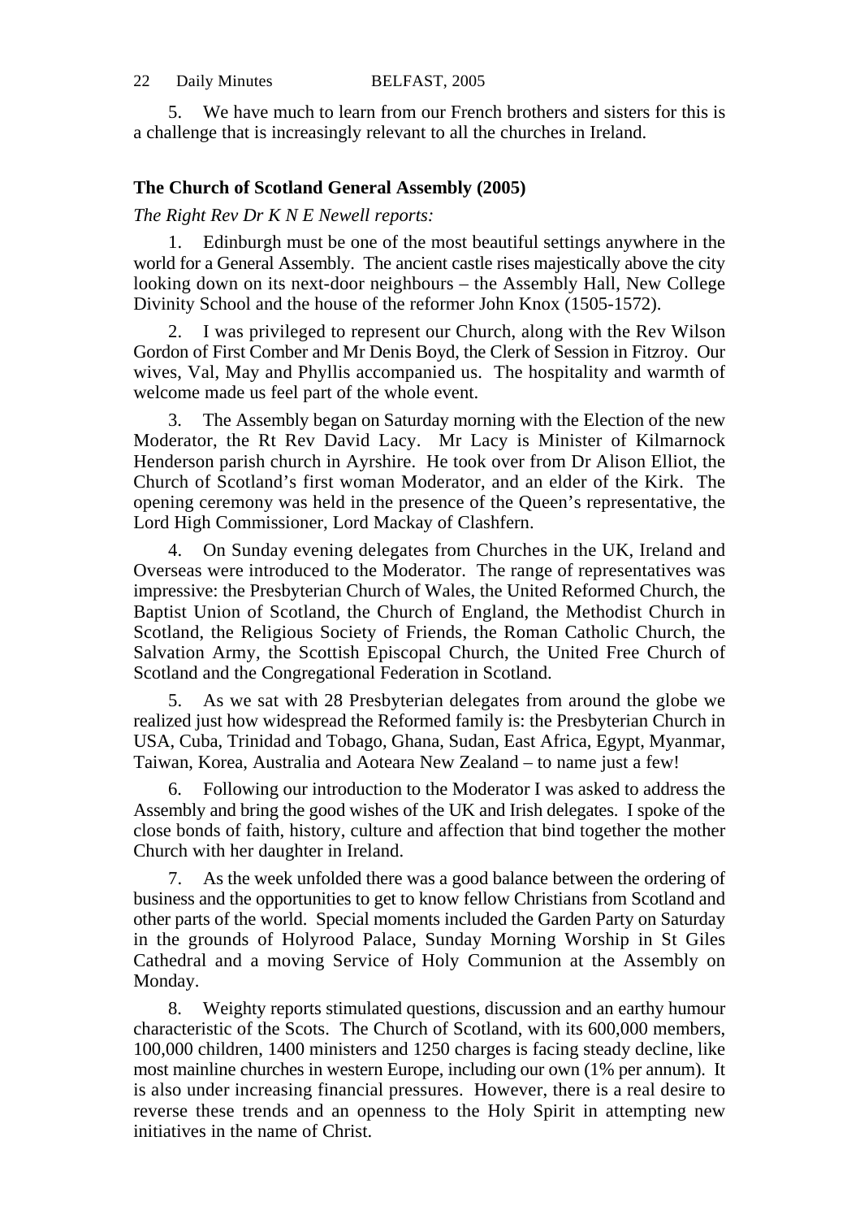5. We have much to learn from our French brothers and sisters for this is a challenge that is increasingly relevant to all the churches in Ireland.

### The Church of Scotland General Assembly (2005)

*The Right Rev Dr K N E Newell reports:*

1. Edinburgh must be one of the most beautiful settings anywhere in the world for a General Assembly. The ancient castle rises majestically above the city looking down on its next-door neighbours – the Assembly Hall, New College Divinity School and the house of the reformer John Knox (1505-1572).

2. I was privileged to represent our Church, along with the Rev Wilson Gordon of First Comber and Mr Denis Boyd, the Clerk of Session in Fitzroy. Our wives, Val, May and Phyllis accompanied us. The hospitality and warmth of welcome made us feel part of the whole event.

3. The Assembly began on Saturday morning with the Election of the new Moderator, the Rt Rev David Lacy. Mr Lacy is Minister of Kilmarnock Henderson parish church in Ayrshire. He took over from Dr Alison Elliot, the Church of Scotland's first woman Moderator, and an elder of the Kirk. The opening ceremony was held in the presence of the Queen's representative, the Lord High Commissioner, Lord Mackay of Clashfern.

4. On Sunday evening delegates from Churches in the UK, Ireland and Overseas were introduced to the Moderator. The range of representatives was impressive: the Presbyterian Church of Wales, the United Reformed Church, the Baptist Union of Scotland, the Church of England, the Methodist Church in Scotland, the Religious Society of Friends, the Roman Catholic Church, the Salvation Army, the Scottish Episcopal Church, the United Free Church of Scotland and the Congregational Federation in Scotland.

5. As we sat with 28 Presbyterian delegates from around the globe we realized just how widespread the Reformed family is: the Presbyterian Church in USA, Cuba, Trinidad and Tobago, Ghana, Sudan, East Africa, Egypt, Myanmar, Taiwan, Korea, Australia and Aoteara New Zealand – to name just a few!

6. Following our introduction to the Moderator I was asked to address the Assembly and bring the good wishes of the UK and Irish delegates. I spoke of the close bonds of faith, history, culture and affection that bind together the mother Church with her daughter in Ireland.

7. As the week unfolded there was a good balance between the ordering of business and the opportunities to get to know fellow Christians from Scotland and other parts of the world. Special moments included the Garden Party on Saturday in the grounds of Holyrood Palace, Sunday Morning Worship in St Giles Cathedral and a moving Service of Holy Communion at the Assembly on Monday.

8. Weighty reports stimulated questions, discussion and an earthy humour characteristic of the Scots. The Church of Scotland, with its 600,000 members, 100,000 children, 1400 ministers and 1250 charges is facing steady decline, like most mainline churches in western Europe, including our own (1% per annum). It is also under increasing financial pressures. However, there is a real desire to reverse these trends and an openness to the Holy Spirit in attempting new initiatives in the name of Christ.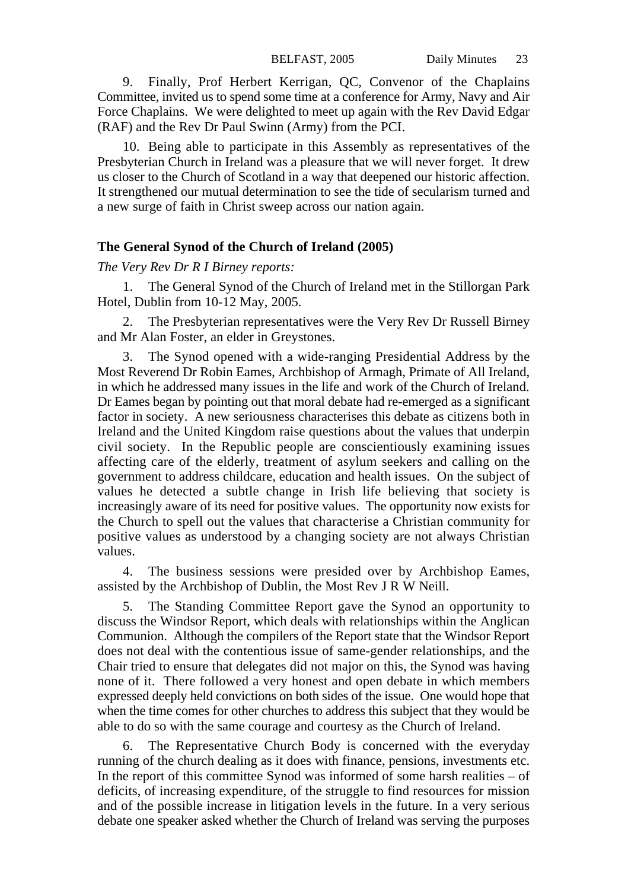9. Finally, Prof Herbert Kerrigan, QC, Convenor of the Chaplains Committee, invited us to spend some time at a conference for Army, Navy and Air Force Chaplains. We were delighted to meet up again with the Rev David Edgar (RAF) and the Rev Dr Paul Swinn (Army) from the PCI.

10. Being able to participate in this Assembly as representatives of the Presbyterian Church in Ireland was a pleasure that we will never forget. It drew us closer to the Church of Scotland in a way that deepened our historic affection. It strengthened our mutual determination to see the tide of secularism turned and a new surge of faith in Christ sweep across our nation again.

### The General Synod of the Church of Ireland (2005)

*The Very Rev Dr R I Birney reports:*

1. The General Synod of the Church of Ireland met in the Stillorgan Park Hotel, Dublin from 10-12 May, 2005.

2. The Presbyterian representatives were the Very Rev Dr Russell Birney and Mr Alan Foster, an elder in Greystones.

3. The Synod opened with a wide-ranging Presidential Address by the Most Reverend Dr Robin Eames, Archbishop of Armagh, Primate of All Ireland, in which he addressed many issues in the life and work of the Church of Ireland. Dr Eames began by pointing out that moral debate had re-emerged as a significant factor in society. A new seriousness characterises this debate as citizens both in Ireland and the United Kingdom raise questions about the values that underpin civil society. In the Republic people are conscientiously examining issues affecting care of the elderly, treatment of asylum seekers and calling on the government to address childcare, education and health issues. On the subject of values he detected a subtle change in Irish life believing that society is increasingly aware of its need for positive values. The opportunity now exists for the Church to spell out the values that characterise a Christian community for positive values as understood by a changing society are not always Christian values.

4. The business sessions were presided over by Archbishop Eames, assisted by the Archbishop of Dublin, the Most Rev J R W Neill.

5. The Standing Committee Report gave the Synod an opportunity to discuss the Windsor Report, which deals with relationships within the Anglican Communion. Although the compilers of the Report state that the Windsor Report does not deal with the contentious issue of same-gender relationships, and the Chair tried to ensure that delegates did not major on this, the Synod was having none of it. There followed a very honest and open debate in which members expressed deeply held convictions on both sides of the issue. One would hope that when the time comes for other churches to address this subject that they would be able to do so with the same courage and courtesy as the Church of Ireland.

6. The Representative Church Body is concerned with the everyday running of the church dealing as it does with finance, pensions, investments etc. In the report of this committee Synod was informed of some harsh realities – of deficits, of increasing expenditure, of the struggle to find resources for mission and of the possible increase in litigation levels in the future. In a very serious debate one speaker asked whether the Church of Ireland was serving the purposes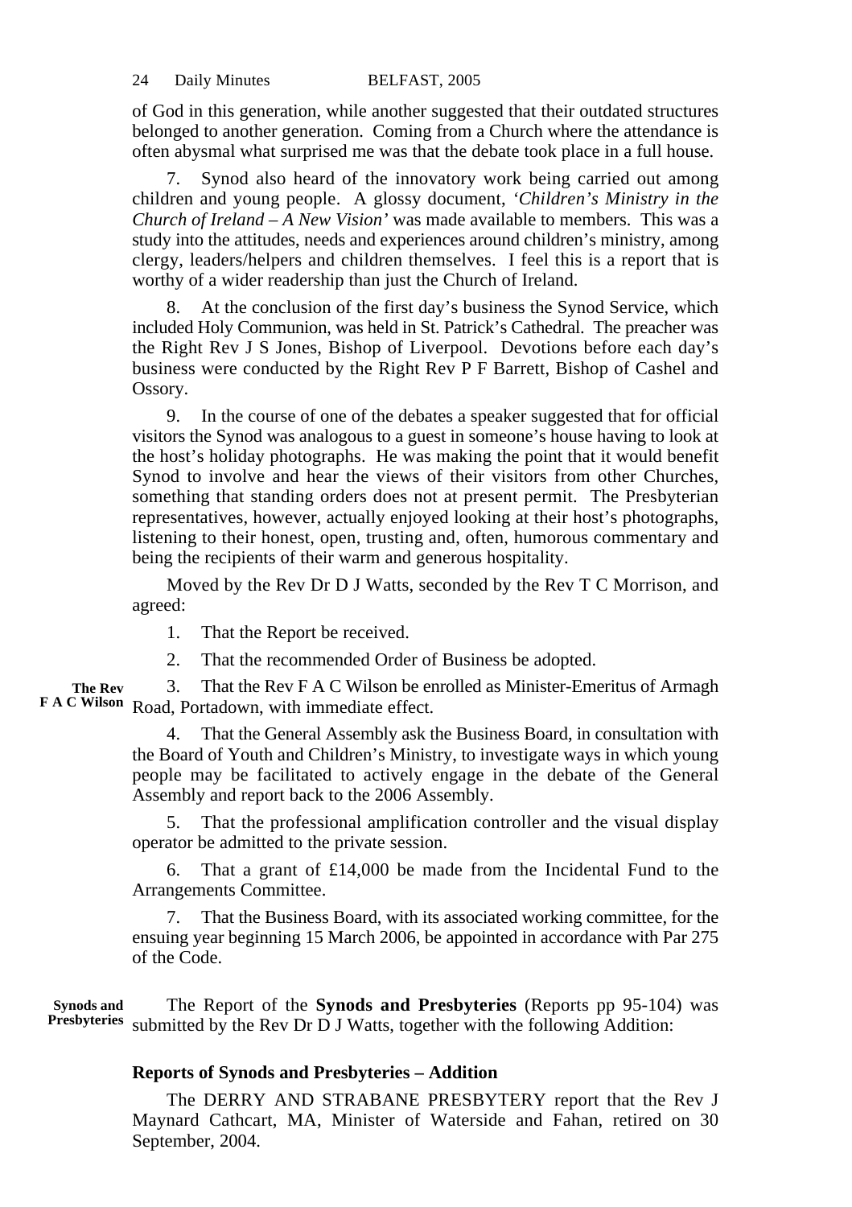of God in this generation, while another suggested that their outdated structures belonged to another generation. Coming from a Church where the attendance is often abysmal what surprised me was that the debate took place in a full house.

7. Synod also heard of the innovatory work being carried out among children and young people. A glossy document, '*Children's Ministry in the Church of Ireland – A New Vision*' was made available to members. This was a study into the attitudes, needs and experiences around children's ministry, among clergy, leaders/helpers and children themselves. I feel this is a report that is worthy of a wider readership than just the Church of Ireland.

8. At the conclusion of the first day's business the Synod Service, which included Holy Communion, was held in St. Patrick's Cathedral. The preacher was the Right Rev J S Jones, Bishop of Liverpool. Devotions before each day's business were conducted by the Right Rev P F Barrett, Bishop of Cashel and Ossory.

9. In the course of one of the debates a speaker suggested that for official visitors the Synod was analogous to a guest in someone's house having to look at the host's holiday photographs. He was making the point that it would benefit Synod to involve and hear the views of their visitors from other Churches, something that standing orders does not at present permit. The Presbyterian representatives, however, actually enjoyed looking at their host's photographs, listening to their honest, open, trusting and, often, humorous commentary and being the recipients of their warm and generous hospitality.

Moved by the Rev Dr D J Watts, seconded by the Rev T C Morrison, and agreed:

1. That the Report be received.

2. That the recommended Order of Business be adopted.

**The Rev F A C Wilson**

3. That the Rev F A C Wilson be enrolled as Minister-Emeritus of Armagh Road, Portadown, with immediate effect.

4. That the General Assembly ask the Business Board, in consultation with the Board of Youth and Children's Ministry, to investigate ways in which young people may be facilitated to actively engage in the debate of the General Assembly and report back to the 2006 Assembly.

5. That the professional amplification controller and the visual display operator be admitted to the private session.

6. That a grant of £14,000 be made from the Incidental Fund to the Arrangements Committee.

7. That the Business Board, with its associated working committee, for the ensuing year beginning 15 March 2006, be appointed in accordance with Par 275 of the Code.

**Synods and Presbyteries**

The Report of the **Synods and Presbyteries** (Reports pp 95-104) was submitted by the Rev Dr D J Watts, together with the following Addition:

**Reports of Synods and Presbyteries – Addition**

The DERRY AND STRABANE PRESBYTERY report that the Rev J Maynard Cathcart, MA, Minister of Waterside and Fahan, retired on 30 September, 2004.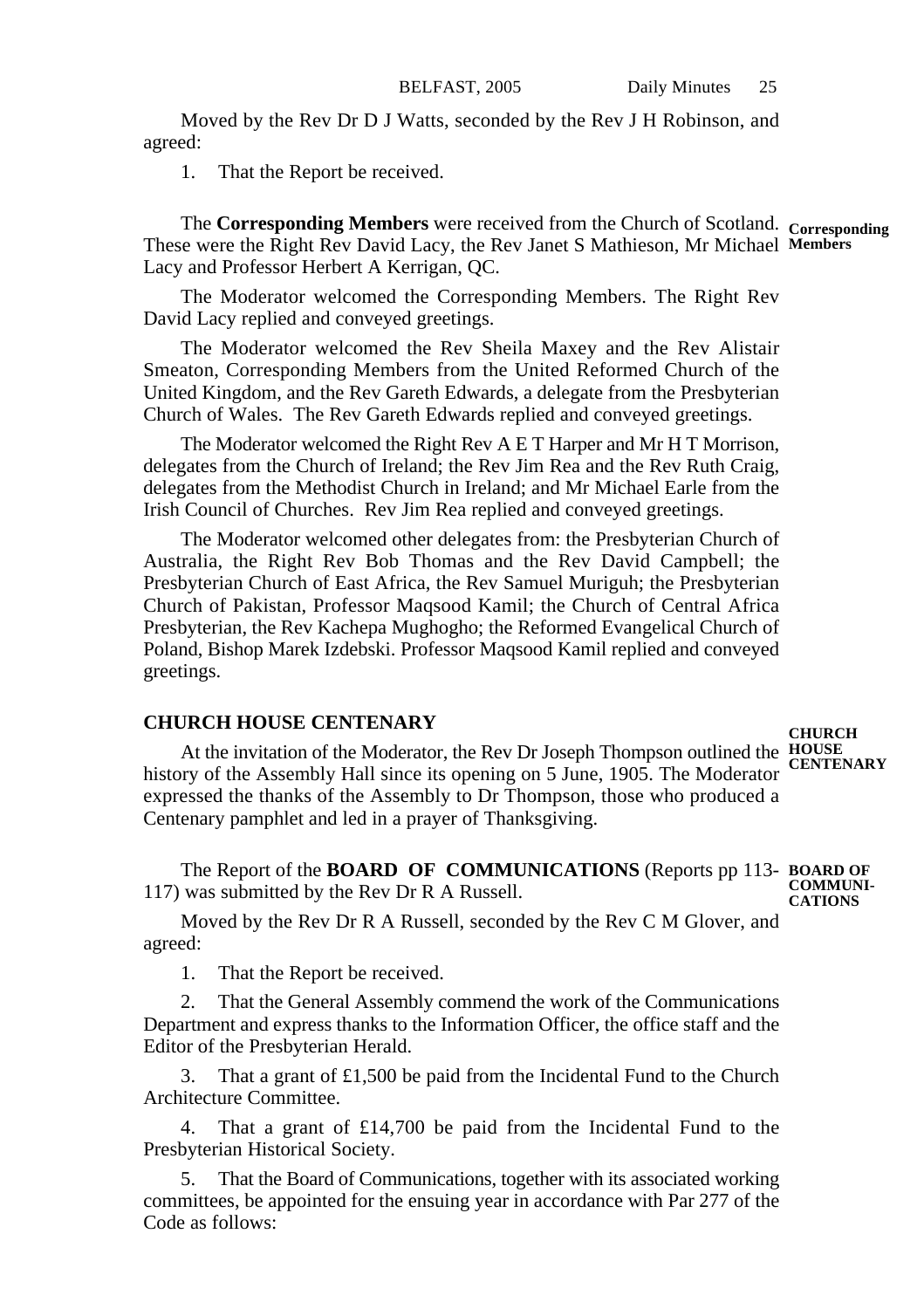Moved by the Rev Dr D J Watts, seconded by the Rev J H Robinson, and agreed:

1. That the Report be received.

**Corresponding Members**

The **Corresponding Members** were received from the Church of Scotland. These were the Right Rev David Lacy, the Rev Janet S Mathieson, Mr Michael Lacy and Professor Herbert A Kerrigan, QC.

The Moderator welcomed the Corresponding Members. The Right Rev David Lacy replied and conveyed greetings.

The Moderator welcomed the Rev Sheila Maxey and the Rev Alistair Smeaton, Corresponding Members from the United Reformed Church of the United Kingdom, and the Rev Gareth Edwards, a delegate from the Presbyterian Church of Wales. The Rev Gareth Edwards replied and conveyed greetings.

The Moderator welcomed the Right Rev A E T Harper and Mr H T Morrison, delegates from the Church of Ireland; the Rev Jim Rea and the Rev Ruth Craig, delegates from the Methodist Church in Ireland; and Mr Michael Earle from the Irish Council of Churches. Rev Jim Rea replied and conveyed greetings.

The Moderator welcomed other delegates from: the Presbyterian Church of Australia, the Right Rev Bob Thomas and the Rev David Campbell; the Presbyterian Church of East Africa, the Rev Samuel Muriguh; the Presbyterian Church of Pakistan, Professor Maqsood Kamil; the Church of Central Africa Presbyterian, the Rev Kachepa Mughogho; the Reformed Evangelical Church of Poland, Bishop Marek Izdebski. Professor Maqsood Kamil replied and conveyed greetings.

## CHURCH HOUSE CENTENARY

**CHURCH HOUSE CENTENARY**

At the invitation of the Moderator, the Rev Dr Joseph Thompson outlined the history of the Assembly Hall since its opening on 5 June, 1905. The Moderator expressed the thanks of the Assembly to Dr Thompson, those who produced a Centenary pamphlet and led in a prayer of Thanksgiving.

**BOARD OF COMMUNI-CATIONS**

The Report of the **BOARD OF COMMUNICATIONS** (Reports pp 113-117) was submitted by the Rev Dr R A Russell.

Moved by the Rev Dr R A Russell, seconded by the Rev C M Glover, and agreed:

1. That the Report be received.

2. That the General Assembly commend the work of the Communications Department and express thanks to the Information Officer, the office staff and the Editor of the Presbyterian Herald.

3. That a grant of £1,500 be paid from the Incidental Fund to the Church Architecture Committee.

4. That a grant of £14,700 be paid from the Incidental Fund to the Presbyterian Historical Society.

5. That the Board of Communications, together with its associated working committees, be appointed for the ensuing year in accordance with Par 277 of the Code as follows: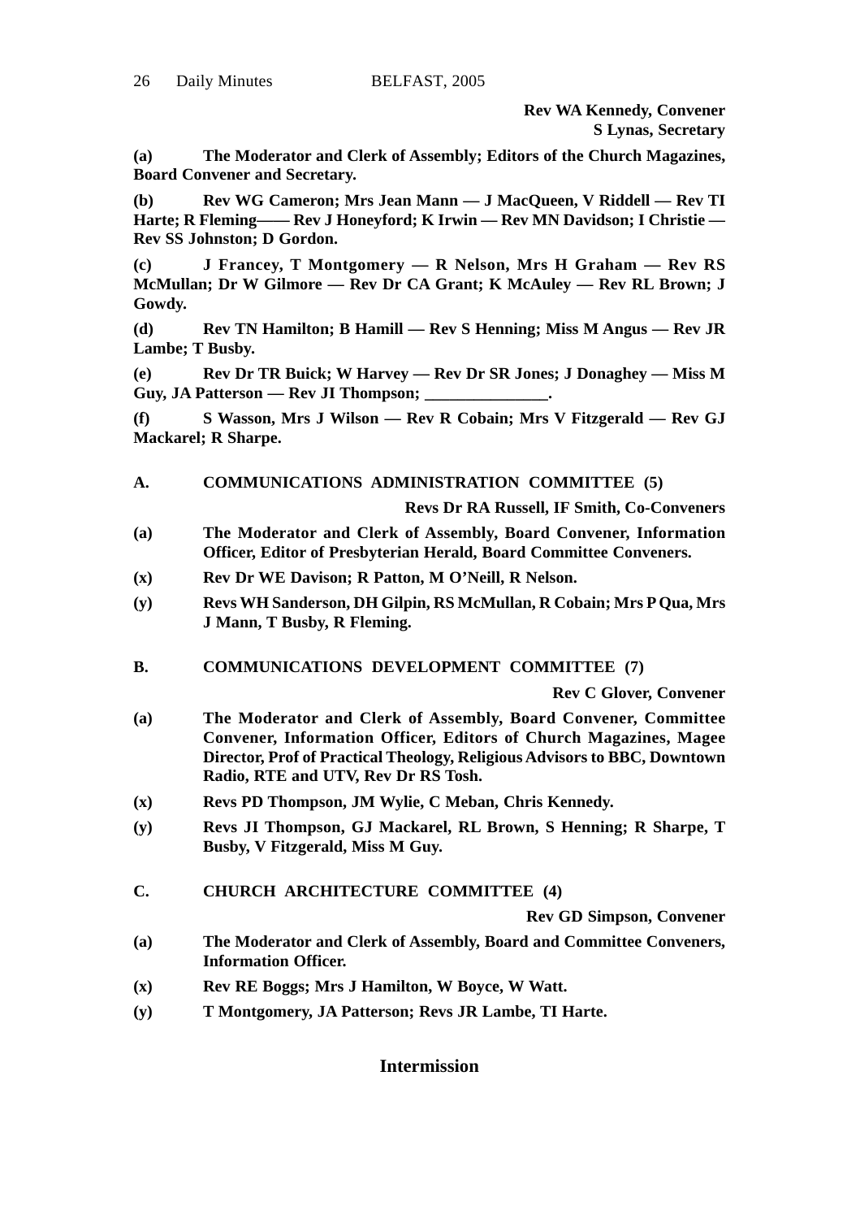**Rev WA Kennedy, Convener**
**S Lynas, Secretary**

**(a) The Moderator and Clerk of Assembly; Editors of the Church Magazines, Board Convener and Secretary.**

**(b) Rev WG Cameron; Mrs Jean Mann — J MacQueen, V Riddell — Rev TI Harte; R Fleming—— Rev J Honeyford; K Irwin — Rev MN Davidson; I Christie — Rev SS Johnston; D Gordon.**

**(c) J Francey, T Montgomery — R Nelson, Mrs H Graham — Rev RS McMullan; Dr W Gilmore — Rev Dr CA Grant; K McAuley — Rev RL Brown; J Gowdy.**

**(d) Rev TN Hamilton; B Hamill — Rev S Henning; Miss M Angus — Rev JR Lambe; T Busby.**

**(e) Rev Dr TR Buick; W Harvey — Rev Dr SR Jones; J Donaghey — Miss M Guy, JA Patterson — Rev JI Thompson; _______________.**

**(f) S Wasson, Mrs J Wilson — Rev R Cobain; Mrs V Fitzgerald — Rev GJ Mackarel; R Sharpe.**

**A. COMMUNICATIONS ADMINISTRATION COMMITTEE (5)**

**Revs Dr RA Russell, IF Smith, Co-Conveners**

**(a) The Moderator and Clerk of Assembly, Board Convener, Information Officer, Editor of Presbyterian Herald, Board Committee Conveners.**

**(x) Rev Dr WE Davison; R Patton, M O'Neill, R Nelson.**

**(y) Revs WH Sanderson, DH Gilpin, RS McMullan, R Cobain; Mrs P Qua, Mrs J Mann, T Busby, R Fleming.**

**B. COMMUNICATIONS DEVELOPMENT COMMITTEE (7)**

**Rev C Glover, Convener**

**(a) The Moderator and Clerk of Assembly, Board Convener, Committee Convener, Information Officer, Editors of Church Magazines, Magee Director, Prof of Practical Theology, Religious Advisors to BBC, Downtown Radio, RTE and UTV, Rev Dr RS Tosh.**

**(x) Revs PD Thompson, JM Wylie, C Meban, Chris Kennedy.**

**(y) Revs JI Thompson, GJ Mackarel, RL Brown, S Henning; R Sharpe, T Busby, V Fitzgerald, Miss M Guy.**

**C. CHURCH ARCHITECTURE COMMITTEE (4)**

**Rev GD Simpson, Convener**

**(a) The Moderator and Clerk of Assembly, Board and Committee Conveners, Information Officer.**

**(x) Rev RE Boggs; Mrs J Hamilton, W Boyce, W Watt.**

**(y) T Montgomery, JA Patterson; Revs JR Lambe, TI Harte.**

## Intermission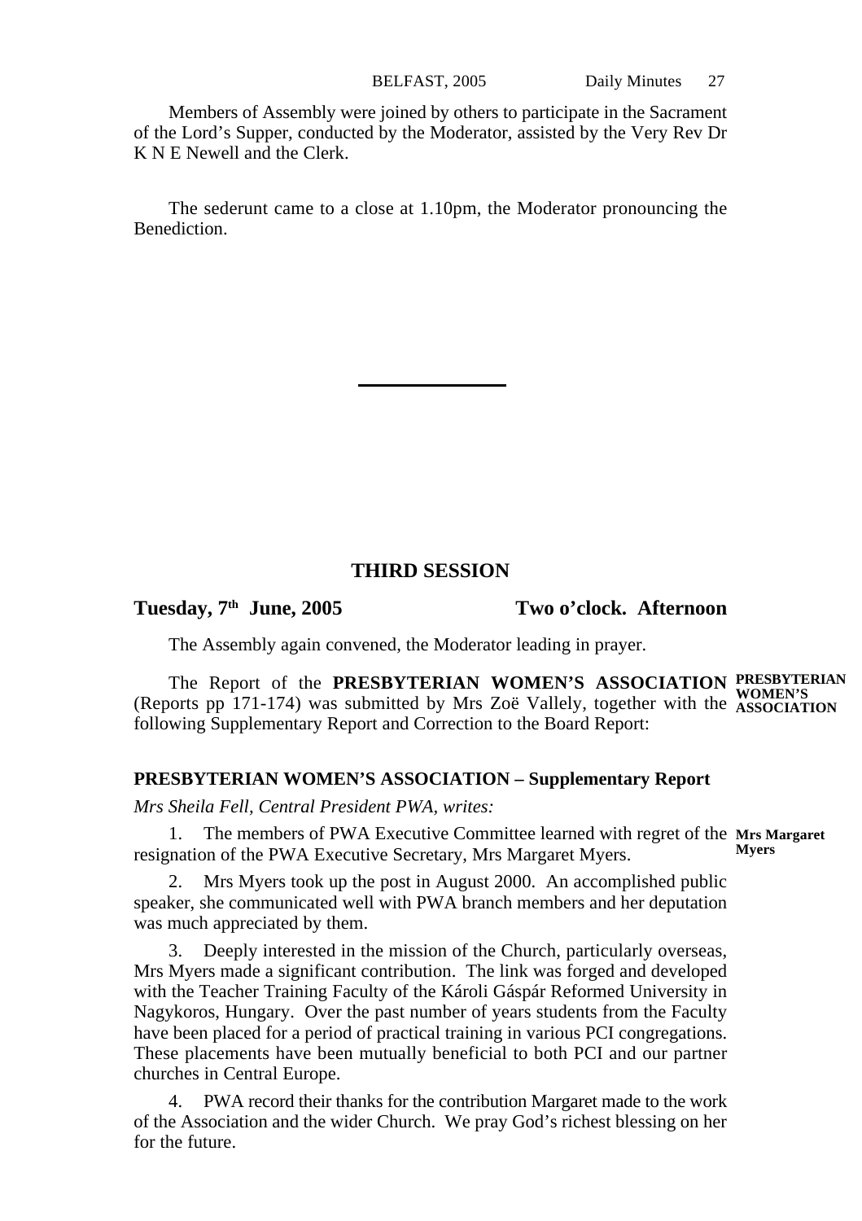Members of Assembly were joined by others to participate in the Sacrament of the Lord's Supper, conducted by the Moderator, assisted by the Very Rev Dr K N E Newell and the Clerk.

The sederunt came to a close at 1.10pm, the Moderator pronouncing the Benediction.

---

## THIRD SESSION

**Tuesday, 7th June, 2005** **Two o'clock. Afternoon**

The Assembly again convened, the Moderator leading in prayer.

**PRESBYTERIAN WOMEN'S ASSOCIATION**

The Report of the **PRESBYTERIAN WOMEN'S ASSOCIATION** (Reports pp 171-174) was submitted by Mrs Zoë Vallely, together with the following Supplementary Report and Correction to the Board Report:

**PRESBYTERIAN WOMEN'S ASSOCIATION – Supplementary Report**

*Mrs Sheila Fell, Central President PWA, writes:*

**Mrs Margaret Myers**

1. The members of PWA Executive Committee learned with regret of the resignation of the PWA Executive Secretary, Mrs Margaret Myers.

2. Mrs Myers took up the post in August 2000. An accomplished public speaker, she communicated well with PWA branch members and her deputation was much appreciated by them.

3. Deeply interested in the mission of the Church, particularly overseas, Mrs Myers made a significant contribution. The link was forged and developed with the Teacher Training Faculty of the Károli Gáspár Reformed University in Nagykoros, Hungary. Over the past number of years students from the Faculty have been placed for a period of practical training in various PCI congregations. These placements have been mutually beneficial to both PCI and our partner churches in Central Europe.

4. PWA record their thanks for the contribution Margaret made to the work of the Association and the wider Church. We pray God's richest blessing on her for the future.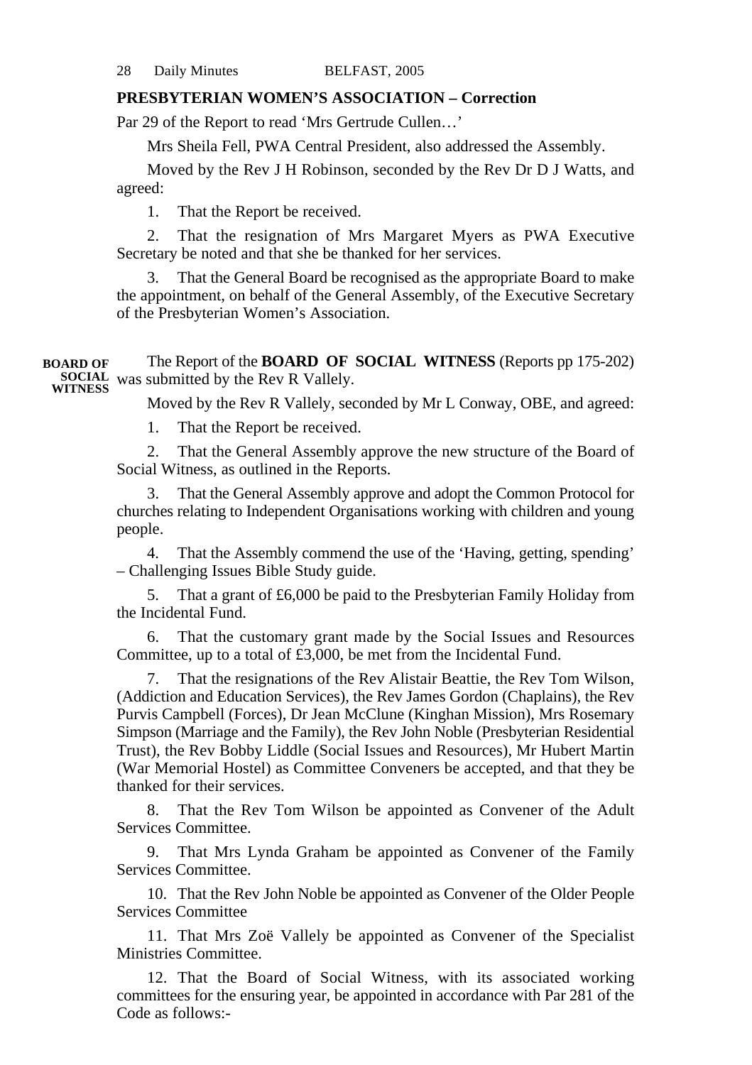**PRESBYTERIAN WOMEN'S ASSOCIATION – Correction**

Par 29 of the Report to read 'Mrs Gertrude Cullen…'

Mrs Sheila Fell, PWA Central President, also addressed the Assembly.

Moved by the Rev J H Robinson, seconded by the Rev Dr D J Watts, and agreed:

1. That the Report be received.

2. That the resignation of Mrs Margaret Myers as PWA Executive Secretary be noted and that she be thanked for her services.

3. That the General Board be recognised as the appropriate Board to make the appointment, on behalf of the General Assembly, of the Executive Secretary of the Presbyterian Women's Association.

**BOARD OF SOCIAL WITNESS**

The Report of the **BOARD OF SOCIAL WITNESS** (Reports pp 175-202) was submitted by the Rev R Vallely.

Moved by the Rev R Vallely, seconded by Mr L Conway, OBE, and agreed:

1. That the Report be received.

2. That the General Assembly approve the new structure of the Board of Social Witness, as outlined in the Reports.

3. That the General Assembly approve and adopt the Common Protocol for churches relating to Independent Organisations working with children and young people.

4. That the Assembly commend the use of the 'Having, getting, spending' – Challenging Issues Bible Study guide.

5. That a grant of £6,000 be paid to the Presbyterian Family Holiday from the Incidental Fund.

6. That the customary grant made by the Social Issues and Resources Committee, up to a total of £3,000, be met from the Incidental Fund.

7. That the resignations of the Rev Alistair Beattie, the Rev Tom Wilson, (Addiction and Education Services), the Rev James Gordon (Chaplains), the Rev Purvis Campbell (Forces), Dr Jean McClune (Kinghan Mission), Mrs Rosemary Simpson (Marriage and the Family), the Rev John Noble (Presbyterian Residential Trust), the Rev Bobby Liddle (Social Issues and Resources), Mr Hubert Martin (War Memorial Hostel) as Committee Conveners be accepted, and that they be thanked for their services.

8. That the Rev Tom Wilson be appointed as Convener of the Adult Services Committee.

9. That Mrs Lynda Graham be appointed as Convener of the Family Services Committee.

10. That the Rev John Noble be appointed as Convener of the Older People Services Committee

11. That Mrs Zoë Vallely be appointed as Convener of the Specialist Ministries Committee.

12. That the Board of Social Witness, with its associated working committees for the ensuring year, be appointed in accordance with Par 281 of the Code as follows:-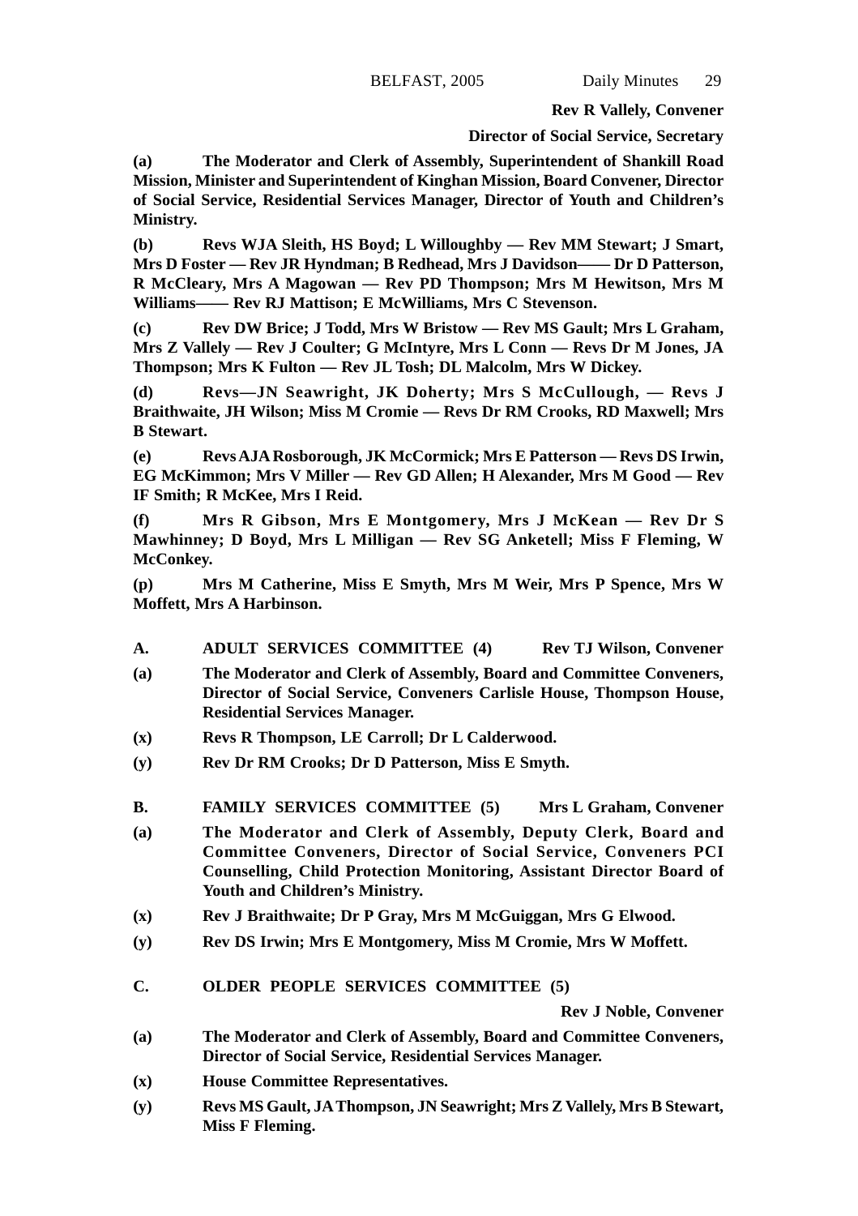**Rev R Vallely, Convener**

**Director of Social Service, Secretary**

**(a) The Moderator and Clerk of Assembly, Superintendent of Shankill Road Mission, Minister and Superintendent of Kinghan Mission, Board Convener, Director of Social Service, Residential Services Manager, Director of Youth and Children's Ministry.**

**(b) Revs WJA Sleith, HS Boyd; L Willoughby — Rev MM Stewart; J Smart, Mrs D Foster — Rev JR Hyndman; B Redhead, Mrs J Davidson—— Dr D Patterson, R McCleary, Mrs A Magowan — Rev PD Thompson; Mrs M Hewitson, Mrs M Williams—— Rev RJ Mattison; E McWilliams, Mrs C Stevenson.**

**(c) Rev DW Brice; J Todd, Mrs W Bristow — Rev MS Gault; Mrs L Graham, Mrs Z Vallely — Rev J Coulter; G McIntyre, Mrs L Conn — Revs Dr M Jones, JA Thompson; Mrs K Fulton — Rev JL Tosh; DL Malcolm, Mrs W Dickey.**

**(d) Revs—JN Seawright, JK Doherty; Mrs S McCullough, — Revs J Braithwaite, JH Wilson; Miss M Cromie — Revs Dr RM Crooks, RD Maxwell; Mrs B Stewart.**

**(e) Revs AJA Rosborough, JK McCormick; Mrs E Patterson — Revs DS Irwin, EG McKimmon; Mrs V Miller — Rev GD Allen; H Alexander, Mrs M Good — Rev IF Smith; R McKee, Mrs I Reid.**

**(f) Mrs R Gibson, Mrs E Montgomery, Mrs J McKean — Rev Dr S Mawhinney; D Boyd, Mrs L Milligan — Rev SG Anketell; Miss F Fleming, W McConkey.**

**(p) Mrs M Catherine, Miss E Smyth, Mrs M Weir, Mrs P Spence, Mrs W Moffett, Mrs A Harbinson.**

**A. ADULT SERVICES COMMITTEE (4) Rev TJ Wilson, Convener**

**(a) The Moderator and Clerk of Assembly, Board and Committee Conveners, Director of Social Service, Conveners Carlisle House, Thompson House, Residential Services Manager.**

**(x) Revs R Thompson, LE Carroll; Dr L Calderwood.**

**(y) Rev Dr RM Crooks; Dr D Patterson, Miss E Smyth.**

**B. FAMILY SERVICES COMMITTEE (5) Mrs L Graham, Convener**

**(a) The Moderator and Clerk of Assembly, Deputy Clerk, Board and Committee Conveners, Director of Social Service, Conveners PCI Counselling, Child Protection Monitoring, Assistant Director Board of Youth and Children's Ministry.**

**(x) Rev J Braithwaite; Dr P Gray, Mrs M McGuiggan, Mrs G Elwood.**

**(y) Rev DS Irwin; Mrs E Montgomery, Miss M Cromie, Mrs W Moffett.**

**C. OLDER PEOPLE SERVICES COMMITTEE (5)**

**Rev J Noble, Convener**

**(a) The Moderator and Clerk of Assembly, Board and Committee Conveners, Director of Social Service, Residential Services Manager.**

**(x) House Committee Representatives.**

**(y) Revs MS Gault, JA Thompson, JN Seawright; Mrs Z Vallely, Mrs B Stewart, Miss F Fleming.**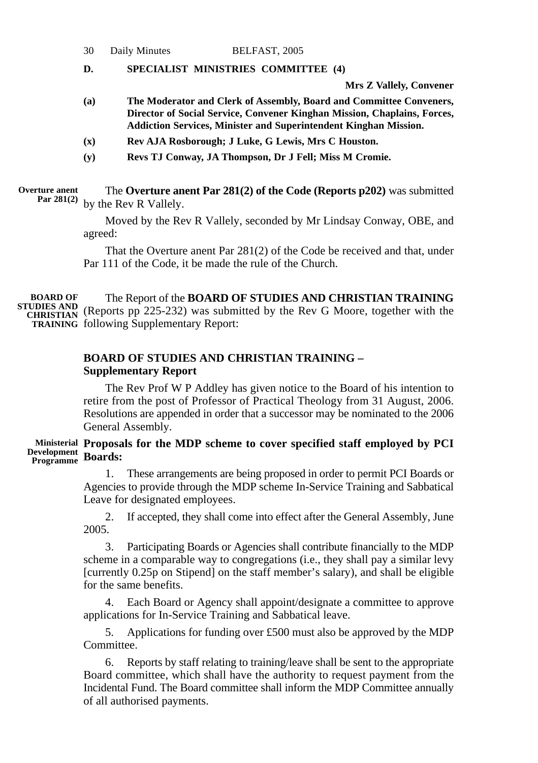**D. SPECIALIST MINISTRIES COMMITTEE (4)**

**Mrs Z Vallely, Convener**

**(a) The Moderator and Clerk of Assembly, Board and Committee Conveners, Director of Social Service, Convener Kinghan Mission, Chaplains, Forces, Addiction Services, Minister and Superintendent Kinghan Mission.**

**(x) Rev AJA Rosborough; J Luke, G Lewis, Mrs C Houston.**

**(y) Revs TJ Conway, JA Thompson, Dr J Fell; Miss M Cromie.**

**Overture anent Par 281(2)**

The **Overture anent Par 281(2) of the Code (Reports p202)** was submitted by the Rev R Vallely.

Moved by the Rev R Vallely, seconded by Mr Lindsay Conway, OBE, and agreed:

That the Overture anent Par 281(2) of the Code be received and that, under Par 111 of the Code, it be made the rule of the Church.

**BOARD OF STUDIES AND CHRISTIAN TRAINING**

The Report of the **BOARD OF STUDIES AND CHRISTIAN TRAINING** (Reports pp 225-232) was submitted by the Rev G Moore, together with the following Supplementary Report:

## BOARD OF STUDIES AND CHRISTIAN TRAINING – Supplementary Report

The Rev Prof W P Addley has given notice to the Board of his intention to retire from the post of Professor of Practical Theology from 31 August, 2006. Resolutions are appended in order that a successor may be nominated to the 2006 General Assembly.

**Ministerial Development Programme**

**Proposals for the MDP scheme to cover specified staff employed by PCI Boards:**

1. These arrangements are being proposed in order to permit PCI Boards or Agencies to provide through the MDP scheme In-Service Training and Sabbatical Leave for designated employees.

2. If accepted, they shall come into effect after the General Assembly, June 2005.

3. Participating Boards or Agencies shall contribute financially to the MDP scheme in a comparable way to congregations (i.e., they shall pay a similar levy [currently 0.25p on Stipend] on the staff member's salary), and shall be eligible for the same benefits.

4. Each Board or Agency shall appoint/designate a committee to approve applications for In-Service Training and Sabbatical leave.

5. Applications for funding over £500 must also be approved by the MDP Committee.

6. Reports by staff relating to training/leave shall be sent to the appropriate Board committee, which shall have the authority to request payment from the Incidental Fund. The Board committee shall inform the MDP Committee annually of all authorised payments.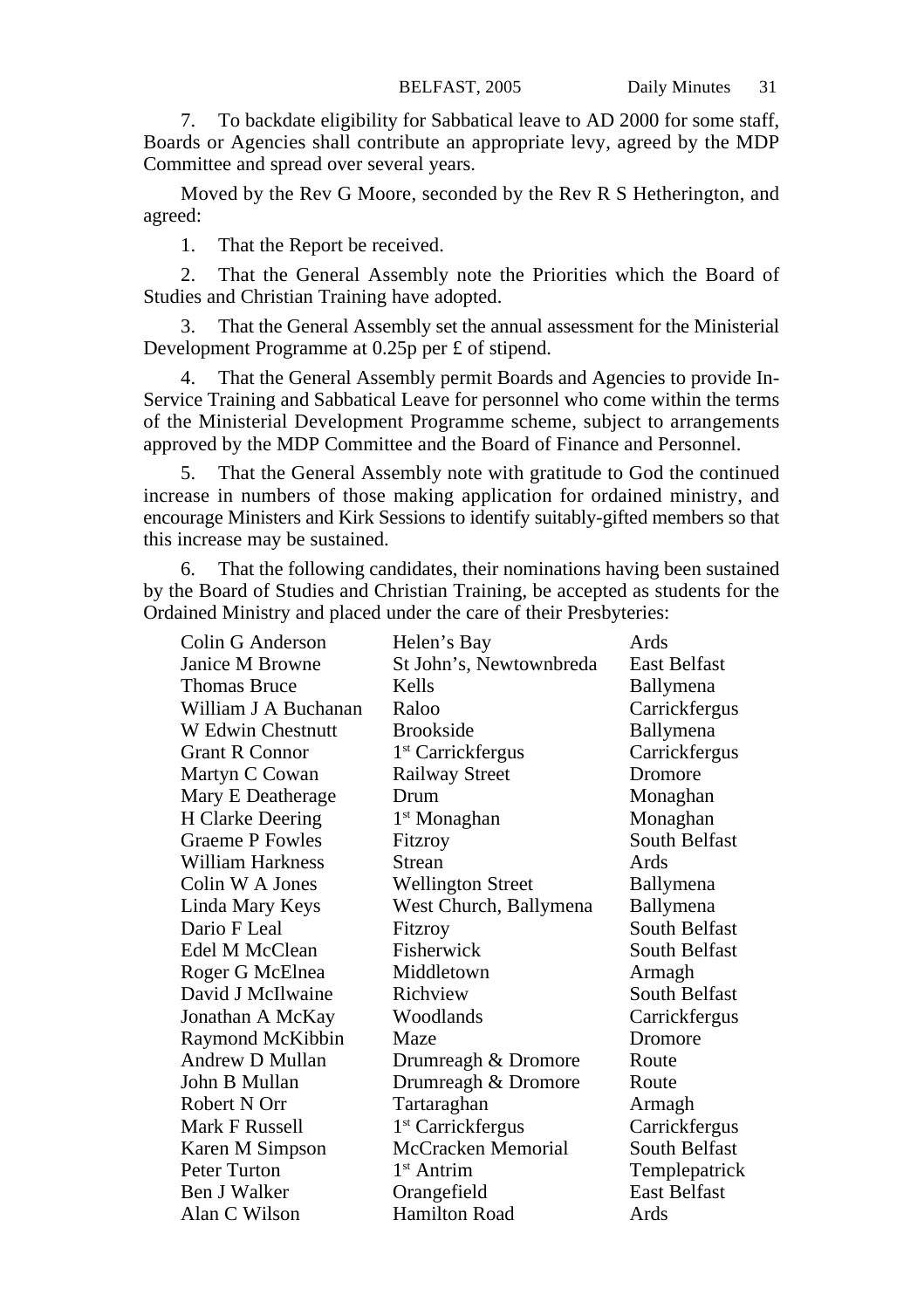7. To backdate eligibility for Sabbatical leave to AD 2000 for some staff, Boards or Agencies shall contribute an appropriate levy, agreed by the MDP Committee and spread over several years.

Moved by the Rev G Moore, seconded by the Rev R S Hetherington, and agreed:

1. That the Report be received.

2. That the General Assembly note the Priorities which the Board of Studies and Christian Training have adopted.

3. That the General Assembly set the annual assessment for the Ministerial Development Programme at 0.25p per £ of stipend.

4. That the General Assembly permit Boards and Agencies to provide In-Service Training and Sabbatical Leave for personnel who come within the terms of the Ministerial Development Programme scheme, subject to arrangements approved by the MDP Committee and the Board of Finance and Personnel.

5. That the General Assembly note with gratitude to God the continued increase in numbers of those making application for ordained ministry, and encourage Ministers and Kirk Sessions to identify suitably-gifted members so that this increase may be sustained.

6. That the following candidates, their nominations having been sustained by the Board of Studies and Christian Training, be accepted as students for the Ordained Ministry and placed under the care of their Presbyteries:

| | | |
|---|---|---|
| Colin G Anderson | Helen's Bay | Ards |
| Janice M Browne | St John's, Newtownbreda | East Belfast |
| Thomas Bruce | Kells | Ballymena |
| William J A Buchanan | Raloo | Carrickfergus |
| W Edwin Chestnutt | Brookside | Ballymena |
| Grant R Connor | 1st Carrickfergus | Carrickfergus |
| Martyn C Cowan | Railway Street | Dromore |
| Mary E Deatherage | Drum | Monaghan |
| H Clarke Deering | 1st Monaghan | Monaghan |
| Graeme P Fowles | Fitzroy | South Belfast |
| William Harkness | Strean | Ards |
| Colin W A Jones | Wellington Street | Ballymena |
| Linda Mary Keys | West Church, Ballymena | Ballymena |
| Dario F Leal | Fitzroy | South Belfast |
| Edel M McClean | Fisherwick | South Belfast |
| Roger G McElnea | Middletown | Armagh |
| David J McIlwaine | Richview | South Belfast |
| Jonathan A McKay | Woodlands | Carrickfergus |
| Raymond McKibbin | Maze | Dromore |
| Andrew D Mullan | Drumreagh & Dromore | Route |
| John B Mullan | Drumreagh & Dromore | Route |
| Robert N Orr | Tartaraghan | Armagh |
| Mark F Russell | 1st Carrickfergus | Carrickfergus |
| Karen M Simpson | McCracken Memorial | South Belfast |
| Peter Turton | 1st Antrim | Templepatrick |
| Ben J Walker | Orangefield | East Belfast |
| Alan C Wilson | Hamilton Road | Ards |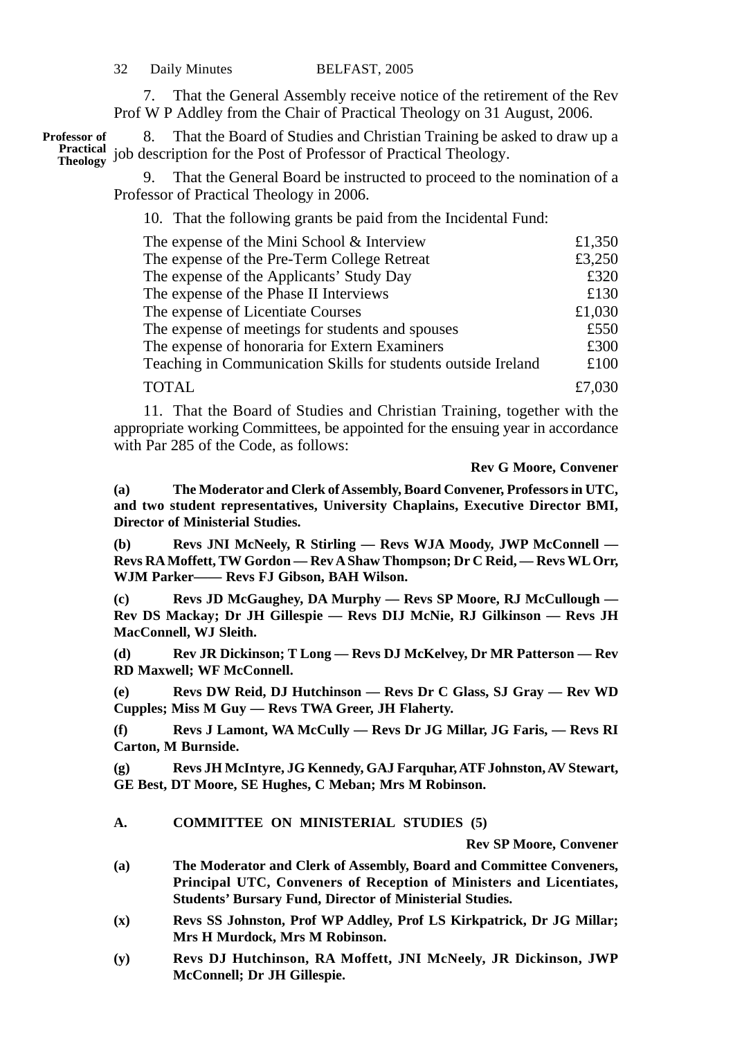7. That the General Assembly receive notice of the retirement of the Rev Prof W P Addley from the Chair of Practical Theology on 31 August, 2006.

**Professor of Practical Theology**

8. That the Board of Studies and Christian Training be asked to draw up a job description for the Post of Professor of Practical Theology.

9. That the General Board be instructed to proceed to the nomination of a Professor of Practical Theology in 2006.

10. That the following grants be paid from the Incidental Fund:

| | |
|---|---:|
| The expense of the Mini School & Interview | £1,350 |
| The expense of the Pre-Term College Retreat | £3,250 |
| The expense of the Applicants' Study Day | £320 |
| The expense of the Phase II Interviews | £130 |
| The expense of Licentiate Courses | £1,030 |
| The expense of meetings for students and spouses | £550 |
| The expense of honoraria for Extern Examiners | £300 |
| Teaching in Communication Skills for students outside Ireland | £100 |
| TOTAL | £7,030 |

11. That the Board of Studies and Christian Training, together with the appropriate working Committees, be appointed for the ensuing year in accordance with Par 285 of the Code, as follows:

**Rev G Moore, Convener**

**(a) The Moderator and Clerk of Assembly, Board Convener, Professors in UTC, and two student representatives, University Chaplains, Executive Director BMI, Director of Ministerial Studies.**

**(b) Revs JNI McNeely, R Stirling — Revs WJA Moody, JWP McConnell — Revs RA Moffett, TW Gordon — Rev A Shaw Thompson; Dr C Reid, — Revs WL Orr, WJM Parker—— Revs FJ Gibson, BAH Wilson.**

**(c) Revs JD McGaughey, DA Murphy — Revs SP Moore, RJ McCullough — Rev DS Mackay; Dr JH Gillespie — Revs DIJ McNie, RJ Gilkinson — Revs JH MacConnell, WJ Sleith.**

**(d) Rev JR Dickinson; T Long — Revs DJ McKelvey, Dr MR Patterson — Rev RD Maxwell; WF McConnell.**

**(e) Revs DW Reid, DJ Hutchinson — Revs Dr C Glass, SJ Gray — Rev WD Cupples; Miss M Guy — Revs TWA Greer, JH Flaherty.**

**(f) Revs J Lamont, WA McCully — Revs Dr JG Millar, JG Faris, — Revs RI Carton, M Burnside.**

**(g) Revs JH McIntyre, JG Kennedy, GAJ Farquhar, ATF Johnston, AV Stewart, GE Best, DT Moore, SE Hughes, C Meban; Mrs M Robinson.**

### A. COMMITTEE ON MINISTERIAL STUDIES (5)

**Rev SP Moore, Convener**

**(a) The Moderator and Clerk of Assembly, Board and Committee Conveners, Principal UTC, Conveners of Reception of Ministers and Licentiates, Students' Bursary Fund, Director of Ministerial Studies.**

**(x) Revs SS Johnston, Prof WP Addley, Prof LS Kirkpatrick, Dr JG Millar; Mrs H Murdock, Mrs M Robinson.**

**(y) Revs DJ Hutchinson, RA Moffett, JNI McNeely, JR Dickinson, JWP McConnell; Dr JH Gillespie.**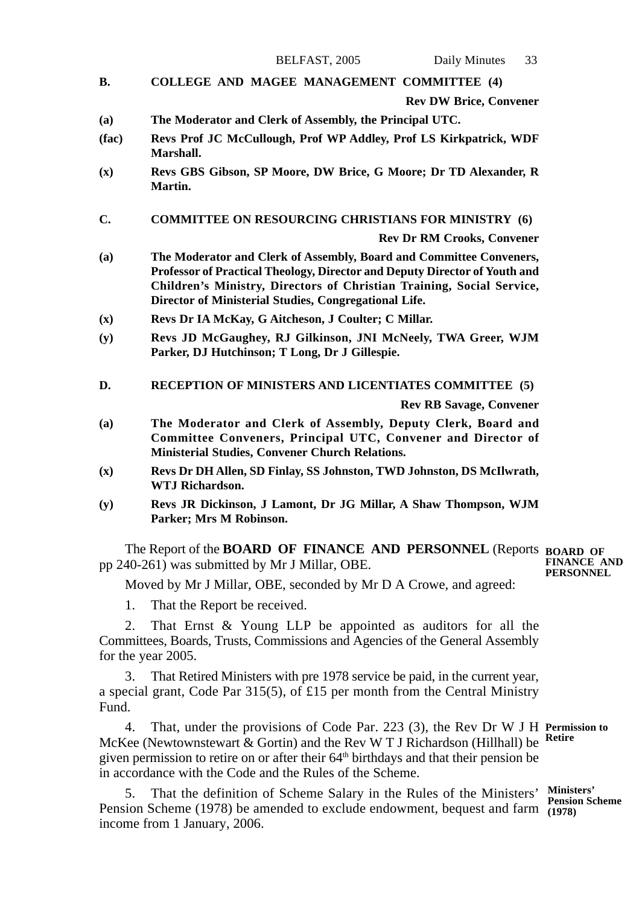**B. COLLEGE AND MAGEE MANAGEMENT COMMITTEE (4)**

**Rev DW Brice, Convener**

**(a)** **The Moderator and Clerk of Assembly, the Principal UTC.**

**(fac)** **Revs Prof JC McCullough, Prof WP Addley, Prof LS Kirkpatrick, WDF Marshall.**

**(x)** **Revs GBS Gibson, SP Moore, DW Brice, G Moore; Dr TD Alexander, R Martin.**

**C. COMMITTEE ON RESOURCING CHRISTIANS FOR MINISTRY (6)**

**Rev Dr RM Crooks, Convener**

**(a)** **The Moderator and Clerk of Assembly, Board and Committee Conveners, Professor of Practical Theology, Director and Deputy Director of Youth and Children's Ministry, Directors of Christian Training, Social Service, Director of Ministerial Studies, Congregational Life.**

**(x)** **Revs Dr IA McKay, G Aitcheson, J Coulter; C Millar.**

**(y)** **Revs JD McGaughey, RJ Gilkinson, JNI McNeely, TWA Greer, WJM Parker, DJ Hutchinson; T Long, Dr J Gillespie.**

**D. RECEPTION OF MINISTERS AND LICENTIATES COMMITTEE (5)**

**Rev RB Savage, Convener**

**(a)** **The Moderator and Clerk of Assembly, Deputy Clerk, Board and Committee Conveners, Principal UTC, Convener and Director of Ministerial Studies, Convener Church Relations.**

**(x)** **Revs Dr DH Allen, SD Finlay, SS Johnston, TWD Johnston, DS McIlwrath, WTJ Richardson.**

**(y)** **Revs JR Dickinson, J Lamont, Dr JG Millar, A Shaw Thompson, WJM Parker; Mrs M Robinson.**

**BOARD OF FINANCE AND PERSONNEL**

The Report of the **BOARD OF FINANCE AND PERSONNEL** (Reports pp 240-261) was submitted by Mr J Millar, OBE.

Moved by Mr J Millar, OBE, seconded by Mr D A Crowe, and agreed:

1. That the Report be received.

2. That Ernst & Young LLP be appointed as auditors for all the Committees, Boards, Trusts, Commissions and Agencies of the General Assembly for the year 2005.

3. That Retired Ministers with pre 1978 service be paid, in the current year, a special grant, Code Par 315(5), of £15 per month from the Central Ministry Fund.

**Permission to Retire**

4. That, under the provisions of Code Par. 223 (3), the Rev Dr W J H McKee (Newtownstewart & Gortin) and the Rev W T J Richardson (Hillhall) be given permission to retire on or after their 64th birthdays and that their pension be in accordance with the Code and the Rules of the Scheme.

**Ministers' Pension Scheme (1978)**

5. That the definition of Scheme Salary in the Rules of the Ministers' Pension Scheme (1978) be amended to exclude endowment, bequest and farm income from 1 January, 2006.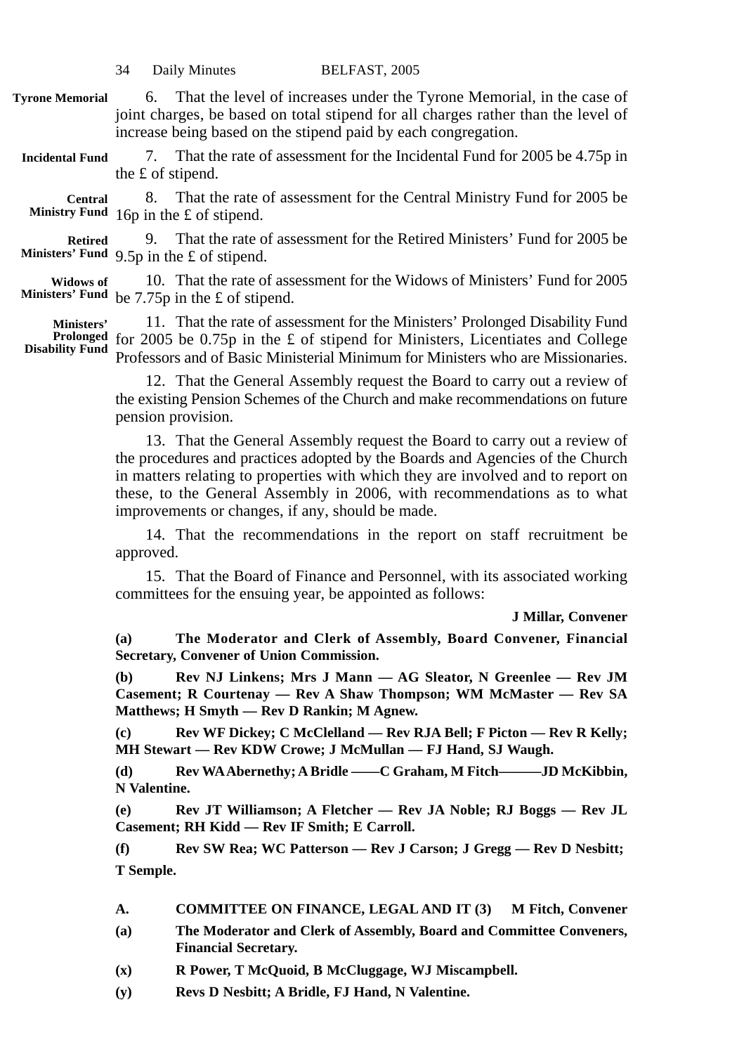**Tyrone Memorial** 6. That the level of increases under the Tyrone Memorial, in the case of joint charges, be based on total stipend for all charges rather than the level of increase being based on the stipend paid by each congregation.

**Incidental Fund** 7. That the rate of assessment for the Incidental Fund for 2005 be 4.75p in the £ of stipend.

**Central Ministry Fund** 8. That the rate of assessment for the Central Ministry Fund for 2005 be 16p in the £ of stipend.

**Retired Ministers' Fund** 9. That the rate of assessment for the Retired Ministers' Fund for 2005 be 9.5p in the £ of stipend.

**Widows of Ministers' Fund** 10. That the rate of assessment for the Widows of Ministers' Fund for 2005 be 7.75p in the £ of stipend.

**Ministers' Prolonged Disability Fund** 11. That the rate of assessment for the Ministers' Prolonged Disability Fund for 2005 be 0.75p in the £ of stipend for Ministers, Licentiates and College Professors and of Basic Ministerial Minimum for Ministers who are Missionaries.

12. That the General Assembly request the Board to carry out a review of the existing Pension Schemes of the Church and make recommendations on future pension provision.

13. That the General Assembly request the Board to carry out a review of the procedures and practices adopted by the Boards and Agencies of the Church in matters relating to properties with which they are involved and to report on these, to the General Assembly in 2006, with recommendations as to what improvements or changes, if any, should be made.

14. That the recommendations in the report on staff recruitment be approved.

15. That the Board of Finance and Personnel, with its associated working committees for the ensuing year, be appointed as follows:

**J Millar, Convener**

**(a) The Moderator and Clerk of Assembly, Board Convener, Financial Secretary, Convener of Union Commission.**

**(b) Rev NJ Linkens; Mrs J Mann — AG Sleator, N Greenlee — Rev JM Casement; R Courtenay — Rev A Shaw Thompson; WM McMaster — Rev SA Matthews; H Smyth — Rev D Rankin; M Agnew.**

**(c) Rev WF Dickey; C McClelland — Rev RJA Bell; F Picton — Rev R Kelly; MH Stewart — Rev KDW Crowe; J McMullan — FJ Hand, SJ Waugh.**

**(d) Rev WA Abernethy; A Bridle ——C Graham, M Fitch———JD McKibbin, N Valentine.**

**(e) Rev JT Williamson; A Fletcher — Rev JA Noble; RJ Boggs — Rev JL Casement; RH Kidd — Rev IF Smith; E Carroll.**

**(f) Rev SW Rea; WC Patterson — Rev J Carson; J Gregg — Rev D Nesbitt; T Semple.**

**A. COMMITTEE ON FINANCE, LEGAL AND IT (3) M Fitch, Convener**

**(a) The Moderator and Clerk of Assembly, Board and Committee Conveners, Financial Secretary.**

**(x) R Power, T McQuoid, B McCluggage, WJ Miscampbell.**

**(y) Revs D Nesbitt; A Bridle, FJ Hand, N Valentine.**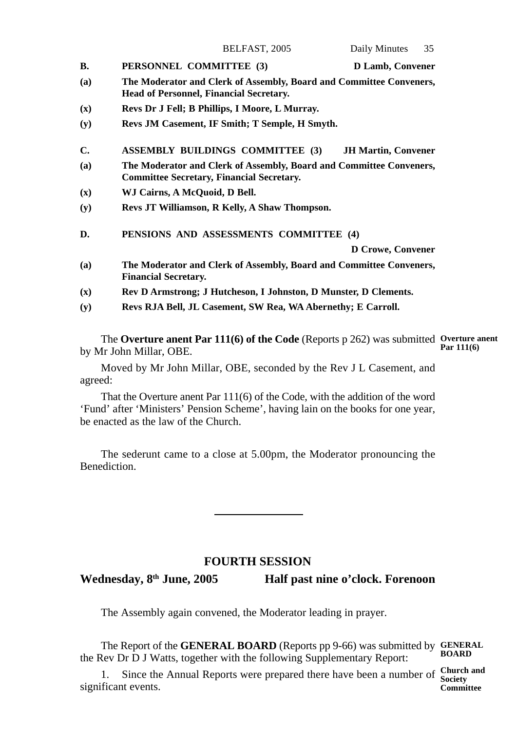**B. PERSONNEL COMMITTEE (3)** — **D Lamb, Convener**

**(a)** **The Moderator and Clerk of Assembly, Board and Committee Conveners, Head of Personnel, Financial Secretary.**

**(x)** **Revs Dr J Fell; B Phillips, I Moore, L Murray.**

**(y)** **Revs JM Casement, IF Smith; T Semple, H Smyth.**

**C. ASSEMBLY BUILDINGS COMMITTEE (3)** — **JH Martin, Convener**

**(a)** **The Moderator and Clerk of Assembly, Board and Committee Conveners, Committee Secretary, Financial Secretary.**

**(x)** **WJ Cairns, A McQuoid, D Bell.**

**(y)** **Revs JT Williamson, R Kelly, A Shaw Thompson.**

**D. PENSIONS AND ASSESSMENTS COMMITTEE (4)** — **D Crowe, Convener**

**(a)** **The Moderator and Clerk of Assembly, Board and Committee Conveners, Financial Secretary.**

**(x)** **Rev D Armstrong; J Hutcheson, I Johnston, D Munster, D Clements.**

**(y)** **Revs RJA Bell, JL Casement, SW Rea, WA Abernethy; E Carroll.**

**Overture anent Par 111(6)**

The **Overture anent Par 111(6) of the Code** (Reports p 262) was submitted by Mr John Millar, OBE.

Moved by Mr John Millar, OBE, seconded by the Rev J L Casement, and agreed:

That the Overture anent Par 111(6) of the Code, with the addition of the word 'Fund' after 'Ministers' Pension Scheme', having lain on the books for one year, be enacted as the law of the Church.

The sederunt came to a close at 5.00pm, the Moderator pronouncing the Benediction.

---

## FOURTH SESSION

**Wednesday, 8th June, 2005 — Half past nine o'clock. Forenoon**

The Assembly again convened, the Moderator leading in prayer.

**GENERAL BOARD**

The Report of the **GENERAL BOARD** (Reports pp 9-66) was submitted by the Rev Dr D J Watts, together with the following Supplementary Report:

**Church and Society Committee**

1. Since the Annual Reports were prepared there have been a number of significant events.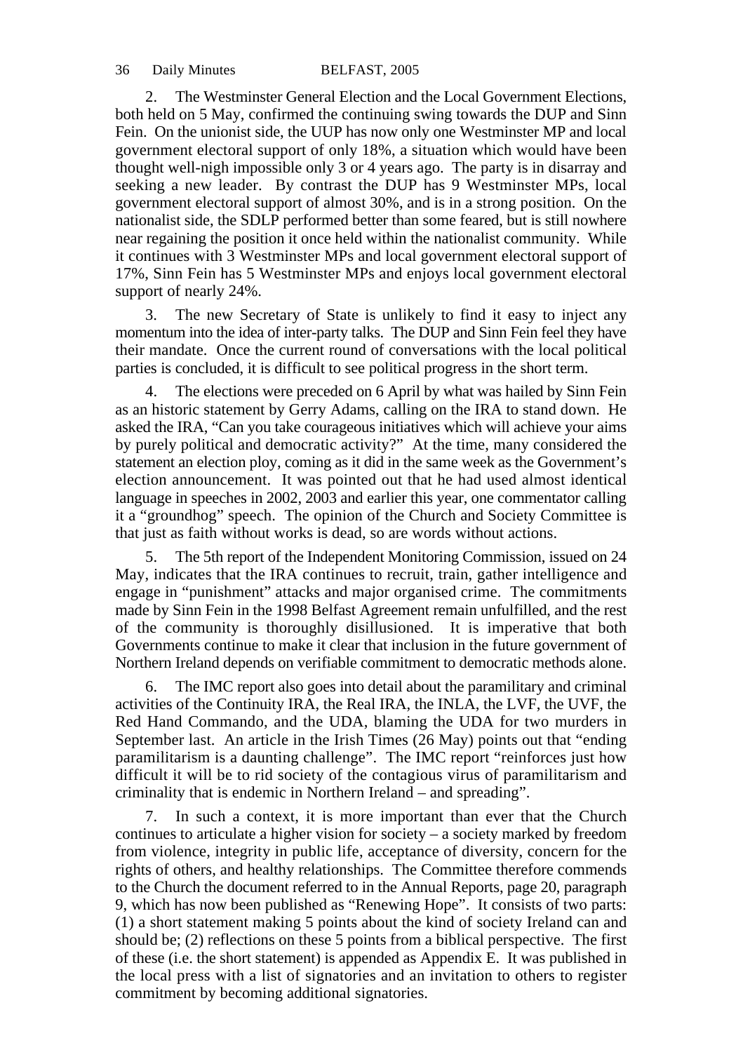2. The Westminster General Election and the Local Government Elections, both held on 5 May, confirmed the continuing swing towards the DUP and Sinn Fein. On the unionist side, the UUP has now only one Westminster MP and local government electoral support of only 18%, a situation which would have been thought well-nigh impossible only 3 or 4 years ago. The party is in disarray and seeking a new leader. By contrast the DUP has 9 Westminster MPs, local government electoral support of almost 30%, and is in a strong position. On the nationalist side, the SDLP performed better than some feared, but is still nowhere near regaining the position it once held within the nationalist community. While it continues with 3 Westminster MPs and local government electoral support of 17%, Sinn Fein has 5 Westminster MPs and enjoys local government electoral support of nearly 24%.

3. The new Secretary of State is unlikely to find it easy to inject any momentum into the idea of inter-party talks. The DUP and Sinn Fein feel they have their mandate. Once the current round of conversations with the local political parties is concluded, it is difficult to see political progress in the short term.

4. The elections were preceded on 6 April by what was hailed by Sinn Fein as an historic statement by Gerry Adams, calling on the IRA to stand down. He asked the IRA, "Can you take courageous initiatives which will achieve your aims by purely political and democratic activity?" At the time, many considered the statement an election ploy, coming as it did in the same week as the Government's election announcement. It was pointed out that he had used almost identical language in speeches in 2002, 2003 and earlier this year, one commentator calling it a "groundhog" speech. The opinion of the Church and Society Committee is that just as faith without works is dead, so are words without actions.

5. The 5th report of the Independent Monitoring Commission, issued on 24 May, indicates that the IRA continues to recruit, train, gather intelligence and engage in "punishment" attacks and major organised crime. The commitments made by Sinn Fein in the 1998 Belfast Agreement remain unfulfilled, and the rest of the community is thoroughly disillusioned. It is imperative that both Governments continue to make it clear that inclusion in the future government of Northern Ireland depends on verifiable commitment to democratic methods alone.

6. The IMC report also goes into detail about the paramilitary and criminal activities of the Continuity IRA, the Real IRA, the INLA, the LVF, the UVF, the Red Hand Commando, and the UDA, blaming the UDA for two murders in September last. An article in the Irish Times (26 May) points out that "ending paramilitarism is a daunting challenge". The IMC report "reinforces just how difficult it will be to rid society of the contagious virus of paramilitarism and criminality that is endemic in Northern Ireland – and spreading".

7. In such a context, it is more important than ever that the Church continues to articulate a higher vision for society – a society marked by freedom from violence, integrity in public life, acceptance of diversity, concern for the rights of others, and healthy relationships. The Committee therefore commends to the Church the document referred to in the Annual Reports, page 20, paragraph 9, which has now been published as "Renewing Hope". It consists of two parts: (1) a short statement making 5 points about the kind of society Ireland can and should be; (2) reflections on these 5 points from a biblical perspective. The first of these (i.e. the short statement) is appended as Appendix E. It was published in the local press with a list of signatories and an invitation to others to register commitment by becoming additional signatories.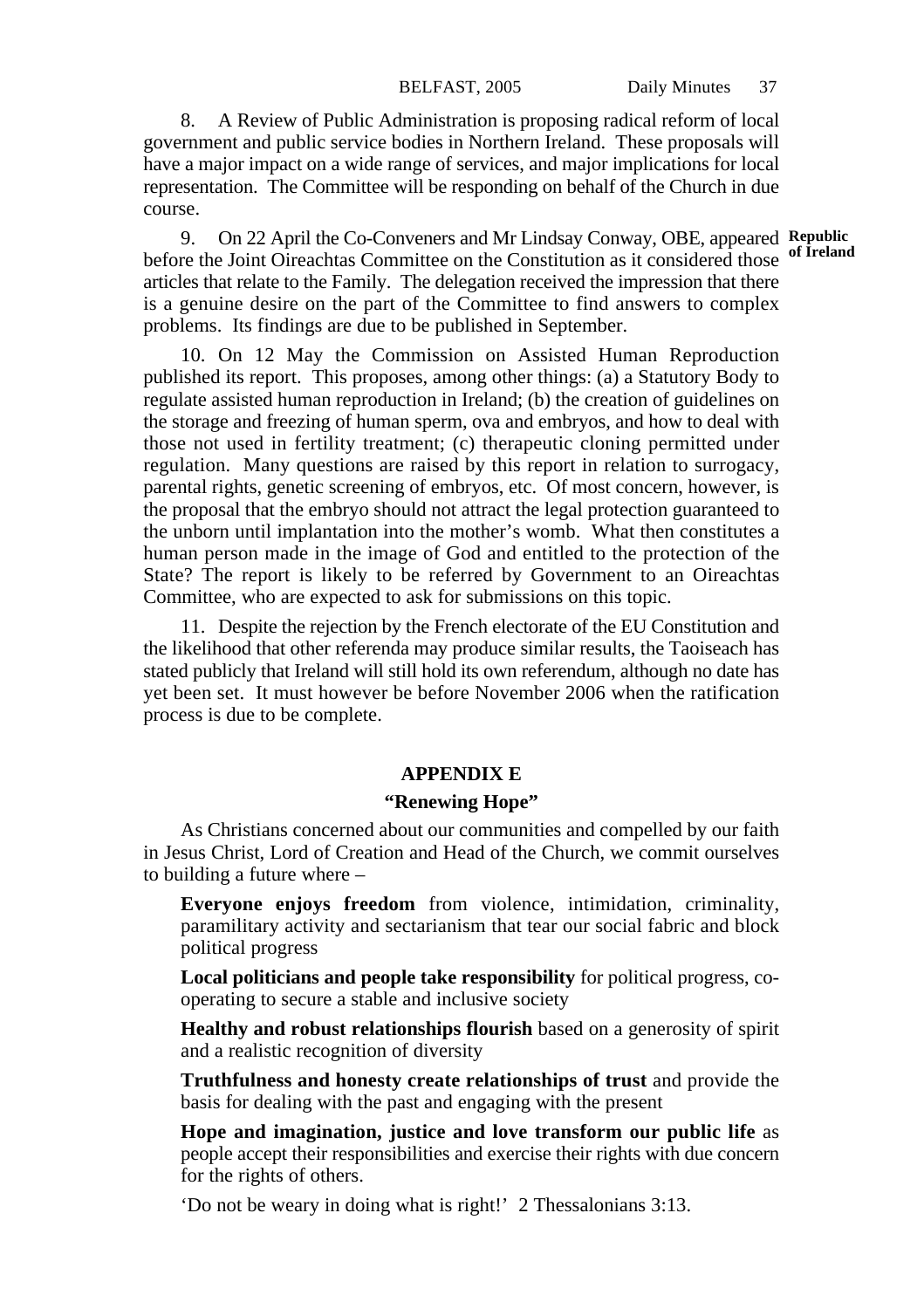8. A Review of Public Administration is proposing radical reform of local government and public service bodies in Northern Ireland. These proposals will have a major impact on a wide range of services, and major implications for local representation. The Committee will be responding on behalf of the Church in due course.

**Republic of Ireland**

9. On 22 April the Co-Conveners and Mr Lindsay Conway, OBE, appeared before the Joint Oireachtas Committee on the Constitution as it considered those articles that relate to the Family. The delegation received the impression that there is a genuine desire on the part of the Committee to find answers to complex problems. Its findings are due to be published in September.

10. On 12 May the Commission on Assisted Human Reproduction published its report. This proposes, among other things: (a) a Statutory Body to regulate assisted human reproduction in Ireland; (b) the creation of guidelines on the storage and freezing of human sperm, ova and embryos, and how to deal with those not used in fertility treatment; (c) therapeutic cloning permitted under regulation. Many questions are raised by this report in relation to surrogacy, parental rights, genetic screening of embryos, etc. Of most concern, however, is the proposal that the embryo should not attract the legal protection guaranteed to the unborn until implantation into the mother's womb. What then constitutes a human person made in the image of God and entitled to the protection of the State? The report is likely to be referred by Government to an Oireachtas Committee, who are expected to ask for submissions on this topic.

11. Despite the rejection by the French electorate of the EU Constitution and the likelihood that other referenda may produce similar results, the Taoiseach has stated publicly that Ireland will still hold its own referendum, although no date has yet been set. It must however be before November 2006 when the ratification process is due to be complete.

## APPENDIX E

### "Renewing Hope"

As Christians concerned about our communities and compelled by our faith in Jesus Christ, Lord of Creation and Head of the Church, we commit ourselves to building a future where –

**Everyone enjoys freedom** from violence, intimidation, criminality, paramilitary activity and sectarianism that tear our social fabric and block political progress

**Local politicians and people take responsibility** for political progress, co-operating to secure a stable and inclusive society

**Healthy and robust relationships flourish** based on a generosity of spirit and a realistic recognition of diversity

**Truthfulness and honesty create relationships of trust** and provide the basis for dealing with the past and engaging with the present

**Hope and imagination, justice and love transform our public life** as people accept their responsibilities and exercise their rights with due concern for the rights of others.

'Do not be weary in doing what is right!' 2 Thessalonians 3:13.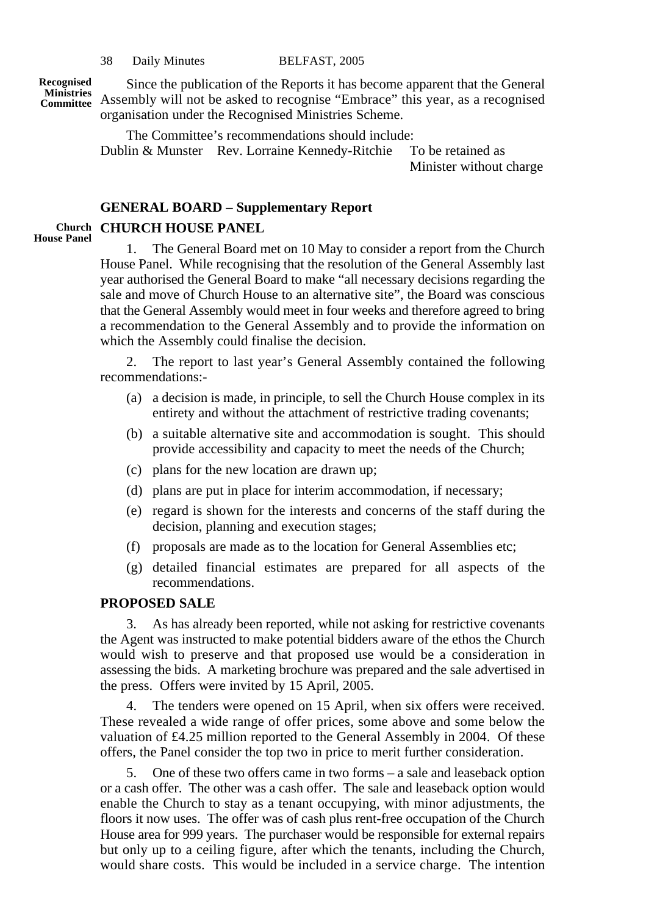**Recognised Ministries Committee**

Since the publication of the Reports it has become apparent that the General Assembly will not be asked to recognise "Embrace" this year, as a recognised organisation under the Recognised Ministries Scheme.

The Committee's recommendations should include:

| | | |
|---|---|---|
| Dublin & Munster | Rev. Lorraine Kennedy-Ritchie | To be retained as Minister without charge |

## GENERAL BOARD – Supplementary Report

### CHURCH HOUSE PANEL

**Church House Panel**

1. The General Board met on 10 May to consider a report from the Church House Panel. While recognising that the resolution of the General Assembly last year authorised the General Board to make "all necessary decisions regarding the sale and move of Church House to an alternative site", the Board was conscious that the General Assembly would meet in four weeks and therefore agreed to bring a recommendation to the General Assembly and to provide the information on which the Assembly could finalise the decision.

2. The report to last year's General Assembly contained the following recommendations:-

(a) a decision is made, in principle, to sell the Church House complex in its entirety and without the attachment of restrictive trading covenants;

(b) a suitable alternative site and accommodation is sought. This should provide accessibility and capacity to meet the needs of the Church;

(c) plans for the new location are drawn up;

(d) plans are put in place for interim accommodation, if necessary;

(e) regard is shown for the interests and concerns of the staff during the decision, planning and execution stages;

(f) proposals are made as to the location for General Assemblies etc;

(g) detailed financial estimates are prepared for all aspects of the recommendations.

### PROPOSED SALE

3. As has already been reported, while not asking for restrictive covenants the Agent was instructed to make potential bidders aware of the ethos the Church would wish to preserve and that proposed use would be a consideration in assessing the bids. A marketing brochure was prepared and the sale advertised in the press. Offers were invited by 15 April, 2005.

4. The tenders were opened on 15 April, when six offers were received. These revealed a wide range of offer prices, some above and some below the valuation of £4.25 million reported to the General Assembly in 2004. Of these offers, the Panel consider the top two in price to merit further consideration.

5. One of these two offers came in two forms – a sale and leaseback option or a cash offer. The other was a cash offer. The sale and leaseback option would enable the Church to stay as a tenant occupying, with minor adjustments, the floors it now uses. The offer was of cash plus rent-free occupation of the Church House area for 999 years. The purchaser would be responsible for external repairs but only up to a ceiling figure, after which the tenants, including the Church, would share costs. This would be included in a service charge. The intention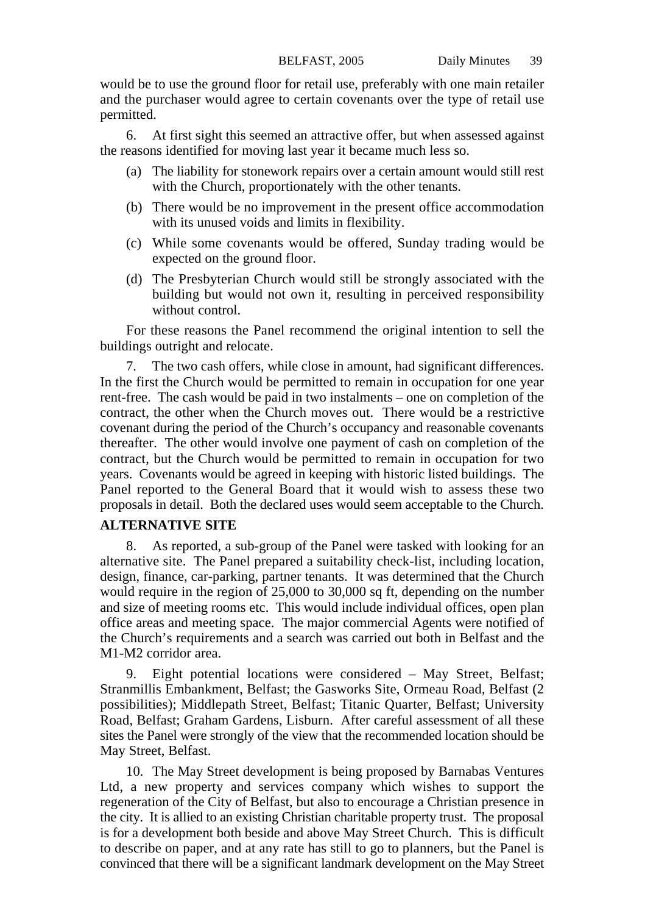would be to use the ground floor for retail use, preferably with one main retailer and the purchaser would agree to certain covenants over the type of retail use permitted.

6. At first sight this seemed an attractive offer, but when assessed against the reasons identified for moving last year it became much less so.

(a) The liability for stonework repairs over a certain amount would still rest with the Church, proportionately with the other tenants.

(b) There would be no improvement in the present office accommodation with its unused voids and limits in flexibility.

(c) While some covenants would be offered, Sunday trading would be expected on the ground floor.

(d) The Presbyterian Church would still be strongly associated with the building but would not own it, resulting in perceived responsibility without control.

For these reasons the Panel recommend the original intention to sell the buildings outright and relocate.

7. The two cash offers, while close in amount, had significant differences. In the first the Church would be permitted to remain in occupation for one year rent-free. The cash would be paid in two instalments – one on completion of the contract, the other when the Church moves out. There would be a restrictive covenant during the period of the Church's occupancy and reasonable covenants thereafter. The other would involve one payment of cash on completion of the contract, but the Church would be permitted to remain in occupation for two years. Covenants would be agreed in keeping with historic listed buildings. The Panel reported to the General Board that it would wish to assess these two proposals in detail. Both the declared uses would seem acceptable to the Church.

**ALTERNATIVE SITE**

8. As reported, a sub-group of the Panel were tasked with looking for an alternative site. The Panel prepared a suitability check-list, including location, design, finance, car-parking, partner tenants. It was determined that the Church would require in the region of 25,000 to 30,000 sq ft, depending on the number and size of meeting rooms etc. This would include individual offices, open plan office areas and meeting space. The major commercial Agents were notified of the Church's requirements and a search was carried out both in Belfast and the M1-M2 corridor area.

9. Eight potential locations were considered – May Street, Belfast; Stranmillis Embankment, Belfast; the Gasworks Site, Ormeau Road, Belfast (2 possibilities); Middlepath Street, Belfast; Titanic Quarter, Belfast; University Road, Belfast; Graham Gardens, Lisburn. After careful assessment of all these sites the Panel were strongly of the view that the recommended location should be May Street, Belfast.

10. The May Street development is being proposed by Barnabas Ventures Ltd, a new property and services company which wishes to support the regeneration of the City of Belfast, but also to encourage a Christian presence in the city. It is allied to an existing Christian charitable property trust. The proposal is for a development both beside and above May Street Church. This is difficult to describe on paper, and at any rate has still to go to planners, but the Panel is convinced that there will be a significant landmark development on the May Street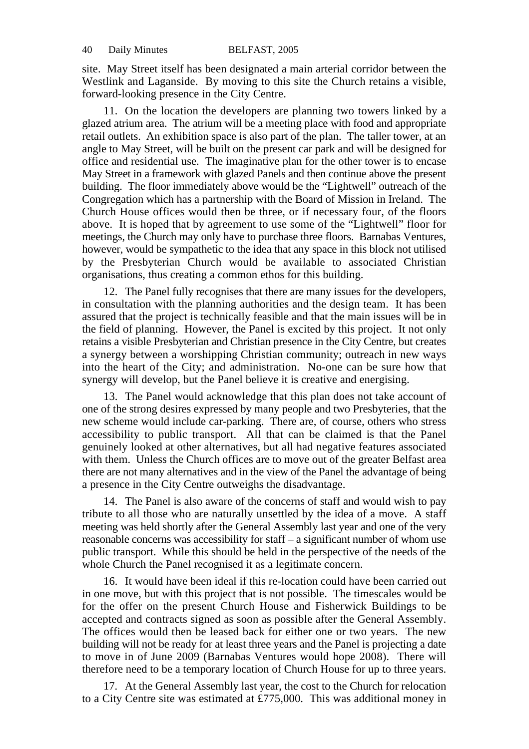site. May Street itself has been designated a main arterial corridor between the Westlink and Laganside. By moving to this site the Church retains a visible, forward-looking presence in the City Centre.

11. On the location the developers are planning two towers linked by a glazed atrium area. The atrium will be a meeting place with food and appropriate retail outlets. An exhibition space is also part of the plan. The taller tower, at an angle to May Street, will be built on the present car park and will be designed for office and residential use. The imaginative plan for the other tower is to encase May Street in a framework with glazed Panels and then continue above the present building. The floor immediately above would be the "Lightwell" outreach of the Congregation which has a partnership with the Board of Mission in Ireland. The Church House offices would then be three, or if necessary four, of the floors above. It is hoped that by agreement to use some of the "Lightwell" floor for meetings, the Church may only have to purchase three floors. Barnabas Ventures, however, would be sympathetic to the idea that any space in this block not utilised by the Presbyterian Church would be available to associated Christian organisations, thus creating a common ethos for this building.

12. The Panel fully recognises that there are many issues for the developers, in consultation with the planning authorities and the design team. It has been assured that the project is technically feasible and that the main issues will be in the field of planning. However, the Panel is excited by this project. It not only retains a visible Presbyterian and Christian presence in the City Centre, but creates a synergy between a worshipping Christian community; outreach in new ways into the heart of the City; and administration. No-one can be sure how that synergy will develop, but the Panel believe it is creative and energising.

13. The Panel would acknowledge that this plan does not take account of one of the strong desires expressed by many people and two Presbyteries, that the new scheme would include car-parking. There are, of course, others who stress accessibility to public transport. All that can be claimed is that the Panel genuinely looked at other alternatives, but all had negative features associated with them. Unless the Church offices are to move out of the greater Belfast area there are not many alternatives and in the view of the Panel the advantage of being a presence in the City Centre outweighs the disadvantage.

14. The Panel is also aware of the concerns of staff and would wish to pay tribute to all those who are naturally unsettled by the idea of a move. A staff meeting was held shortly after the General Assembly last year and one of the very reasonable concerns was accessibility for staff – a significant number of whom use public transport. While this should be held in the perspective of the needs of the whole Church the Panel recognised it as a legitimate concern.

16. It would have been ideal if this re-location could have been carried out in one move, but with this project that is not possible. The timescales would be for the offer on the present Church House and Fisherwick Buildings to be accepted and contracts signed as soon as possible after the General Assembly. The offices would then be leased back for either one or two years. The new building will not be ready for at least three years and the Panel is projecting a date to move in of June 2009 (Barnabas Ventures would hope 2008). There will therefore need to be a temporary location of Church House for up to three years.

17. At the General Assembly last year, the cost to the Church for relocation to a City Centre site was estimated at £775,000. This was additional money in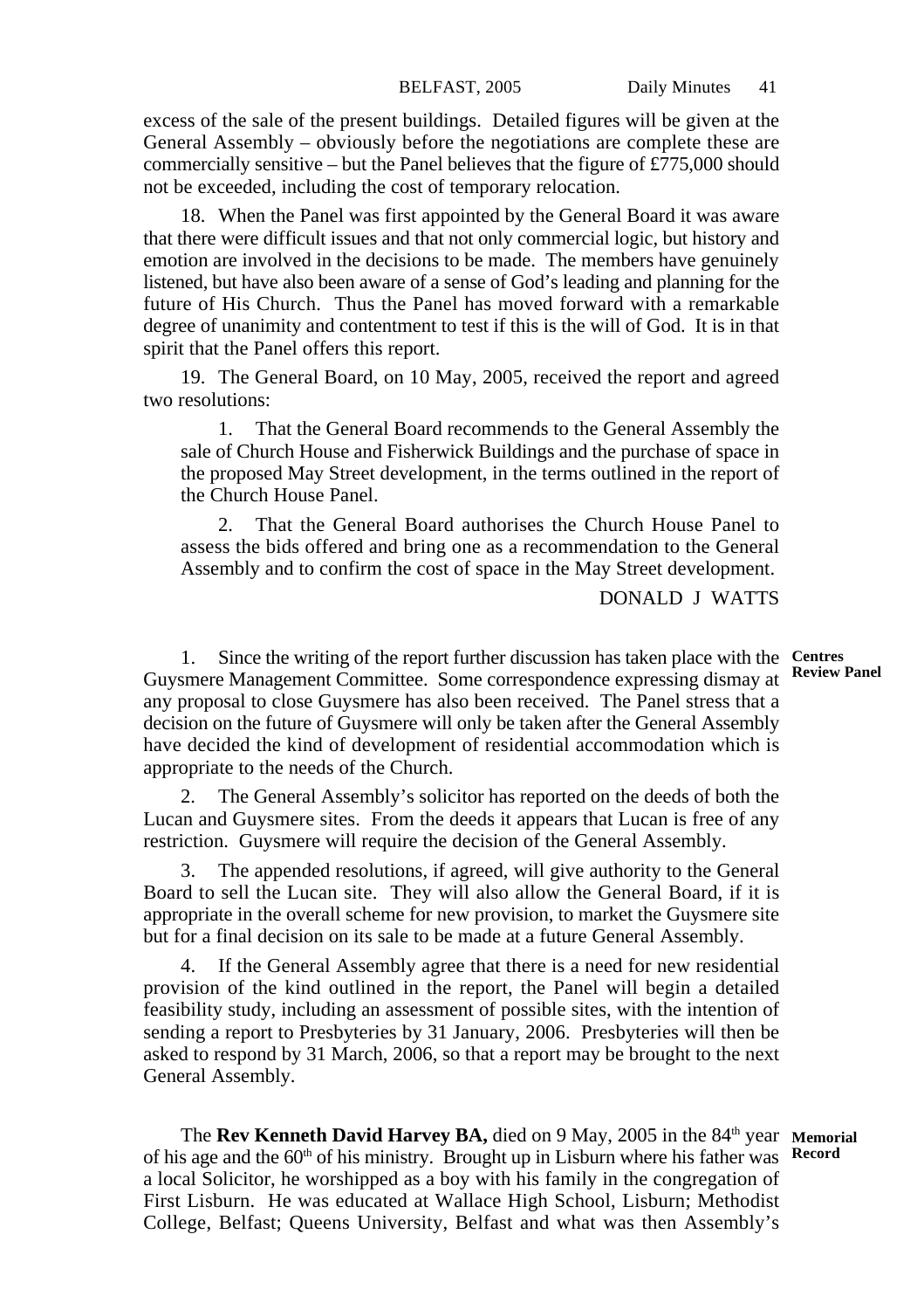excess of the sale of the present buildings. Detailed figures will be given at the General Assembly – obviously before the negotiations are complete these are commercially sensitive – but the Panel believes that the figure of £775,000 should not be exceeded, including the cost of temporary relocation.

18. When the Panel was first appointed by the General Board it was aware that there were difficult issues and that not only commercial logic, but history and emotion are involved in the decisions to be made. The members have genuinely listened, but have also been aware of a sense of God's leading and planning for the future of His Church. Thus the Panel has moved forward with a remarkable degree of unanimity and contentment to test if this is the will of God. It is in that spirit that the Panel offers this report.

19. The General Board, on 10 May, 2005, received the report and agreed two resolutions:

> 1. That the General Board recommends to the General Assembly the sale of Church House and Fisherwick Buildings and the purchase of space in the proposed May Street development, in the terms outlined in the report of the Church House Panel.
>
> 2. That the General Board authorises the Church House Panel to assess the bids offered and bring one as a recommendation to the General Assembly and to confirm the cost of space in the May Street development.

DONALD J WATTS

**Centres Review Panel**

1. Since the writing of the report further discussion has taken place with the Guysmere Management Committee. Some correspondence expressing dismay at any proposal to close Guysmere has also been received. The Panel stress that a decision on the future of Guysmere will only be taken after the General Assembly have decided the kind of development of residential accommodation which is appropriate to the needs of the Church.

2. The General Assembly's solicitor has reported on the deeds of both the Lucan and Guysmere sites. From the deeds it appears that Lucan is free of any restriction. Guysmere will require the decision of the General Assembly.

3. The appended resolutions, if agreed, will give authority to the General Board to sell the Lucan site. They will also allow the General Board, if it is appropriate in the overall scheme for new provision, to market the Guysmere site but for a final decision on its sale to be made at a future General Assembly.

4. If the General Assembly agree that there is a need for new residential provision of the kind outlined in the report, the Panel will begin a detailed feasibility study, including an assessment of possible sites, with the intention of sending a report to Presbyteries by 31 January, 2006. Presbyteries will then be asked to respond by 31 March, 2006, so that a report may be brought to the next General Assembly.

**Memorial Record**

The **Rev Kenneth David Harvey BA,** died on 9 May, 2005 in the 84th year of his age and the 60th of his ministry. Brought up in Lisburn where his father was a local Solicitor, he worshipped as a boy with his family in the congregation of First Lisburn. He was educated at Wallace High School, Lisburn; Methodist College, Belfast; Queens University, Belfast and what was then Assembly's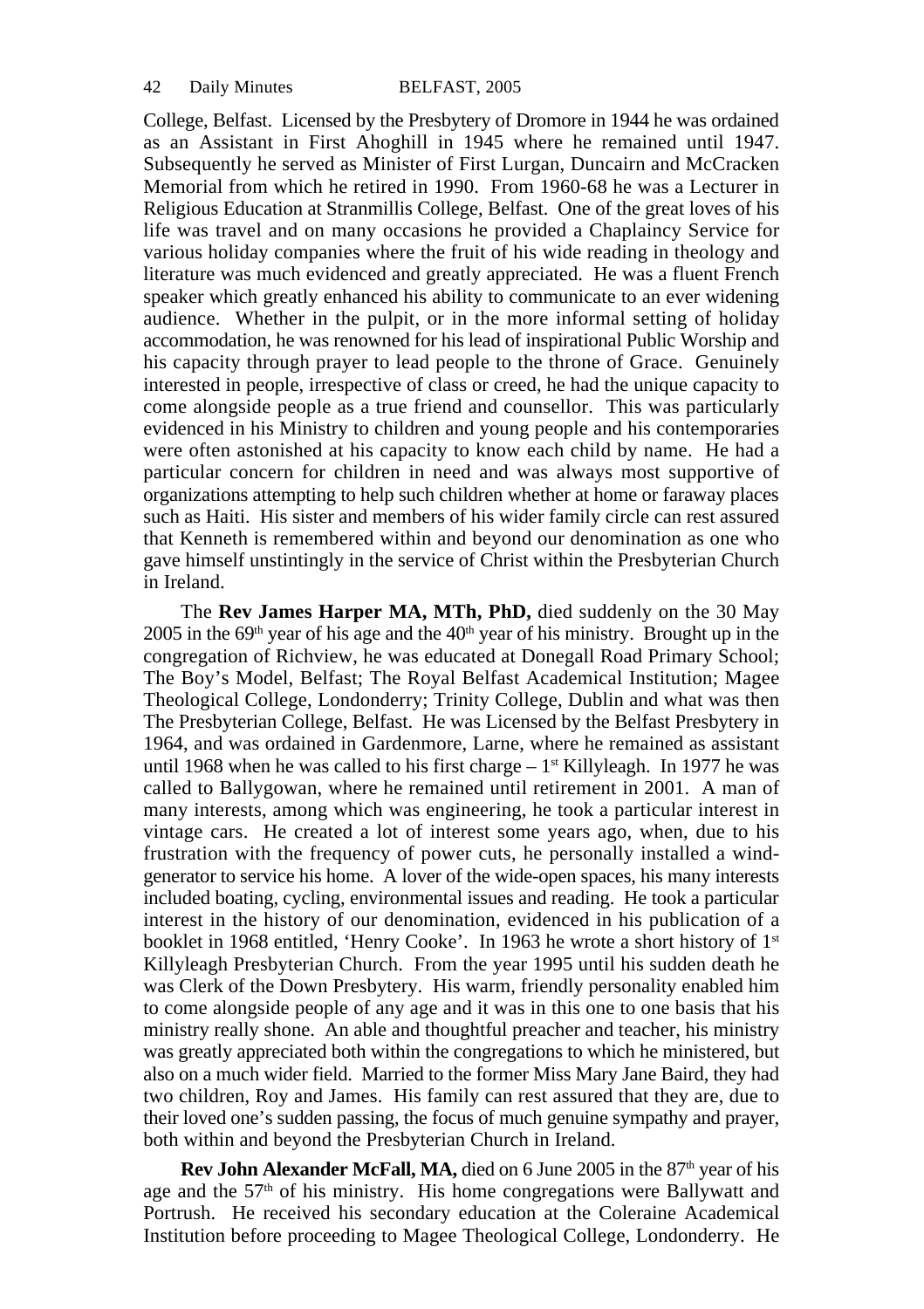College, Belfast. Licensed by the Presbytery of Dromore in 1944 he was ordained as an Assistant in First Ahoghill in 1945 where he remained until 1947. Subsequently he served as Minister of First Lurgan, Duncairn and McCracken Memorial from which he retired in 1990. From 1960-68 he was a Lecturer in Religious Education at Stranmillis College, Belfast. One of the great loves of his life was travel and on many occasions he provided a Chaplaincy Service for various holiday companies where the fruit of his wide reading in theology and literature was much evidenced and greatly appreciated. He was a fluent French speaker which greatly enhanced his ability to communicate to an ever widening audience. Whether in the pulpit, or in the more informal setting of holiday accommodation, he was renowned for his lead of inspirational Public Worship and his capacity through prayer to lead people to the throne of Grace. Genuinely interested in people, irrespective of class or creed, he had the unique capacity to come alongside people as a true friend and counsellor. This was particularly evidenced in his Ministry to children and young people and his contemporaries were often astonished at his capacity to know each child by name. He had a particular concern for children in need and was always most supportive of organizations attempting to help such children whether at home or faraway places such as Haiti. His sister and members of his wider family circle can rest assured that Kenneth is remembered within and beyond our denomination as one who gave himself unstintingly in the service of Christ within the Presbyterian Church in Ireland.

The **Rev James Harper MA, MTh, PhD,** died suddenly on the 30 May 2005 in the 69th year of his age and the 40th year of his ministry. Brought up in the congregation of Richview, he was educated at Donegall Road Primary School; The Boy's Model, Belfast; The Royal Belfast Academical Institution; Magee Theological College, Londonderry; Trinity College, Dublin and what was then The Presbyterian College, Belfast. He was Licensed by the Belfast Presbytery in 1964, and was ordained in Gardenmore, Larne, where he remained as assistant until 1968 when he was called to his first charge – 1st Killyleagh. In 1977 he was called to Ballygowan, where he remained until retirement in 2001. A man of many interests, among which was engineering, he took a particular interest in vintage cars. He created a lot of interest some years ago, when, due to his frustration with the frequency of power cuts, he personally installed a wind-generator to service his home. A lover of the wide-open spaces, his many interests included boating, cycling, environmental issues and reading. He took a particular interest in the history of our denomination, evidenced in his publication of a booklet in 1968 entitled, 'Henry Cooke'. In 1963 he wrote a short history of 1st Killyleagh Presbyterian Church. From the year 1995 until his sudden death he was Clerk of the Down Presbytery. His warm, friendly personality enabled him to come alongside people of any age and it was in this one to one basis that his ministry really shone. An able and thoughtful preacher and teacher, his ministry was greatly appreciated both within the congregations to which he ministered, but also on a much wider field. Married to the former Miss Mary Jane Baird, they had two children, Roy and James. His family can rest assured that they are, due to their loved one's sudden passing, the focus of much genuine sympathy and prayer, both within and beyond the Presbyterian Church in Ireland.

**Rev John Alexander McFall, MA,** died on 6 June 2005 in the 87th year of his age and the 57th of his ministry. His home congregations were Ballywatt and Portrush. He received his secondary education at the Coleraine Academical Institution before proceeding to Magee Theological College, Londonderry. He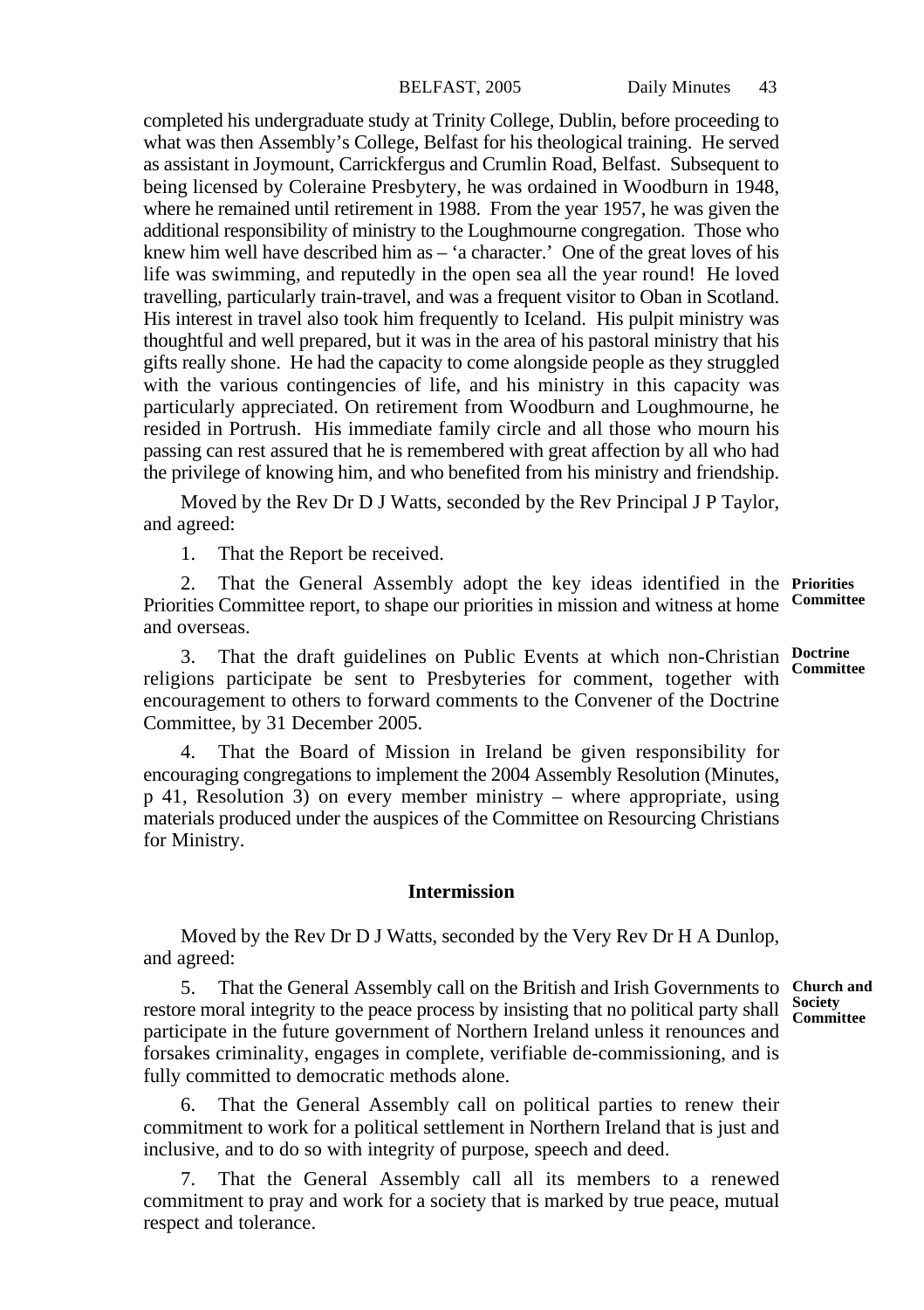completed his undergraduate study at Trinity College, Dublin, before proceeding to what was then Assembly's College, Belfast for his theological training. He served as assistant in Joymount, Carrickfergus and Crumlin Road, Belfast. Subsequent to being licensed by Coleraine Presbytery, he was ordained in Woodburn in 1948, where he remained until retirement in 1988. From the year 1957, he was given the additional responsibility of ministry to the Loughmourne congregation. Those who knew him well have described him as – 'a character.' One of the great loves of his life was swimming, and reputedly in the open sea all the year round! He loved travelling, particularly train-travel, and was a frequent visitor to Oban in Scotland. His interest in travel also took him frequently to Iceland. His pulpit ministry was thoughtful and well prepared, but it was in the area of his pastoral ministry that his gifts really shone. He had the capacity to come alongside people as they struggled with the various contingencies of life, and his ministry in this capacity was particularly appreciated. On retirement from Woodburn and Loughmourne, he resided in Portrush. His immediate family circle and all those who mourn his passing can rest assured that he is remembered with great affection by all who had the privilege of knowing him, and who benefited from his ministry and friendship.

Moved by the Rev Dr D J Watts, seconded by the Rev Principal J P Taylor, and agreed:

1. That the Report be received.

**Priorities Committee**

2. That the General Assembly adopt the key ideas identified in the Priorities Committee report, to shape our priorities in mission and witness at home and overseas.

**Doctrine Committee**

3. That the draft guidelines on Public Events at which non-Christian religions participate be sent to Presbyteries for comment, together with encouragement to others to forward comments to the Convener of the Doctrine Committee, by 31 December 2005.

4. That the Board of Mission in Ireland be given responsibility for encouraging congregations to implement the 2004 Assembly Resolution (Minutes, p 41, Resolution 3) on every member ministry – where appropriate, using materials produced under the auspices of the Committee on Resourcing Christians for Ministry.

## Intermission

Moved by the Rev Dr D J Watts, seconded by the Very Rev Dr H A Dunlop, and agreed:

**Church and Society Committee**

5. That the General Assembly call on the British and Irish Governments to restore moral integrity to the peace process by insisting that no political party shall participate in the future government of Northern Ireland unless it renounces and forsakes criminality, engages in complete, verifiable de-commissioning, and is fully committed to democratic methods alone.

6. That the General Assembly call on political parties to renew their commitment to work for a political settlement in Northern Ireland that is just and inclusive, and to do so with integrity of purpose, speech and deed.

7. That the General Assembly call all its members to a renewed commitment to pray and work for a society that is marked by true peace, mutual respect and tolerance.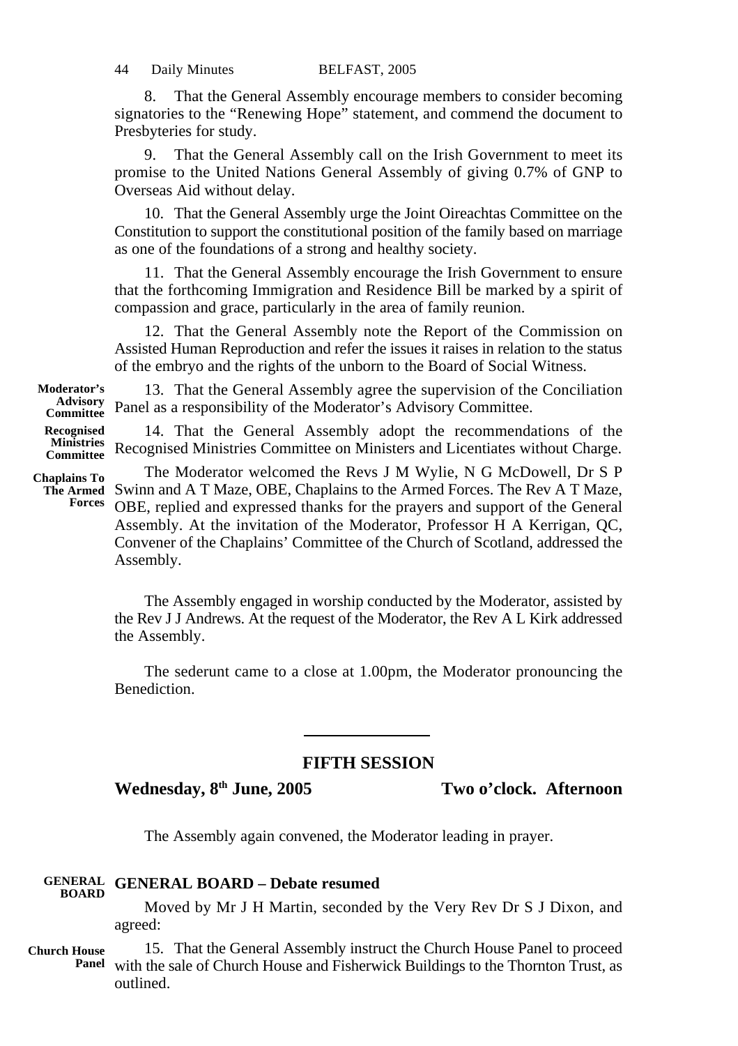8. That the General Assembly encourage members to consider becoming signatories to the "Renewing Hope" statement, and commend the document to Presbyteries for study.

9. That the General Assembly call on the Irish Government to meet its promise to the United Nations General Assembly of giving 0.7% of GNP to Overseas Aid without delay.

10. That the General Assembly urge the Joint Oireachtas Committee on the Constitution to support the constitutional position of the family based on marriage as one of the foundations of a strong and healthy society.

11. That the General Assembly encourage the Irish Government to ensure that the forthcoming Immigration and Residence Bill be marked by a spirit of compassion and grace, particularly in the area of family reunion.

12. That the General Assembly note the Report of the Commission on Assisted Human Reproduction and refer the issues it raises in relation to the status of the embryo and the rights of the unborn to the Board of Social Witness.

**Moderator's Advisory Committee**

13. That the General Assembly agree the supervision of the Conciliation Panel as a responsibility of the Moderator's Advisory Committee.

**Recognised Ministries Committee**

14. That the General Assembly adopt the recommendations of the Recognised Ministries Committee on Ministers and Licentiates without Charge.

**Chaplains To The Armed Forces**

The Moderator welcomed the Revs J M Wylie, N G McDowell, Dr S P Swinn and A T Maze, OBE, Chaplains to the Armed Forces. The Rev A T Maze, OBE, replied and expressed thanks for the prayers and support of the General Assembly. At the invitation of the Moderator, Professor H A Kerrigan, QC, Convener of the Chaplains' Committee of the Church of Scotland, addressed the Assembly.

The Assembly engaged in worship conducted by the Moderator, assisted by the Rev J J Andrews. At the request of the Moderator, the Rev A L Kirk addressed the Assembly.

The sederunt came to a close at 1.00pm, the Moderator pronouncing the Benediction.

---

## FIFTH SESSION

**Wednesday, 8th June, 2005 Two o'clock. Afternoon**

The Assembly again convened, the Moderator leading in prayer.

**GENERAL BOARD**

### GENERAL BOARD – Debate resumed

Moved by Mr J H Martin, seconded by the Very Rev Dr S J Dixon, and agreed:

**Church House Panel**

15. That the General Assembly instruct the Church House Panel to proceed with the sale of Church House and Fisherwick Buildings to the Thornton Trust, as outlined.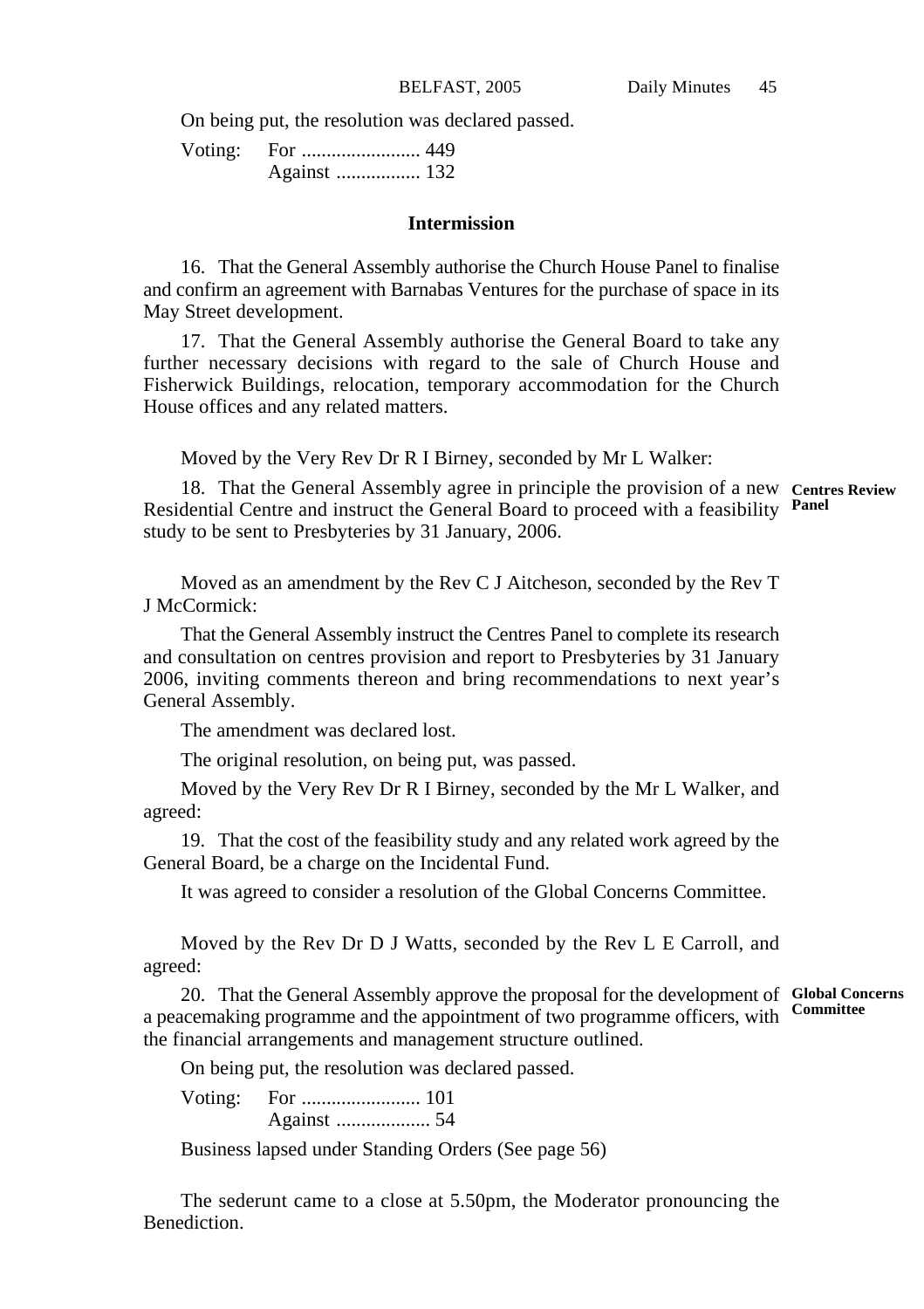On being put, the resolution was declared passed.

Voting: For ........................ 449
Against ................. 132

### Intermission

16. That the General Assembly authorise the Church House Panel to finalise and confirm an agreement with Barnabas Ventures for the purchase of space in its May Street development.

17. That the General Assembly authorise the General Board to take any further necessary decisions with regard to the sale of Church House and Fisherwick Buildings, relocation, temporary accommodation for the Church House offices and any related matters.

Moved by the Very Rev Dr R I Birney, seconded by Mr L Walker:

**Centres Review Panel**

18. That the General Assembly agree in principle the provision of a new Residential Centre and instruct the General Board to proceed with a feasibility study to be sent to Presbyteries by 31 January, 2006.

Moved as an amendment by the Rev C J Aitcheson, seconded by the Rev T J McCormick:

That the General Assembly instruct the Centres Panel to complete its research and consultation on centres provision and report to Presbyteries by 31 January 2006, inviting comments thereon and bring recommendations to next year's General Assembly.

The amendment was declared lost.

The original resolution, on being put, was passed.

Moved by the Very Rev Dr R I Birney, seconded by the Mr L Walker, and agreed:

19. That the cost of the feasibility study and any related work agreed by the General Board, be a charge on the Incidental Fund.

It was agreed to consider a resolution of the Global Concerns Committee.

Moved by the Rev Dr D J Watts, seconded by the Rev L E Carroll, and agreed:

**Global Concerns Committee**

20. That the General Assembly approve the proposal for the development of a peacemaking programme and the appointment of two programme officers, with the financial arrangements and management structure outlined.

On being put, the resolution was declared passed.

Voting: For ........................ 101
Against ................... 54

Business lapsed under Standing Orders (See page 56)

The sederunt came to a close at 5.50pm, the Moderator pronouncing the Benediction.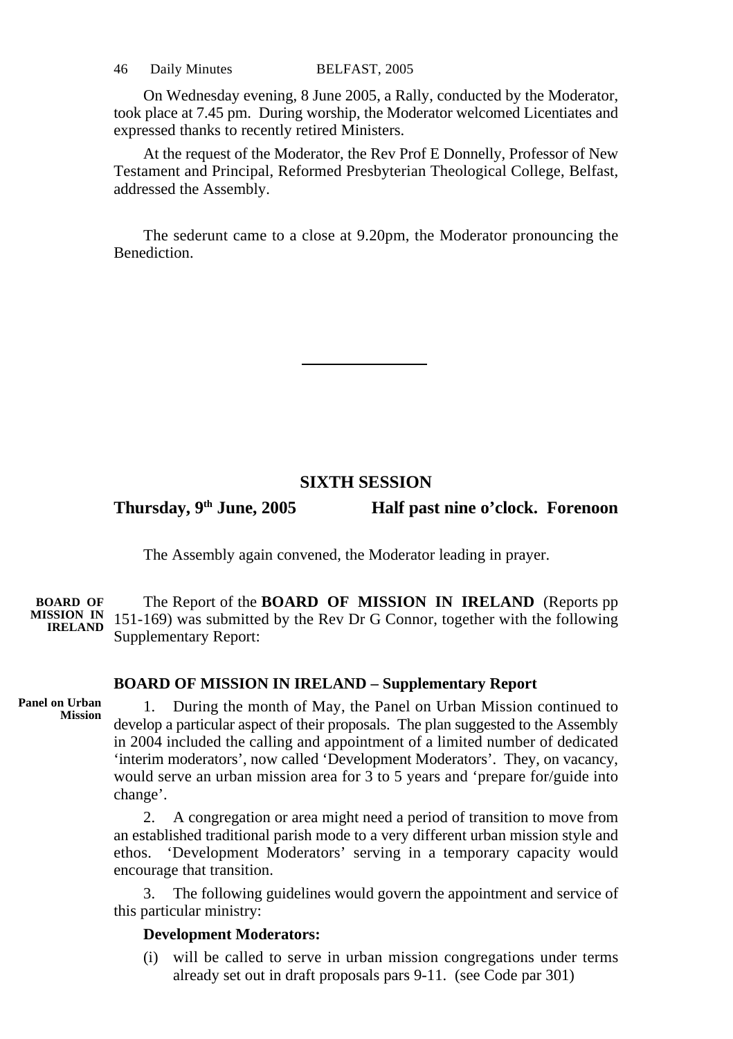On Wednesday evening, 8 June 2005, a Rally, conducted by the Moderator, took place at 7.45 pm. During worship, the Moderator welcomed Licentiates and expressed thanks to recently retired Ministers.

At the request of the Moderator, the Rev Prof E Donnelly, Professor of New Testament and Principal, Reformed Presbyterian Theological College, Belfast, addressed the Assembly.

The sederunt came to a close at 9.20pm, the Moderator pronouncing the Benediction.

---

## SIXTH SESSION

**Thursday, 9th June, 2005 Half past nine o'clock. Forenoon**

The Assembly again convened, the Moderator leading in prayer.

**BOARD OF MISSION IN IRELAND**

The Report of the **BOARD OF MISSION IN IRELAND** (Reports pp 151-169) was submitted by the Rev Dr G Connor, together with the following Supplementary Report:

### BOARD OF MISSION IN IRELAND – Supplementary Report

**Panel on Urban Mission**

1. During the month of May, the Panel on Urban Mission continued to develop a particular aspect of their proposals. The plan suggested to the Assembly in 2004 included the calling and appointment of a limited number of dedicated 'interim moderators', now called 'Development Moderators'. They, on vacancy, would serve an urban mission area for 3 to 5 years and 'prepare for/guide into change'.

2. A congregation or area might need a period of transition to move from an established traditional parish mode to a very different urban mission style and ethos. 'Development Moderators' serving in a temporary capacity would encourage that transition.

3. The following guidelines would govern the appointment and service of this particular ministry:

**Development Moderators:**

(i) will be called to serve in urban mission congregations under terms already set out in draft proposals pars 9-11. (see Code par 301)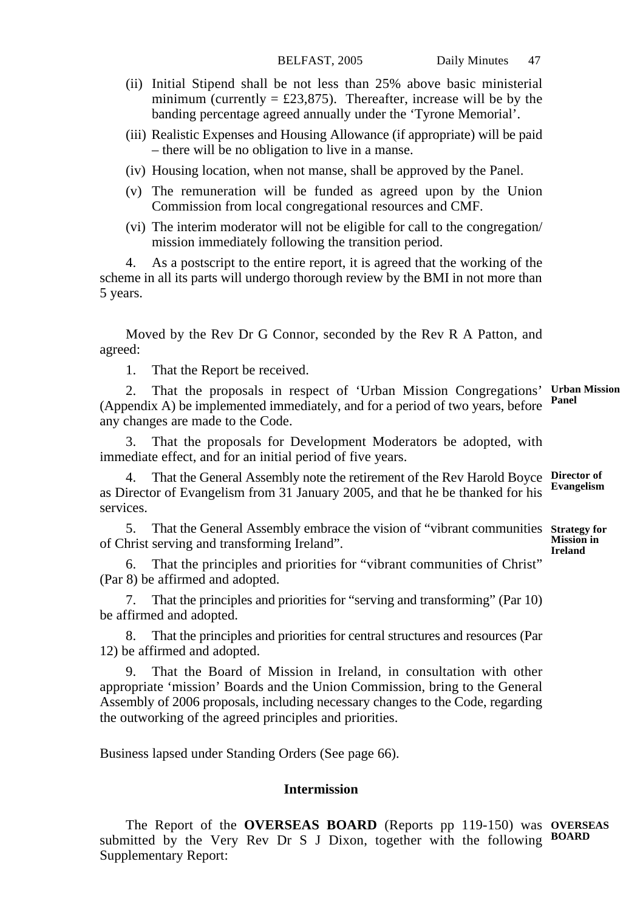(ii) Initial Stipend shall be not less than 25% above basic ministerial minimum (currently = £23,875). Thereafter, increase will be by the banding percentage agreed annually under the 'Tyrone Memorial'.

(iii) Realistic Expenses and Housing Allowance (if appropriate) will be paid – there will be no obligation to live in a manse.

(iv) Housing location, when not manse, shall be approved by the Panel.

(v) The remuneration will be funded as agreed upon by the Union Commission from local congregational resources and CMF.

(vi) The interim moderator will not be eligible for call to the congregation/ mission immediately following the transition period.

4. As a postscript to the entire report, it is agreed that the working of the scheme in all its parts will undergo thorough review by the BMI in not more than 5 years.

Moved by the Rev Dr G Connor, seconded by the Rev R A Patton, and agreed:

1. That the Report be received.

**Urban Mission Panel**

2. That the proposals in respect of 'Urban Mission Congregations' (Appendix A) be implemented immediately, and for a period of two years, before any changes are made to the Code.

3. That the proposals for Development Moderators be adopted, with immediate effect, and for an initial period of five years.

**Director of Evangelism**

4. That the General Assembly note the retirement of the Rev Harold Boyce as Director of Evangelism from 31 January 2005, and that he be thanked for his services.

**Strategy for Mission in Ireland**

5. That the General Assembly embrace the vision of "vibrant communities of Christ serving and transforming Ireland".

6. That the principles and priorities for "vibrant communities of Christ" (Par 8) be affirmed and adopted.

7. That the principles and priorities for "serving and transforming" (Par 10) be affirmed and adopted.

8. That the principles and priorities for central structures and resources (Par 12) be affirmed and adopted.

9. That the Board of Mission in Ireland, in consultation with other appropriate 'mission' Boards and the Union Commission, bring to the General Assembly of 2006 proposals, including necessary changes to the Code, regarding the outworking of the agreed principles and priorities.

Business lapsed under Standing Orders (See page 66).

## Intermission

**OVERSEAS BOARD**

The Report of the **OVERSEAS BOARD** (Reports pp 119-150) was submitted by the Very Rev Dr S J Dixon, together with the following Supplementary Report: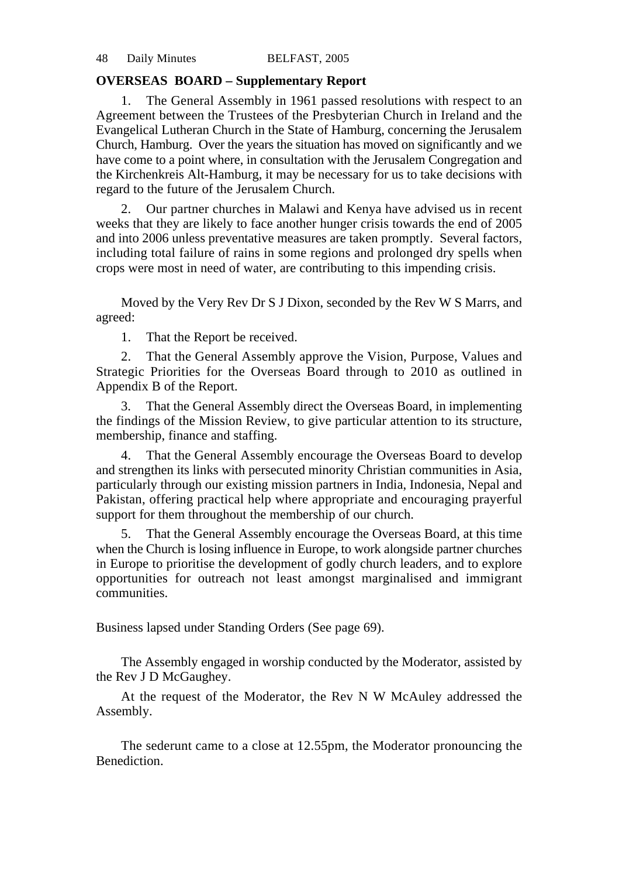**OVERSEAS BOARD – Supplementary Report**

1. The General Assembly in 1961 passed resolutions with respect to an Agreement between the Trustees of the Presbyterian Church in Ireland and the Evangelical Lutheran Church in the State of Hamburg, concerning the Jerusalem Church, Hamburg. Over the years the situation has moved on significantly and we have come to a point where, in consultation with the Jerusalem Congregation and the Kirchenkreis Alt-Hamburg, it may be necessary for us to take decisions with regard to the future of the Jerusalem Church.

2. Our partner churches in Malawi and Kenya have advised us in recent weeks that they are likely to face another hunger crisis towards the end of 2005 and into 2006 unless preventative measures are taken promptly. Several factors, including total failure of rains in some regions and prolonged dry spells when crops were most in need of water, are contributing to this impending crisis.

Moved by the Very Rev Dr S J Dixon, seconded by the Rev W S Marrs, and agreed:

1. That the Report be received.

2. That the General Assembly approve the Vision, Purpose, Values and Strategic Priorities for the Overseas Board through to 2010 as outlined in Appendix B of the Report.

3. That the General Assembly direct the Overseas Board, in implementing the findings of the Mission Review, to give particular attention to its structure, membership, finance and staffing.

4. That the General Assembly encourage the Overseas Board to develop and strengthen its links with persecuted minority Christian communities in Asia, particularly through our existing mission partners in India, Indonesia, Nepal and Pakistan, offering practical help where appropriate and encouraging prayerful support for them throughout the membership of our church.

5. That the General Assembly encourage the Overseas Board, at this time when the Church is losing influence in Europe, to work alongside partner churches in Europe to prioritise the development of godly church leaders, and to explore opportunities for outreach not least amongst marginalised and immigrant communities.

Business lapsed under Standing Orders (See page 69).

The Assembly engaged in worship conducted by the Moderator, assisted by the Rev J D McGaughey.

At the request of the Moderator, the Rev N W McAuley addressed the Assembly.

The sederunt came to a close at 12.55pm, the Moderator pronouncing the Benediction.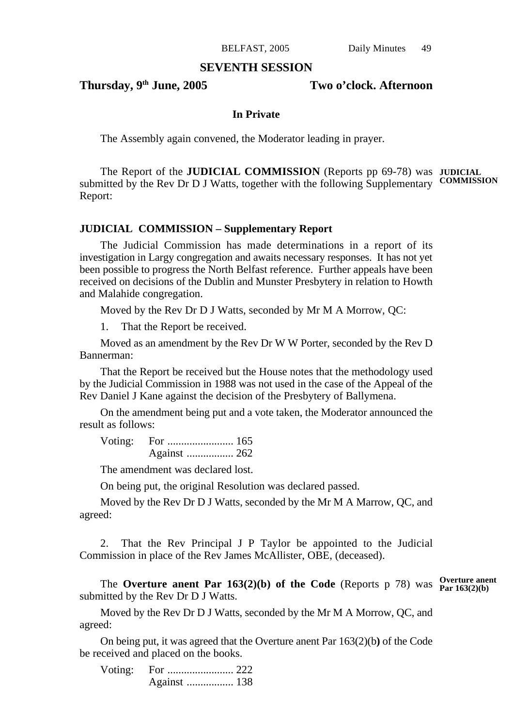## SEVENTH SESSION

**Thursday, 9th June, 2005** **Two o'clock. Afternoon**

**In Private**

The Assembly again convened, the Moderator leading in prayer.

**JUDICIAL COMMISSION**

The Report of the **JUDICIAL COMMISSION** (Reports pp 69-78) was submitted by the Rev Dr D J Watts, together with the following Supplementary Report:

### JUDICIAL COMMISSION – Supplementary Report

The Judicial Commission has made determinations in a report of its investigation in Largy congregation and awaits necessary responses. It has not yet been possible to progress the North Belfast reference. Further appeals have been received on decisions of the Dublin and Munster Presbytery in relation to Howth and Malahide congregation.

Moved by the Rev Dr D J Watts, seconded by Mr M A Morrow, QC:

1. That the Report be received.

Moved as an amendment by the Rev Dr W W Porter, seconded by the Rev D Bannerman:

That the Report be received but the House notes that the methodology used by the Judicial Commission in 1988 was not used in the case of the Appeal of the Rev Daniel J Kane against the decision of the Presbytery of Ballymena.

On the amendment being put and a vote taken, the Moderator announced the result as follows:

Voting: For ........................ 165
Against ................. 262

The amendment was declared lost.

On being put, the original Resolution was declared passed.

Moved by the Rev Dr D J Watts, seconded by the Mr M A Marrow, QC, and agreed:

2. That the Rev Principal J P Taylor be appointed to the Judicial Commission in place of the Rev James McAllister, OBE, (deceased).

**Overture anent Par 163(2)(b)**

The **Overture anent Par 163(2)(b) of the Code** (Reports p 78) was submitted by the Rev Dr D J Watts.

Moved by the Rev Dr D J Watts, seconded by the Mr M A Morrow, QC, and agreed:

On being put, it was agreed that the Overture anent Par 163(2)(b) of the Code be received and placed on the books.

Voting: For ........................ 222
Against ................. 138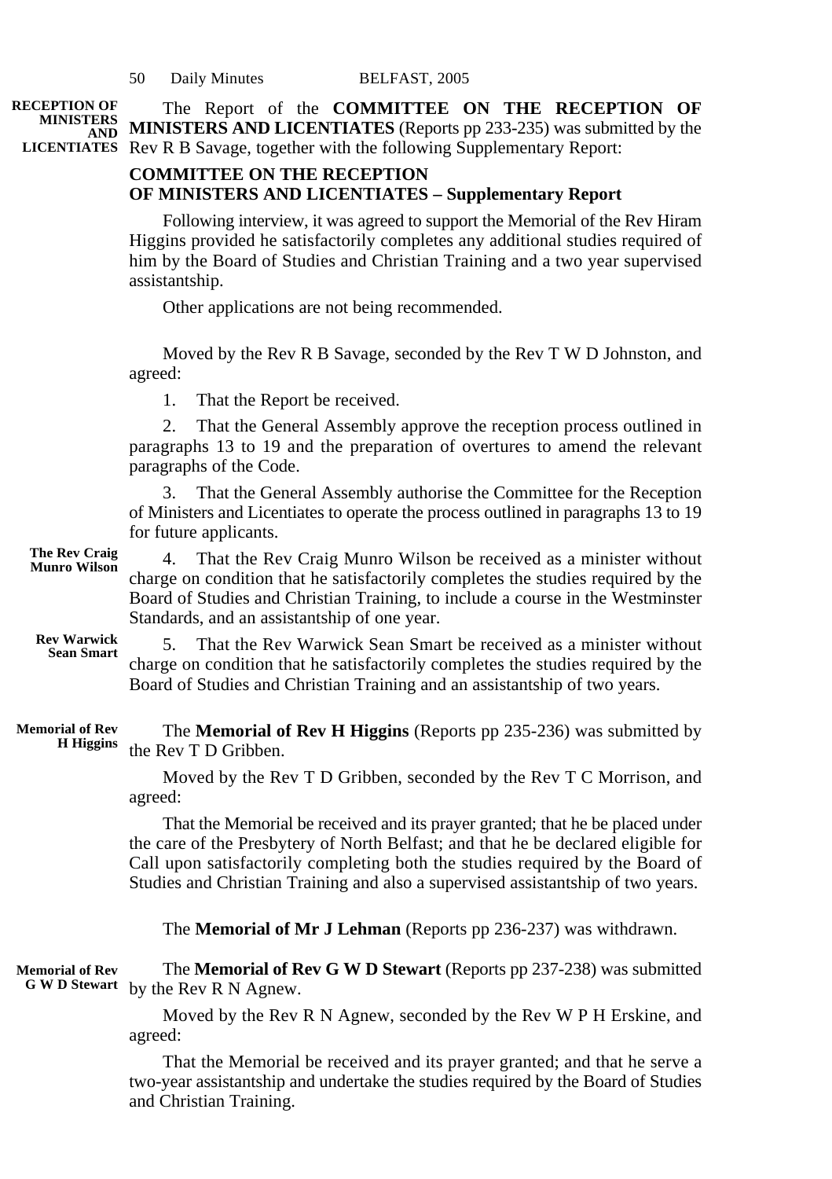**RECEPTION OF MINISTERS AND LICENTIATES**

The Report of the **COMMITTEE ON THE RECEPTION OF MINISTERS AND LICENTIATES** (Reports pp 233-235) was submitted by the Rev R B Savage, together with the following Supplementary Report:

**COMMITTEE ON THE RECEPTION OF MINISTERS AND LICENTIATES – Supplementary Report**

Following interview, it was agreed to support the Memorial of the Rev Hiram Higgins provided he satisfactorily completes any additional studies required of him by the Board of Studies and Christian Training and a two year supervised assistantship.

Other applications are not being recommended.

Moved by the Rev R B Savage, seconded by the Rev T W D Johnston, and agreed:

1. That the Report be received.

2. That the General Assembly approve the reception process outlined in paragraphs 13 to 19 and the preparation of overtures to amend the relevant paragraphs of the Code.

3. That the General Assembly authorise the Committee for the Reception of Ministers and Licentiates to operate the process outlined in paragraphs 13 to 19 for future applicants.

**The Rev Craig Munro Wilson**

4. That the Rev Craig Munro Wilson be received as a minister without charge on condition that he satisfactorily completes the studies required by the Board of Studies and Christian Training, to include a course in the Westminster Standards, and an assistantship of one year.

**Rev Warwick Sean Smart**

5. That the Rev Warwick Sean Smart be received as a minister without charge on condition that he satisfactorily completes the studies required by the Board of Studies and Christian Training and an assistantship of two years.

**Memorial of Rev H Higgins**

The **Memorial of Rev H Higgins** (Reports pp 235-236) was submitted by the Rev T D Gribben.

Moved by the Rev T D Gribben, seconded by the Rev T C Morrison, and agreed:

That the Memorial be received and its prayer granted; that he be placed under the care of the Presbytery of North Belfast; and that he be declared eligible for Call upon satisfactorily completing both the studies required by the Board of Studies and Christian Training and also a supervised assistantship of two years.

The **Memorial of Mr J Lehman** (Reports pp 236-237) was withdrawn.

**Memorial of Rev G W D Stewart**

The **Memorial of Rev G W D Stewart** (Reports pp 237-238) was submitted by the Rev R N Agnew.

Moved by the Rev R N Agnew, seconded by the Rev W P H Erskine, and agreed:

That the Memorial be received and its prayer granted; and that he serve a two-year assistantship and undertake the studies required by the Board of Studies and Christian Training.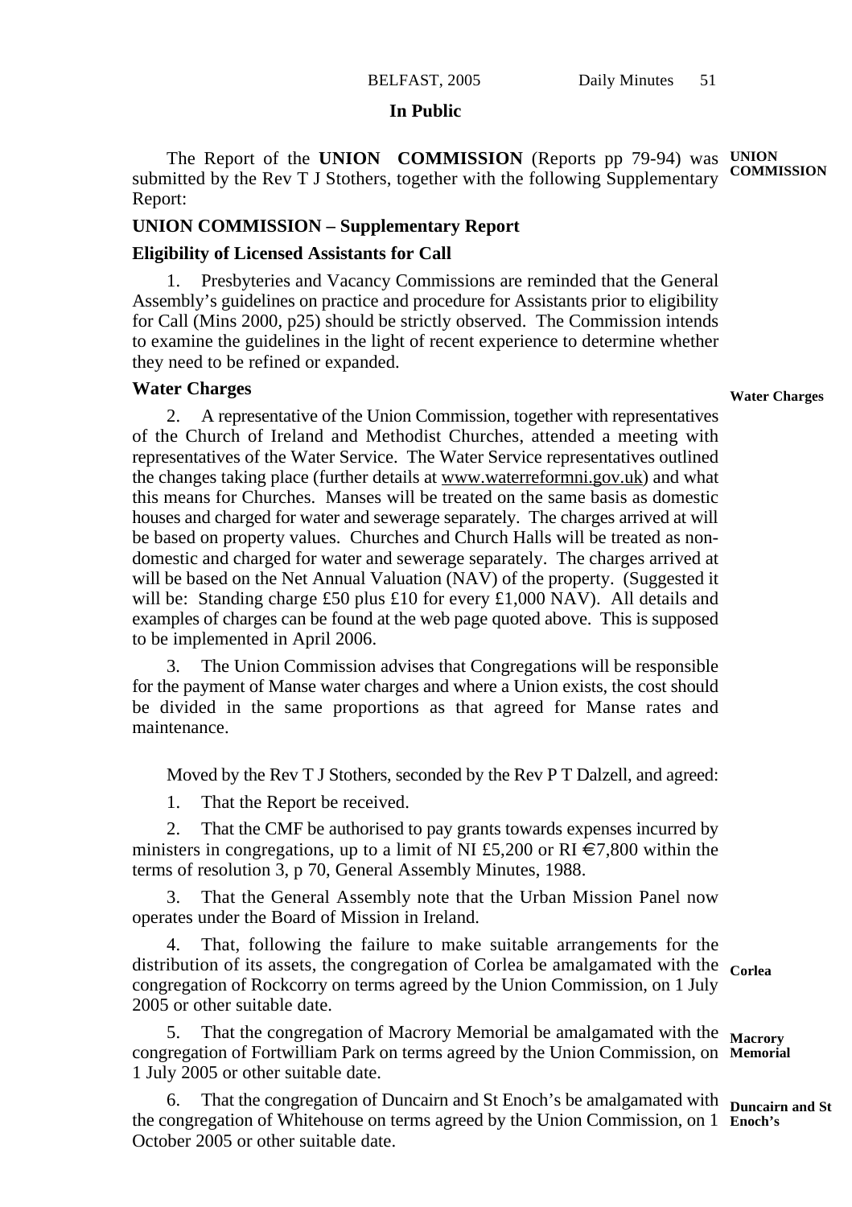## In Public

**UNION COMMISSION**

The Report of the **UNION COMMISSION** (Reports pp 79-94) was submitted by the Rev T J Stothers, together with the following Supplementary Report:

### UNION COMMISSION – Supplementary Report

#### Eligibility of Licensed Assistants for Call

1. Presbyteries and Vacancy Commissions are reminded that the General Assembly's guidelines on practice and procedure for Assistants prior to eligibility for Call (Mins 2000, p25) should be strictly observed. The Commission intends to examine the guidelines in the light of recent experience to determine whether they need to be refined or expanded.

#### Water Charges

**Water Charges**

2. A representative of the Union Commission, together with representatives of the Church of Ireland and Methodist Churches, attended a meeting with representatives of the Water Service. The Water Service representatives outlined the changes taking place (further details at www.waterreformni.gov.uk) and what this means for Churches. Manses will be treated on the same basis as domestic houses and charged for water and sewerage separately. The charges arrived at will be based on property values. Churches and Church Halls will be treated as non-domestic and charged for water and sewerage separately. The charges arrived at will be based on the Net Annual Valuation (NAV) of the property. (Suggested it will be: Standing charge £50 plus £10 for every £1,000 NAV). All details and examples of charges can be found at the web page quoted above. This is supposed to be implemented in April 2006.

3. The Union Commission advises that Congregations will be responsible for the payment of Manse water charges and where a Union exists, the cost should be divided in the same proportions as that agreed for Manse rates and maintenance.

Moved by the Rev T J Stothers, seconded by the Rev P T Dalzell, and agreed:

1. That the Report be received.

2. That the CMF be authorised to pay grants towards expenses incurred by ministers in congregations, up to a limit of NI £5,200 or RI €7,800 within the terms of resolution 3, p 70, General Assembly Minutes, 1988.

3. That the General Assembly note that the Urban Mission Panel now operates under the Board of Mission in Ireland.

**Corlea**

4. That, following the failure to make suitable arrangements for the distribution of its assets, the congregation of Corlea be amalgamated with the congregation of Rockcorry on terms agreed by the Union Commission, on 1 July 2005 or other suitable date.

**Macrory Memorial**

5. That the congregation of Macrory Memorial be amalgamated with the congregation of Fortwilliam Park on terms agreed by the Union Commission, on 1 July 2005 or other suitable date.

**Duncairn and St Enoch's**

6. That the congregation of Duncairn and St Enoch's be amalgamated with the congregation of Whitehouse on terms agreed by the Union Commission, on 1 October 2005 or other suitable date.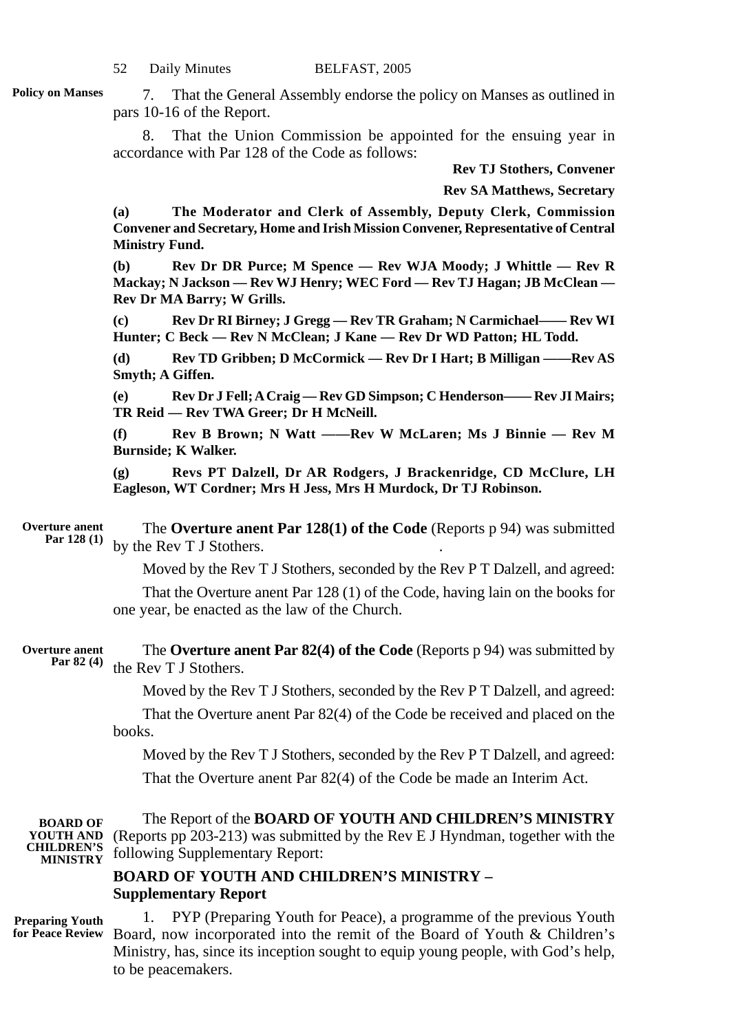**Policy on Manses**

7. That the General Assembly endorse the policy on Manses as outlined in pars 10-16 of the Report.

8. That the Union Commission be appointed for the ensuing year in accordance with Par 128 of the Code as follows:

**Rev TJ Stothers, Convener**

**Rev SA Matthews, Secretary**

**(a) The Moderator and Clerk of Assembly, Deputy Clerk, Commission Convener and Secretary, Home and Irish Mission Convener, Representative of Central Ministry Fund.**

**(b) Rev Dr DR Purce; M Spence — Rev WJA Moody; J Whittle — Rev R Mackay; N Jackson — Rev WJ Henry; WEC Ford — Rev TJ Hagan; JB McClean — Rev Dr MA Barry; W Grills.**

**(c) Rev Dr RI Birney; J Gregg — Rev TR Graham; N Carmichael—— Rev WI Hunter; C Beck — Rev N McClean; J Kane — Rev Dr WD Patton; HL Todd.**

**(d) Rev TD Gribben; D McCormick — Rev Dr I Hart; B Milligan ——Rev AS Smyth; A Giffen.**

**(e) Rev Dr J Fell; A Craig — Rev GD Simpson; C Henderson—— Rev JI Mairs; TR Reid — Rev TWA Greer; Dr H McNeill.**

**(f) Rev B Brown; N Watt ——Rev W McLaren; Ms J Binnie — Rev M Burnside; K Walker.**

**(g) Revs PT Dalzell, Dr AR Rodgers, J Brackenridge, CD McClure, LH Eagleson, WT Cordner; Mrs H Jess, Mrs H Murdock, Dr TJ Robinson.**

**Overture anent Par 128 (1)**

The **Overture anent Par 128(1) of the Code** (Reports p 94) was submitted by the Rev T J Stothers.

Moved by the Rev T J Stothers, seconded by the Rev P T Dalzell, and agreed:

That the Overture anent Par 128 (1) of the Code, having lain on the books for one year, be enacted as the law of the Church.

**Overture anent Par 82 (4)**

The **Overture anent Par 82(4) of the Code** (Reports p 94) was submitted by the Rev T J Stothers.

Moved by the Rev T J Stothers, seconded by the Rev P T Dalzell, and agreed:

That the Overture anent Par 82(4) of the Code be received and placed on the books.

Moved by the Rev T J Stothers, seconded by the Rev P T Dalzell, and agreed:

That the Overture anent Par 82(4) of the Code be made an Interim Act.

**BOARD OF YOUTH AND CHILDREN'S MINISTRY**

The Report of the **BOARD OF YOUTH AND CHILDREN'S MINISTRY** (Reports pp 203-213) was submitted by the Rev E J Hyndman, together with the following Supplementary Report:

## BOARD OF YOUTH AND CHILDREN'S MINISTRY – Supplementary Report

**Preparing Youth for Peace Review**

1. PYP (Preparing Youth for Peace), a programme of the previous Youth Board, now incorporated into the remit of the Board of Youth & Children's Ministry, has, since its inception sought to equip young people, with God's help, to be peacemakers.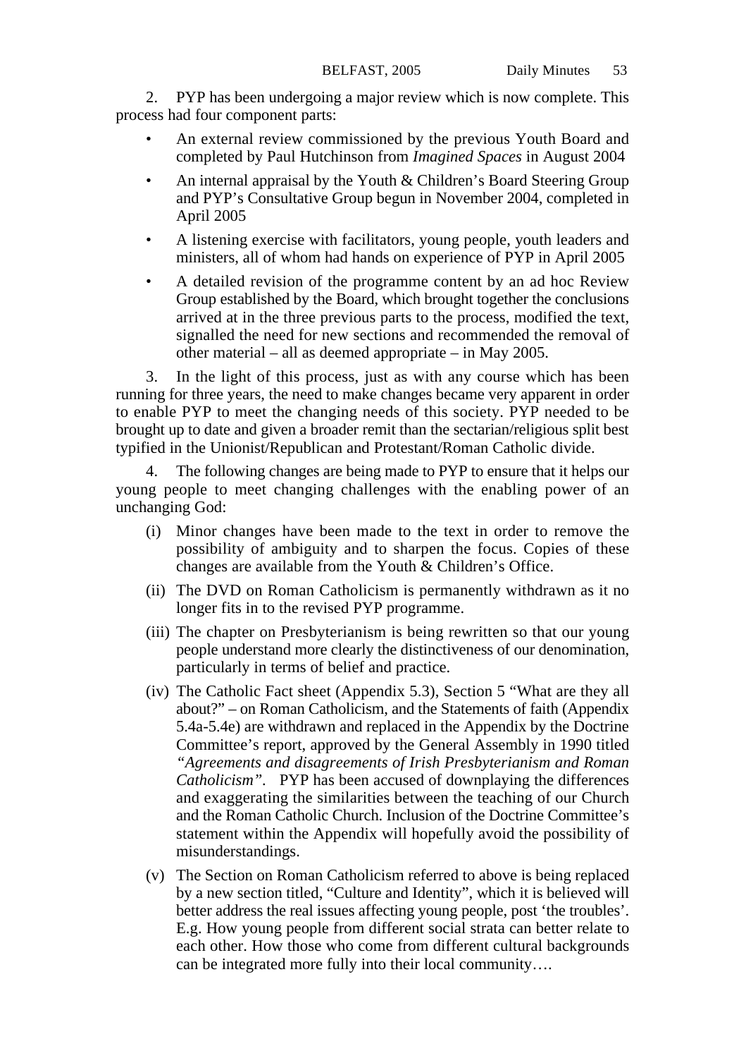2. PYP has been undergoing a major review which is now complete. This process had four component parts:

- An external review commissioned by the previous Youth Board and completed by Paul Hutchinson from *Imagined Spaces* in August 2004
- An internal appraisal by the Youth & Children's Board Steering Group and PYP's Consultative Group begun in November 2004, completed in April 2005
- A listening exercise with facilitators, young people, youth leaders and ministers, all of whom had hands on experience of PYP in April 2005
- A detailed revision of the programme content by an ad hoc Review Group established by the Board, which brought together the conclusions arrived at in the three previous parts to the process, modified the text, signalled the need for new sections and recommended the removal of other material – all as deemed appropriate – in May 2005.

3. In the light of this process, just as with any course which has been running for three years, the need to make changes became very apparent in order to enable PYP to meet the changing needs of this society. PYP needed to be brought up to date and given a broader remit than the sectarian/religious split best typified in the Unionist/Republican and Protestant/Roman Catholic divide.

4. The following changes are being made to PYP to ensure that it helps our young people to meet changing challenges with the enabling power of an unchanging God:

(i) Minor changes have been made to the text in order to remove the possibility of ambiguity and to sharpen the focus. Copies of these changes are available from the Youth & Children's Office.

(ii) The DVD on Roman Catholicism is permanently withdrawn as it no longer fits in to the revised PYP programme.

(iii) The chapter on Presbyterianism is being rewritten so that our young people understand more clearly the distinctiveness of our denomination, particularly in terms of belief and practice.

(iv) The Catholic Fact sheet (Appendix 5.3), Section 5 "What are they all about?" – on Roman Catholicism, and the Statements of faith (Appendix 5.4a-5.4e) are withdrawn and replaced in the Appendix by the Doctrine Committee's report, approved by the General Assembly in 1990 titled *"Agreements and disagreements of Irish Presbyterianism and Roman Catholicism"*. PYP has been accused of downplaying the differences and exaggerating the similarities between the teaching of our Church and the Roman Catholic Church. Inclusion of the Doctrine Committee's statement within the Appendix will hopefully avoid the possibility of misunderstandings.

(v) The Section on Roman Catholicism referred to above is being replaced by a new section titled, "Culture and Identity", which it is believed will better address the real issues affecting young people, post 'the troubles'. E.g. How young people from different social strata can better relate to each other. How those who come from different cultural backgrounds can be integrated more fully into their local community….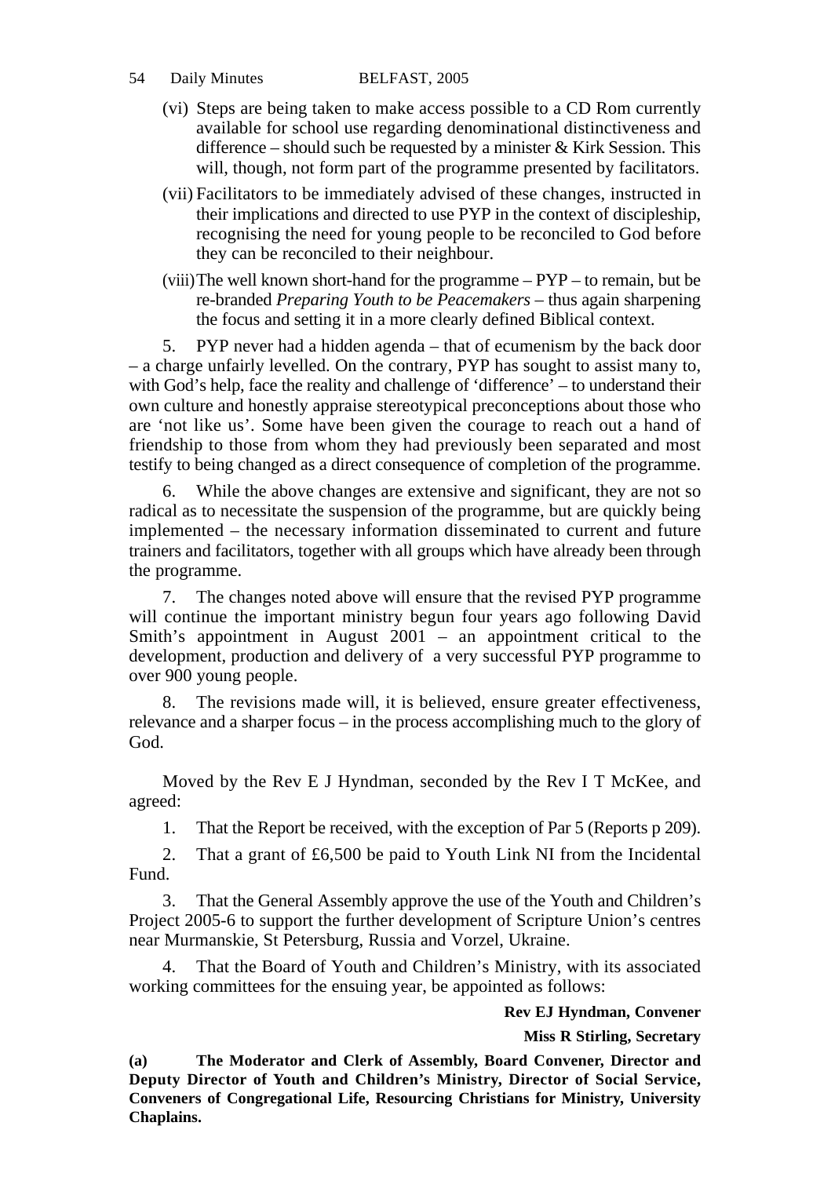(vi) Steps are being taken to make access possible to a CD Rom currently available for school use regarding denominational distinctiveness and difference – should such be requested by a minister & Kirk Session. This will, though, not form part of the programme presented by facilitators.

(vii) Facilitators to be immediately advised of these changes, instructed in their implications and directed to use PYP in the context of discipleship, recognising the need for young people to be reconciled to God before they can be reconciled to their neighbour.

(viii) The well known short-hand for the programme – PYP – to remain, but be re-branded *Preparing Youth to be Peacemakers* – thus again sharpening the focus and setting it in a more clearly defined Biblical context.

5. PYP never had a hidden agenda – that of ecumenism by the back door – a charge unfairly levelled. On the contrary, PYP has sought to assist many to, with God's help, face the reality and challenge of 'difference' – to understand their own culture and honestly appraise stereotypical preconceptions about those who are 'not like us'. Some have been given the courage to reach out a hand of friendship to those from whom they had previously been separated and most testify to being changed as a direct consequence of completion of the programme.

6. While the above changes are extensive and significant, they are not so radical as to necessitate the suspension of the programme, but are quickly being implemented – the necessary information disseminated to current and future trainers and facilitators, together with all groups which have already been through the programme.

7. The changes noted above will ensure that the revised PYP programme will continue the important ministry begun four years ago following David Smith's appointment in August 2001 – an appointment critical to the development, production and delivery of a very successful PYP programme to over 900 young people.

8. The revisions made will, it is believed, ensure greater effectiveness, relevance and a sharper focus – in the process accomplishing much to the glory of God.

Moved by the Rev E J Hyndman, seconded by the Rev I T McKee, and agreed:

1. That the Report be received, with the exception of Par 5 (Reports p 209).

2. That a grant of £6,500 be paid to Youth Link NI from the Incidental Fund.

3. That the General Assembly approve the use of the Youth and Children's Project 2005-6 to support the further development of Scripture Union's centres near Murmanskie, St Petersburg, Russia and Vorzel, Ukraine.

4. That the Board of Youth and Children's Ministry, with its associated working committees for the ensuing year, be appointed as follows:

**Rev EJ Hyndman, Convener**

**Miss R Stirling, Secretary**

**(a) The Moderator and Clerk of Assembly, Board Convener, Director and Deputy Director of Youth and Children's Ministry, Director of Social Service, Conveners of Congregational Life, Resourcing Christians for Ministry, University Chaplains.**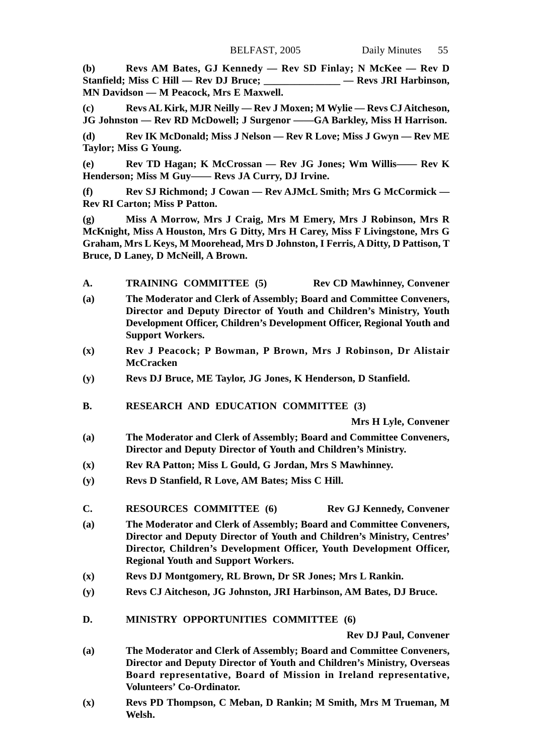**(b)** **Revs AM Bates, GJ Kennedy — Rev SD Finlay; N McKee — Rev D Stanfield; Miss C Hill — Rev DJ Bruce; _______________ — Revs JRI Harbinson, MN Davidson — M Peacock, Mrs E Maxwell.**

**(c)** **Revs AL Kirk, MJR Neilly — Rev J Moxen; M Wylie — Revs CJ Aitcheson, JG Johnston — Rev RD McDowell; J Surgenor ——GA Barkley, Miss H Harrison.**

**(d)** **Rev IK McDonald; Miss J Nelson — Rev R Love; Miss J Gwyn — Rev ME Taylor; Miss G Young.**

**(e)** **Rev TD Hagan; K McCrossan — Rev JG Jones; Wm Willis—— Rev K Henderson; Miss M Guy—— Revs JA Curry, DJ Irvine.**

**(f)** **Rev SJ Richmond; J Cowan — Rev AJMcL Smith; Mrs G McCormick — Rev RI Carton; Miss P Patton.**

**(g)** **Miss A Morrow, Mrs J Craig, Mrs M Emery, Mrs J Robinson, Mrs R McKnight, Miss A Houston, Mrs G Ditty, Mrs H Carey, Miss F Livingstone, Mrs G Graham, Mrs L Keys, M Moorehead, Mrs D Johnston, I Ferris, A Ditty, D Pattison, T Bruce, D Laney, D McNeill, A Brown.**

**A. TRAINING COMMITTEE (5)** **Rev CD Mawhinney, Convener**

**(a)** **The Moderator and Clerk of Assembly; Board and Committee Conveners, Director and Deputy Director of Youth and Children's Ministry, Youth Development Officer, Children's Development Officer, Regional Youth and Support Workers.**

**(x)** **Rev J Peacock; P Bowman, P Brown, Mrs J Robinson, Dr Alistair McCracken**

**(y)** **Revs DJ Bruce, ME Taylor, JG Jones, K Henderson, D Stanfield.**

**B. RESEARCH AND EDUCATION COMMITTEE (3)**

**Mrs H Lyle, Convener**

**(a)** **The Moderator and Clerk of Assembly; Board and Committee Conveners, Director and Deputy Director of Youth and Children's Ministry.**

**(x)** **Rev RA Patton; Miss L Gould, G Jordan, Mrs S Mawhinney.**

**(y)** **Revs D Stanfield, R Love, AM Bates; Miss C Hill.**

**C. RESOURCES COMMITTEE (6)** **Rev GJ Kennedy, Convener**

**(a)** **The Moderator and Clerk of Assembly; Board and Committee Conveners, Director and Deputy Director of Youth and Children's Ministry, Centres' Director, Children's Development Officer, Youth Development Officer, Regional Youth and Support Workers.**

**(x)** **Revs DJ Montgomery, RL Brown, Dr SR Jones; Mrs L Rankin.**

**(y)** **Revs CJ Aitcheson, JG Johnston, JRI Harbinson, AM Bates, DJ Bruce.**

**D. MINISTRY OPPORTUNITIES COMMITTEE (6)**

**Rev DJ Paul, Convener**

**(a)** **The Moderator and Clerk of Assembly; Board and Committee Conveners, Director and Deputy Director of Youth and Children's Ministry, Overseas Board representative, Board of Mission in Ireland representative, Volunteers' Co-Ordinator.**

**(x)** **Revs PD Thompson, C Meban, D Rankin; M Smith, Mrs M Trueman, M Welsh.**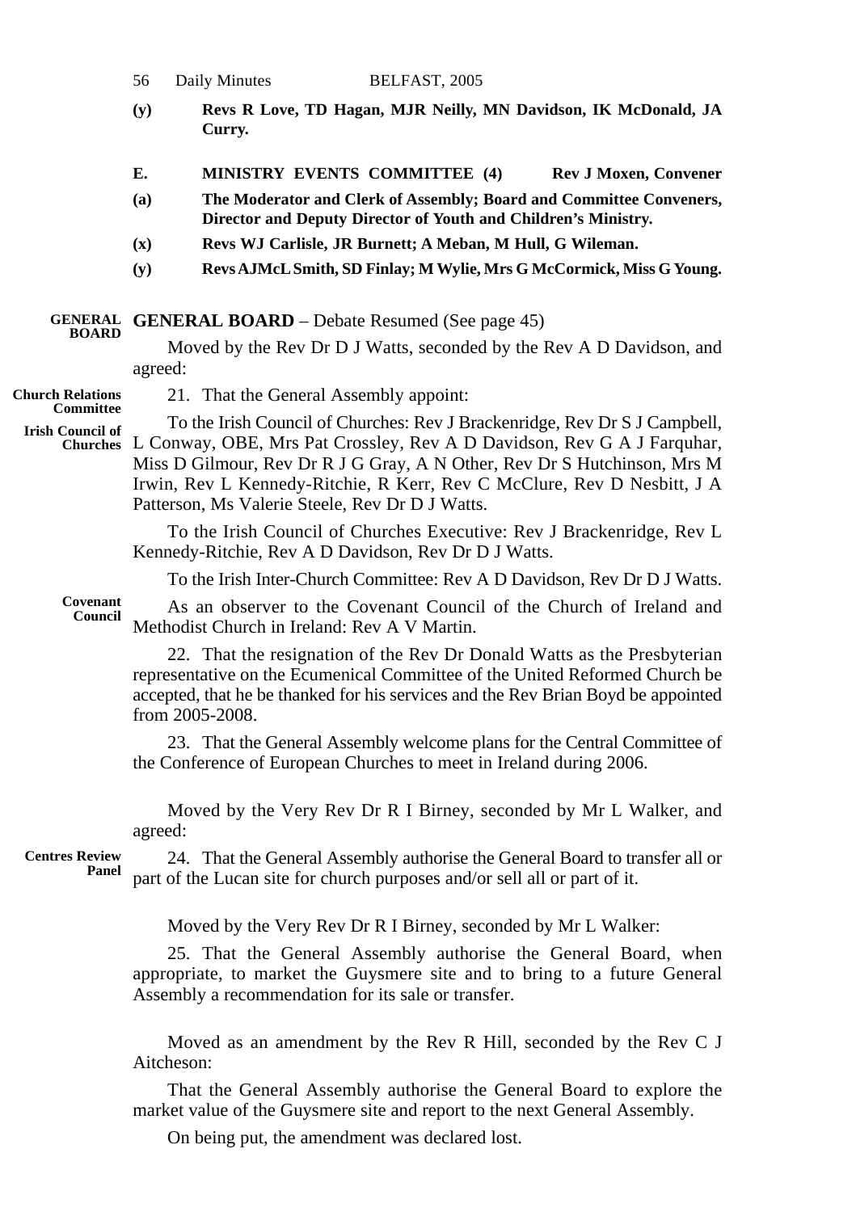**(y)** **Revs R Love, TD Hagan, MJR Neilly, MN Davidson, IK McDonald, JA Curry.**

**E.** **MINISTRY EVENTS COMMITTEE (4)** **Rev J Moxen, Convener**

**(a)** **The Moderator and Clerk of Assembly; Board and Committee Conveners, Director and Deputy Director of Youth and Children's Ministry.**

**(x)** **Revs WJ Carlisle, JR Burnett; A Meban, M Hull, G Wileman.**

**(y)** **Revs AJMcL Smith, SD Finlay; M Wylie, Mrs G McCormick, Miss G Young.**

**GENERAL BOARD**

**GENERAL BOARD** – Debate Resumed (See page 45)

Moved by the Rev Dr D J Watts, seconded by the Rev A D Davidson, and agreed:

**Church Relations Committee**

21. That the General Assembly appoint:

**Irish Council of Churches**

To the Irish Council of Churches: Rev J Brackenridge, Rev Dr S J Campbell, L Conway, OBE, Mrs Pat Crossley, Rev A D Davidson, Rev G A J Farquhar, Miss D Gilmour, Rev Dr R J G Gray, A N Other, Rev Dr S Hutchinson, Mrs M Irwin, Rev L Kennedy-Ritchie, R Kerr, Rev C McClure, Rev D Nesbitt, J A Patterson, Ms Valerie Steele, Rev Dr D J Watts.

To the Irish Council of Churches Executive: Rev J Brackenridge, Rev L Kennedy-Ritchie, Rev A D Davidson, Rev Dr D J Watts.

To the Irish Inter-Church Committee: Rev A D Davidson, Rev Dr D J Watts.

**Covenant Council**

As an observer to the Covenant Council of the Church of Ireland and Methodist Church in Ireland: Rev A V Martin.

22. That the resignation of the Rev Dr Donald Watts as the Presbyterian representative on the Ecumenical Committee of the United Reformed Church be accepted, that he be thanked for his services and the Rev Brian Boyd be appointed from 2005-2008.

23. That the General Assembly welcome plans for the Central Committee of the Conference of European Churches to meet in Ireland during 2006.

Moved by the Very Rev Dr R I Birney, seconded by Mr L Walker, and agreed:

**Centres Review Panel**

24. That the General Assembly authorise the General Board to transfer all or part of the Lucan site for church purposes and/or sell all or part of it.

Moved by the Very Rev Dr R I Birney, seconded by Mr L Walker:

25. That the General Assembly authorise the General Board, when appropriate, to market the Guysmere site and to bring to a future General Assembly a recommendation for its sale or transfer.

Moved as an amendment by the Rev R Hill, seconded by the Rev C J Aitcheson:

That the General Assembly authorise the General Board to explore the market value of the Guysmere site and report to the next General Assembly.

On being put, the amendment was declared lost.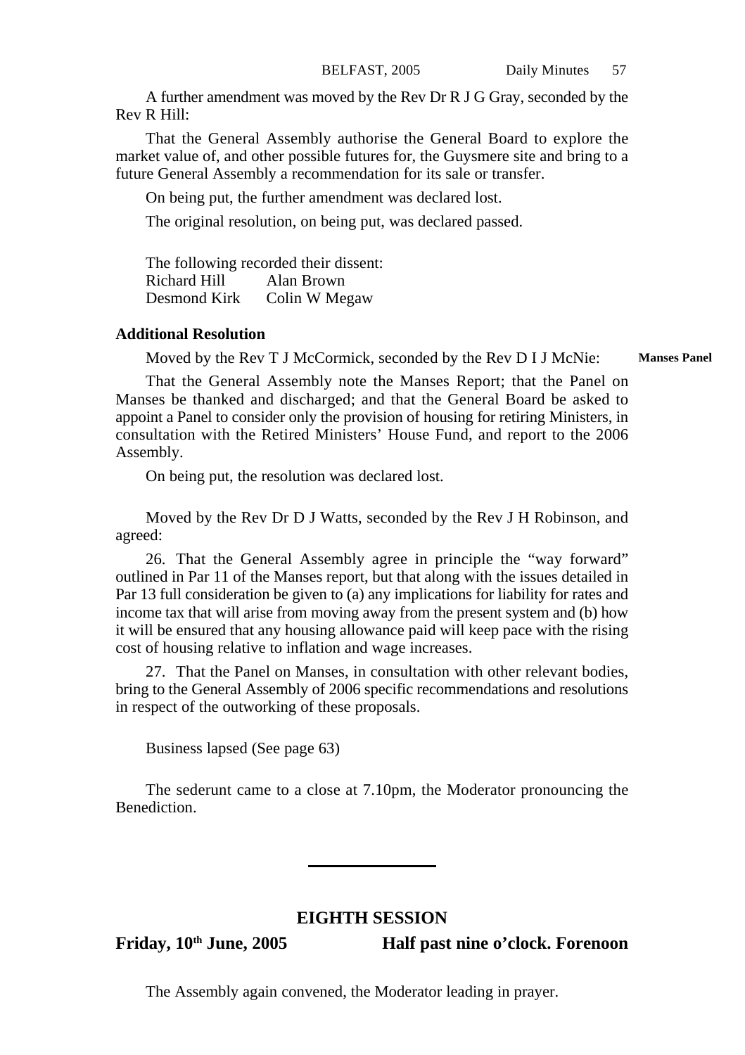A further amendment was moved by the Rev Dr R J G Gray, seconded by the Rev R Hill:

That the General Assembly authorise the General Board to explore the market value of, and other possible futures for, the Guysmere site and bring to a future General Assembly a recommendation for its sale or transfer.

On being put, the further amendment was declared lost.

The original resolution, on being put, was declared passed.

The following recorded their dissent:

Richard Hill    Alan Brown
Desmond Kirk    Colin W Megaw

**Additional Resolution**

Moved by the Rev T J McCormick, seconded by the Rev D I J McNie: **Manses Panel**

That the General Assembly note the Manses Report; that the Panel on Manses be thanked and discharged; and that the General Board be asked to appoint a Panel to consider only the provision of housing for retiring Ministers, in consultation with the Retired Ministers' House Fund, and report to the 2006 Assembly.

On being put, the resolution was declared lost.

Moved by the Rev Dr D J Watts, seconded by the Rev J H Robinson, and agreed:

26. That the General Assembly agree in principle the "way forward" outlined in Par 11 of the Manses report, but that along with the issues detailed in Par 13 full consideration be given to (a) any implications for liability for rates and income tax that will arise from moving away from the present system and (b) how it will be ensured that any housing allowance paid will keep pace with the rising cost of housing relative to inflation and wage increases.

27. That the Panel on Manses, in consultation with other relevant bodies, bring to the General Assembly of 2006 specific recommendations and resolutions in respect of the outworking of these proposals.

Business lapsed (See page 63)

The sederunt came to a close at 7.10pm, the Moderator pronouncing the Benediction.

---

## EIGHTH SESSION

**Friday, 10th June, 2005** **Half past nine o'clock. Forenoon**

The Assembly again convened, the Moderator leading in prayer.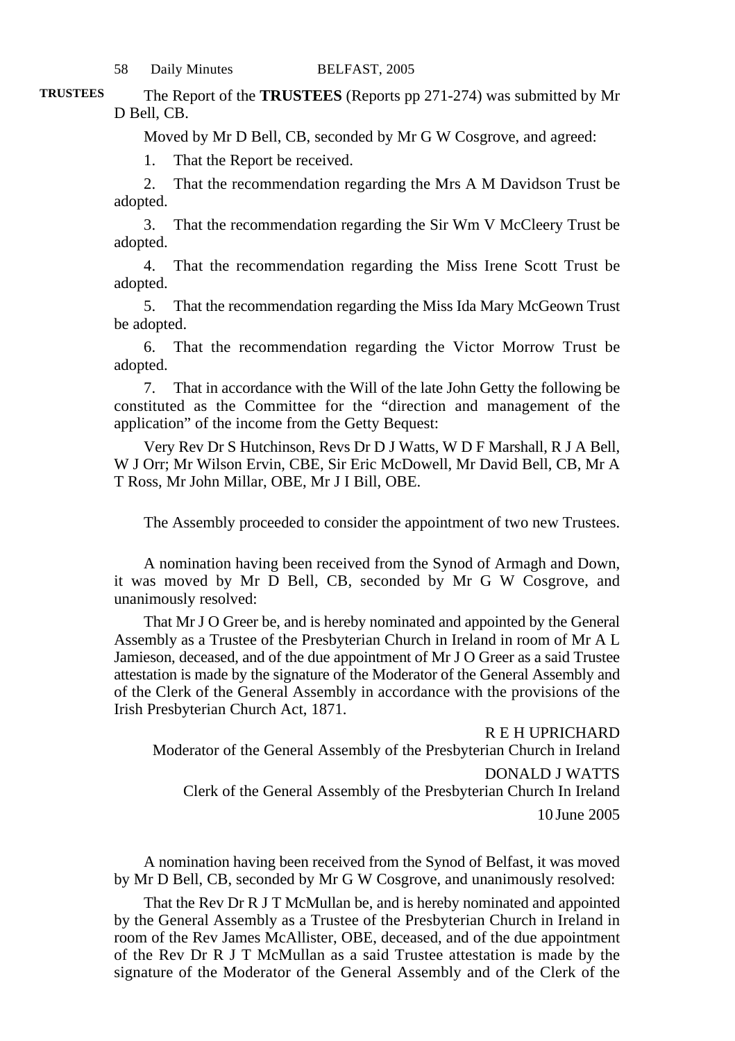**TRUSTEES**

The Report of the **TRUSTEES** (Reports pp 271-274) was submitted by Mr D Bell, CB.

Moved by Mr D Bell, CB, seconded by Mr G W Cosgrove, and agreed:

1. That the Report be received.
2. That the recommendation regarding the Mrs A M Davidson Trust be adopted.
3. That the recommendation regarding the Sir Wm V McCleery Trust be adopted.
4. That the recommendation regarding the Miss Irene Scott Trust be adopted.
5. That the recommendation regarding the Miss Ida Mary McGeown Trust be adopted.
6. That the recommendation regarding the Victor Morrow Trust be adopted.
7. That in accordance with the Will of the late John Getty the following be constituted as the Committee for the "direction and management of the application" of the income from the Getty Bequest:

Very Rev Dr S Hutchinson, Revs Dr D J Watts, W D F Marshall, R J A Bell, W J Orr; Mr Wilson Ervin, CBE, Sir Eric McDowell, Mr David Bell, CB, Mr A T Ross, Mr John Millar, OBE, Mr J I Bill, OBE.

The Assembly proceeded to consider the appointment of two new Trustees.

A nomination having been received from the Synod of Armagh and Down, it was moved by Mr D Bell, CB, seconded by Mr G W Cosgrove, and unanimously resolved:

That Mr J O Greer be, and is hereby nominated and appointed by the General Assembly as a Trustee of the Presbyterian Church in Ireland in room of Mr A L Jamieson, deceased, and of the due appointment of Mr J O Greer as a said Trustee attestation is made by the signature of the Moderator of the General Assembly and of the Clerk of the General Assembly in accordance with the provisions of the Irish Presbyterian Church Act, 1871.

R E H UPRICHARD
Moderator of the General Assembly of the Presbyterian Church in Ireland

DONALD J WATTS
Clerk of the General Assembly of the Presbyterian Church In Ireland

10 June 2005

A nomination having been received from the Synod of Belfast, it was moved by Mr D Bell, CB, seconded by Mr G W Cosgrove, and unanimously resolved:

That the Rev Dr R J T McMullan be, and is hereby nominated and appointed by the General Assembly as a Trustee of the Presbyterian Church in Ireland in room of the Rev James McAllister, OBE, deceased, and of the due appointment of the Rev Dr R J T McMullan as a said Trustee attestation is made by the signature of the Moderator of the General Assembly and of the Clerk of the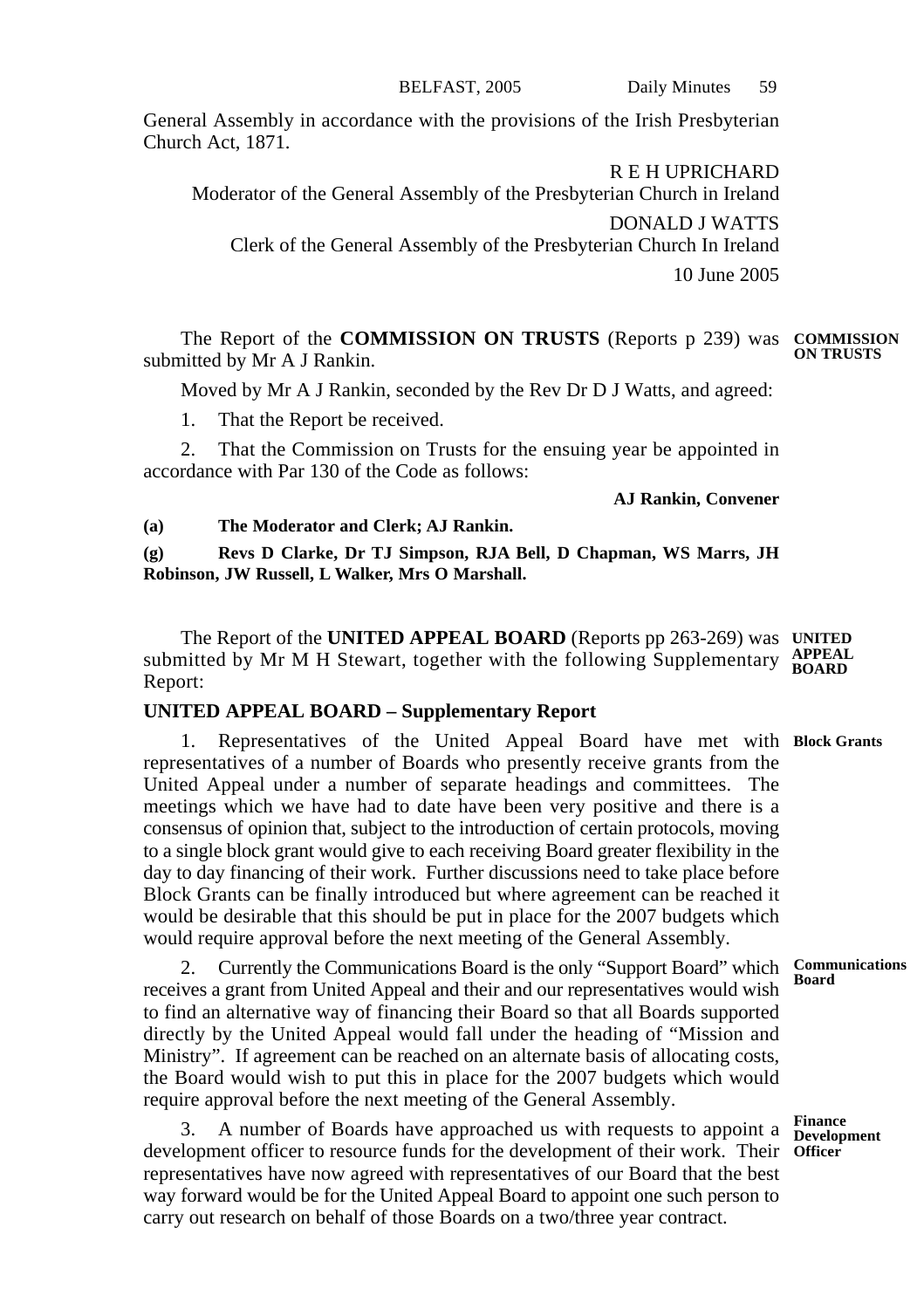General Assembly in accordance with the provisions of the Irish Presbyterian Church Act, 1871.

R E H UPRICHARD
Moderator of the General Assembly of the Presbyterian Church in Ireland

DONALD J WATTS
Clerk of the General Assembly of the Presbyterian Church In Ireland

10 June 2005

**COMMISSION ON TRUSTS**

The Report of the **COMMISSION ON TRUSTS** (Reports p 239) was submitted by Mr A J Rankin.

Moved by Mr A J Rankin, seconded by the Rev Dr D J Watts, and agreed:

1. That the Report be received.

2. That the Commission on Trusts for the ensuing year be appointed in accordance with Par 130 of the Code as follows:

**AJ Rankin, Convener**

**(a) The Moderator and Clerk; AJ Rankin.**

**(g) Revs D Clarke, Dr TJ Simpson, RJA Bell, D Chapman, WS Marrs, JH Robinson, JW Russell, L Walker, Mrs O Marshall.**

**UNITED APPEAL BOARD**

The Report of the **UNITED APPEAL BOARD** (Reports pp 263-269) was submitted by Mr M H Stewart, together with the following Supplementary Report:

## UNITED APPEAL BOARD – Supplementary Report

**Block Grants**

1. Representatives of the United Appeal Board have met with representatives of a number of Boards who presently receive grants from the United Appeal under a number of separate headings and committees. The meetings which we have had to date have been very positive and there is a consensus of opinion that, subject to the introduction of certain protocols, moving to a single block grant would give to each receiving Board greater flexibility in the day to day financing of their work. Further discussions need to take place before Block Grants can be finally introduced but where agreement can be reached it would be desirable that this should be put in place for the 2007 budgets which would require approval before the next meeting of the General Assembly.

**Communications Board**

2. Currently the Communications Board is the only "Support Board" which receives a grant from United Appeal and their and our representatives would wish to find an alternative way of financing their Board so that all Boards supported directly by the United Appeal would fall under the heading of "Mission and Ministry". If agreement can be reached on an alternate basis of allocating costs, the Board would wish to put this in place for the 2007 budgets which would require approval before the next meeting of the General Assembly.

**Finance Development Officer**

3. A number of Boards have approached us with requests to appoint a development officer to resource funds for the development of their work. Their representatives have now agreed with representatives of our Board that the best way forward would be for the United Appeal Board to appoint one such person to carry out research on behalf of those Boards on a two/three year contract.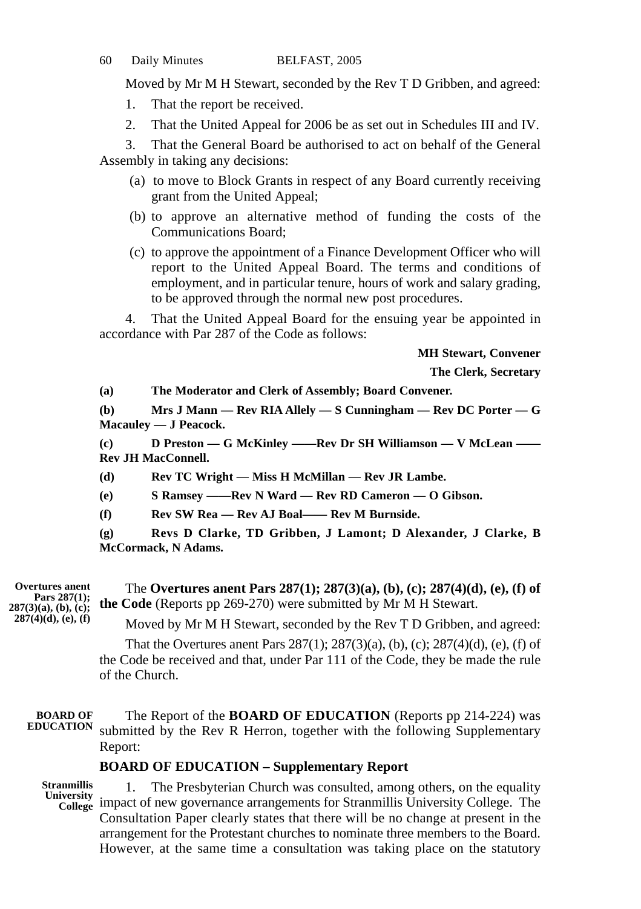Moved by Mr M H Stewart, seconded by the Rev T D Gribben, and agreed:

1. That the report be received.
2. That the United Appeal for 2006 be as set out in Schedules III and IV.
3. That the General Board be authorised to act on behalf of the General Assembly in taking any decisions:
   - (a) to move to Block Grants in respect of any Board currently receiving grant from the United Appeal;
   - (b) to approve an alternative method of funding the costs of the Communications Board;
   - (c) to approve the appointment of a Finance Development Officer who will report to the United Appeal Board. The terms and conditions of employment, and in particular tenure, hours of work and salary grading, to be approved through the normal new post procedures.
4. That the United Appeal Board for the ensuing year be appointed in accordance with Par 287 of the Code as follows:

**MH Stewart, Convener**

**The Clerk, Secretary**

**(a) The Moderator and Clerk of Assembly; Board Convener.**

**(b) Mrs J Mann — Rev RIA Allely — S Cunningham — Rev DC Porter — G Macauley — J Peacock.**

**(c) D Preston — G McKinley ——Rev Dr SH Williamson — V McLean —— Rev JH MacConnell.**

**(d) Rev TC Wright — Miss H McMillan — Rev JR Lambe.**

**(e) S Ramsey ——Rev N Ward — Rev RD Cameron — O Gibson.**

**(f) Rev SW Rea — Rev AJ Boal—— Rev M Burnside.**

**(g) Revs D Clarke, TD Gribben, J Lamont; D Alexander, J Clarke, B McCormack, N Adams.**

**Overtures anent Pars 287(1); 287(3)(a), (b), (c); 287(4)(d), (e), (f)**

The **Overtures anent Pars 287(1); 287(3)(a), (b), (c); 287(4)(d), (e), (f) of the Code** (Reports pp 269-270) were submitted by Mr M H Stewart.

Moved by Mr M H Stewart, seconded by the Rev T D Gribben, and agreed:

That the Overtures anent Pars 287(1); 287(3)(a), (b), (c); 287(4)(d), (e), (f) of the Code be received and that, under Par 111 of the Code, they be made the rule of the Church.

**BOARD OF EDUCATION**

The Report of the **BOARD OF EDUCATION** (Reports pp 214-224) was submitted by the Rev R Herron, together with the following Supplementary Report:

**BOARD OF EDUCATION – Supplementary Report**

**Stranmillis University College**

1. The Presbyterian Church was consulted, among others, on the equality impact of new governance arrangements for Stranmillis University College. The Consultation Paper clearly states that there will be no change at present in the arrangement for the Protestant churches to nominate three members to the Board. However, at the same time a consultation was taking place on the statutory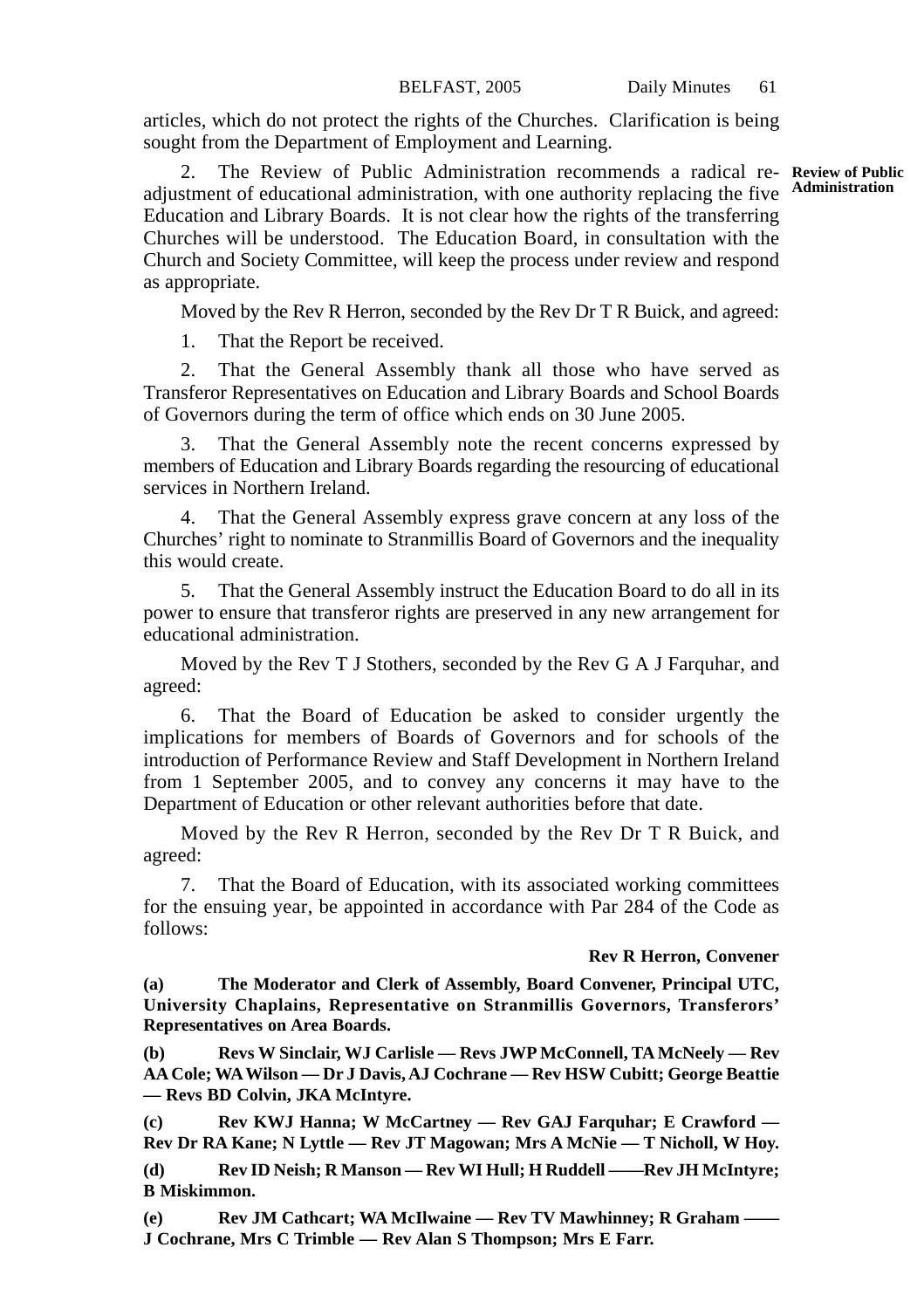articles, which do not protect the rights of the Churches. Clarification is being sought from the Department of Employment and Learning.

**Review of Public Administration**

2. The Review of Public Administration recommends a radical re-adjustment of educational administration, with one authority replacing the five Education and Library Boards. It is not clear how the rights of the transferring Churches will be understood. The Education Board, in consultation with the Church and Society Committee, will keep the process under review and respond as appropriate.

Moved by the Rev R Herron, seconded by the Rev Dr T R Buick, and agreed:

1. That the Report be received.

2. That the General Assembly thank all those who have served as Transferor Representatives on Education and Library Boards and School Boards of Governors during the term of office which ends on 30 June 2005.

3. That the General Assembly note the recent concerns expressed by members of Education and Library Boards regarding the resourcing of educational services in Northern Ireland.

4. That the General Assembly express grave concern at any loss of the Churches' right to nominate to Stranmillis Board of Governors and the inequality this would create.

5. That the General Assembly instruct the Education Board to do all in its power to ensure that transferor rights are preserved in any new arrangement for educational administration.

Moved by the Rev T J Stothers, seconded by the Rev G A J Farquhar, and agreed:

6. That the Board of Education be asked to consider urgently the implications for members of Boards of Governors and for schools of the introduction of Performance Review and Staff Development in Northern Ireland from 1 September 2005, and to convey any concerns it may have to the Department of Education or other relevant authorities before that date.

Moved by the Rev R Herron, seconded by the Rev Dr T R Buick, and agreed:

7. That the Board of Education, with its associated working committees for the ensuing year, be appointed in accordance with Par 284 of the Code as follows:

**Rev R Herron, Convener**

**(a) The Moderator and Clerk of Assembly, Board Convener, Principal UTC, University Chaplains, Representative on Stranmillis Governors, Transferors' Representatives on Area Boards.**

**(b) Revs W Sinclair, WJ Carlisle — Revs JWP McConnell, TA McNeely — Rev AA Cole; WA Wilson — Dr J Davis, AJ Cochrane — Rev HSW Cubitt; George Beattie — Revs BD Colvin, JKA McIntyre.**

**(c) Rev KWJ Hanna; W McCartney — Rev GAJ Farquhar; E Crawford — Rev Dr RA Kane; N Lyttle — Rev JT Magowan; Mrs A McNie — T Nicholl, W Hoy.**

**(d) Rev ID Neish; R Manson — Rev WI Hull; H Ruddell ——Rev JH McIntyre; B Miskimmon.**

**(e) Rev JM Cathcart; WA McIlwaine — Rev TV Mawhinney; R Graham —— J Cochrane, Mrs C Trimble — Rev Alan S Thompson; Mrs E Farr.**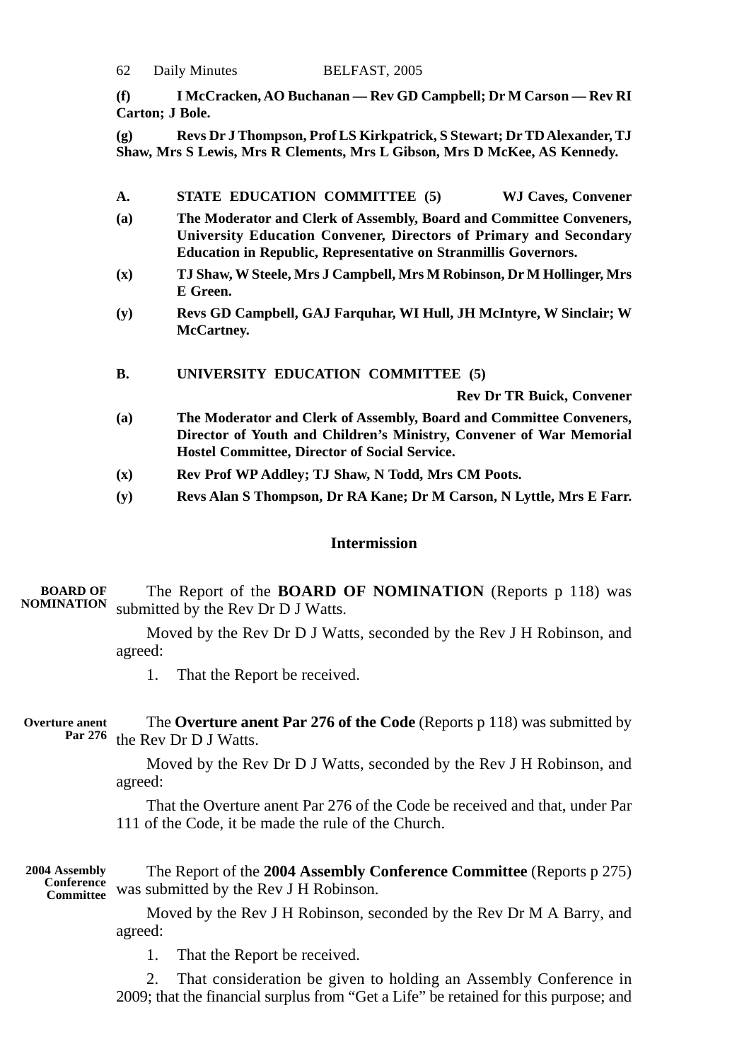**(f)** **I McCracken, AO Buchanan — Rev GD Campbell; Dr M Carson — Rev RI Carton; J Bole.**

**(g)** **Revs Dr J Thompson, Prof LS Kirkpatrick, S Stewart; Dr TD Alexander, TJ Shaw, Mrs S Lewis, Mrs R Clements, Mrs L Gibson, Mrs D McKee, AS Kennedy.**

**A.** **STATE EDUCATION COMMITTEE (5)** **WJ Caves, Convener**

**(a)** **The Moderator and Clerk of Assembly, Board and Committee Conveners, University Education Convener, Directors of Primary and Secondary Education in Republic, Representative on Stranmillis Governors.**

**(x)** **TJ Shaw, W Steele, Mrs J Campbell, Mrs M Robinson, Dr M Hollinger, Mrs E Green.**

**(y)** **Revs GD Campbell, GAJ Farquhar, WI Hull, JH McIntyre, W Sinclair; W McCartney.**

**B.** **UNIVERSITY EDUCATION COMMITTEE (5)**

**Rev Dr TR Buick, Convener**

**(a)** **The Moderator and Clerk of Assembly, Board and Committee Conveners, Director of Youth and Children's Ministry, Convener of War Memorial Hostel Committee, Director of Social Service.**

**(x)** **Rev Prof WP Addley; TJ Shaw, N Todd, Mrs CM Poots.**

**(y)** **Revs Alan S Thompson, Dr RA Kane; Dr M Carson, N Lyttle, Mrs E Farr.**

**Intermission**

**BOARD OF NOMINATION**

The Report of the **BOARD OF NOMINATION** (Reports p 118) was submitted by the Rev Dr D J Watts.

Moved by the Rev Dr D J Watts, seconded by the Rev J H Robinson, and agreed:

1. That the Report be received.

**Overture anent Par 276**

The **Overture anent Par 276 of the Code** (Reports p 118) was submitted by the Rev Dr D J Watts.

Moved by the Rev Dr D J Watts, seconded by the Rev J H Robinson, and agreed:

That the Overture anent Par 276 of the Code be received and that, under Par 111 of the Code, it be made the rule of the Church.

**2004 Assembly Conference Committee**

The Report of the **2004 Assembly Conference Committee** (Reports p 275) was submitted by the Rev J H Robinson.

Moved by the Rev J H Robinson, seconded by the Rev Dr M A Barry, and agreed:

1. That the Report be received.

2. That consideration be given to holding an Assembly Conference in 2009; that the financial surplus from "Get a Life" be retained for this purpose; and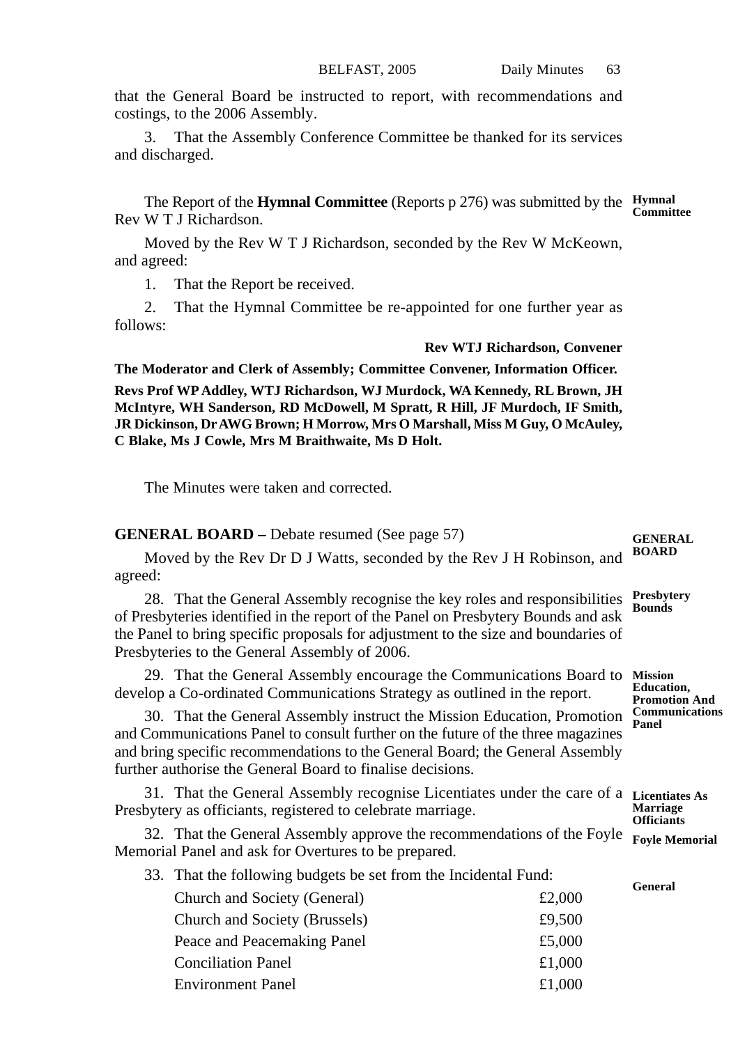that the General Board be instructed to report, with recommendations and costings, to the 2006 Assembly.

3. That the Assembly Conference Committee be thanked for its services and discharged.

**Hymnal Committee**

The Report of the **Hymnal Committee** (Reports p 276) was submitted by the Rev W T J Richardson.

Moved by the Rev W T J Richardson, seconded by the Rev W McKeown, and agreed:

1. That the Report be received.

2. That the Hymnal Committee be re-appointed for one further year as follows:

**Rev WTJ Richardson, Convener**

**The Moderator and Clerk of Assembly; Committee Convener, Information Officer.**

**Revs Prof WP Addley, WTJ Richardson, WJ Murdock, WA Kennedy, RL Brown, JH McIntyre, WH Sanderson, RD McDowell, M Spratt, R Hill, JF Murdoch, IF Smith, JR Dickinson, Dr AWG Brown; H Morrow, Mrs O Marshall, Miss M Guy, O McAuley, C Blake, Ms J Cowle, Mrs M Braithwaite, Ms D Holt.**

The Minutes were taken and corrected.

**GENERAL BOARD** – Debate resumed (See page 57)

Moved by the Rev Dr D J Watts, seconded by the Rev J H Robinson, and agreed:

**Presbytery Bounds**

28. That the General Assembly recognise the key roles and responsibilities of Presbyteries identified in the report of the Panel on Presbytery Bounds and ask the Panel to bring specific proposals for adjustment to the size and boundaries of Presbyteries to the General Assembly of 2006.

**Mission Education, Promotion And Communications Panel**

29. That the General Assembly encourage the Communications Board to develop a Co-ordinated Communications Strategy as outlined in the report.

30. That the General Assembly instruct the Mission Education, Promotion and Communications Panel to consult further on the future of the three magazines and bring specific recommendations to the General Board; the General Assembly further authorise the General Board to finalise decisions.

**Licentiates As Marriage Officiants**

31. That the General Assembly recognise Licentiates under the care of a Presbytery as officiants, registered to celebrate marriage.

**Foyle Memorial**

32. That the General Assembly approve the recommendations of the Foyle Memorial Panel and ask for Overtures to be prepared.

**General**

33. That the following budgets be set from the Incidental Fund:

| | |
|---|---|
| Church and Society (General) | £2,000 |
| Church and Society (Brussels) | £9,500 |
| Peace and Peacemaking Panel | £5,000 |
| Conciliation Panel | £1,000 |
| Environment Panel | £1,000 |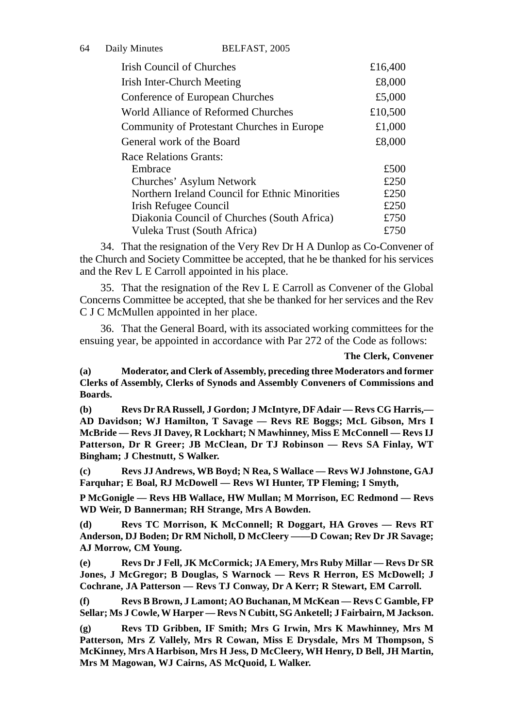| | |
|---|---|
| Irish Council of Churches | £16,400 |
| Irish Inter-Church Meeting | £8,000 |
| Conference of European Churches | £5,000 |
| World Alliance of Reformed Churches | £10,500 |
| Community of Protestant Churches in Europe | £1,000 |
| General work of the Board | £8,000 |
| Race Relations Grants: | |
| Embrace | £500 |
| Churches' Asylum Network | £250 |
| Northern Ireland Council for Ethnic Minorities | £250 |
| Irish Refugee Council | £250 |
| Diakonia Council of Churches (South Africa) | £750 |
| Vuleka Trust (South Africa) | £750 |

34. That the resignation of the Very Rev Dr H A Dunlop as Co-Convener of the Church and Society Committee be accepted, that he be thanked for his services and the Rev L E Carroll appointed in his place.

35. That the resignation of the Rev L E Carroll as Convener of the Global Concerns Committee be accepted, that she be thanked for her services and the Rev C J C McMullen appointed in her place.

36. That the General Board, with its associated working committees for the ensuing year, be appointed in accordance with Par 272 of the Code as follows:

**The Clerk, Convener**

**(a) Moderator, and Clerk of Assembly, preceding three Moderators and former Clerks of Assembly, Clerks of Synods and Assembly Conveners of Commissions and Boards.**

**(b) Revs Dr RA Russell, J Gordon; J McIntyre, DF Adair — Revs CG Harris,— AD Davidson; WJ Hamilton, T Savage — Revs RE Boggs; McL Gibson, Mrs I McBride — Revs JI Davey, R Lockhart; N Mawhinney, Miss E McConnell — Revs IJ Patterson, Dr R Greer; JB McClean, Dr TJ Robinson — Revs SA Finlay, WT Bingham; J Chestnutt, S Walker.**

**(c) Revs JJ Andrews, WB Boyd; N Rea, S Wallace — Revs WJ Johnstone, GAJ Farquhar; E Boal, RJ McDowell — Revs WI Hunter, TP Fleming; I Smyth,**

**P McGonigle — Revs HB Wallace, HW Mullan; M Morrison, EC Redmond — Revs WD Weir, D Bannerman; RH Strange, Mrs A Bowden.**

**(d) Revs TC Morrison, K McConnell; R Doggart, HA Groves — Revs RT Anderson, DJ Boden; Dr RM Nicholl, D McCleery ——D Cowan; Rev Dr JR Savage; AJ Morrow, CM Young.**

**(e) Revs Dr J Fell, JK McCormick; JA Emery, Mrs Ruby Millar — Revs Dr SR Jones, J McGregor; B Douglas, S Warnock — Revs R Herron, ES McDowell; J Cochrane, JA Patterson — Revs TJ Conway, Dr A Kerr; R Stewart, EM Carroll.**

**(f) Revs B Brown, J Lamont; AO Buchanan, M McKean — Revs C Gamble, FP Sellar; Ms J Cowle, W Harper — Revs N Cubitt, SG Anketell; J Fairbairn, M Jackson.**

**(g) Revs TD Gribben, IF Smith; Mrs G Irwin, Mrs K Mawhinney, Mrs M Patterson, Mrs Z Vallely, Mrs R Cowan, Miss E Drysdale, Mrs M Thompson, S McKinney, Mrs A Harbison, Mrs H Jess, D McCleery, WH Henry, D Bell, JH Martin, Mrs M Magowan, WJ Cairns, AS McQuoid, L Walker.**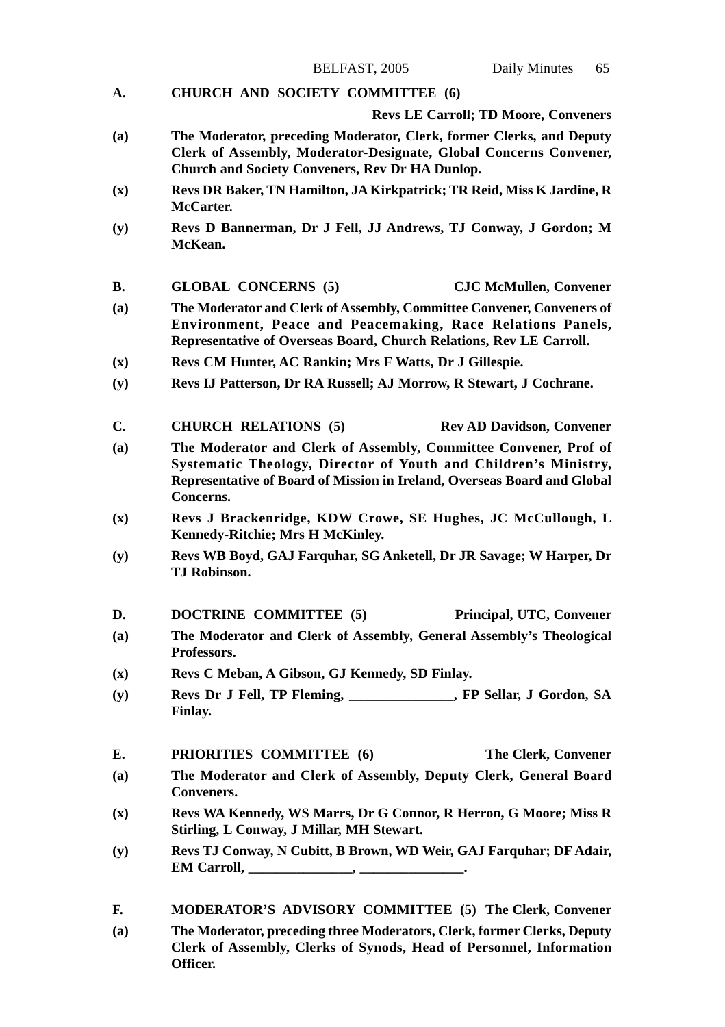**A. CHURCH AND SOCIETY COMMITTEE (6)**

**Revs LE Carroll; TD Moore, Conveners**

**(a)** **The Moderator, preceding Moderator, Clerk, former Clerks, and Deputy Clerk of Assembly, Moderator-Designate, Global Concerns Convener, Church and Society Conveners, Rev Dr HA Dunlop.**

**(x)** **Revs DR Baker, TN Hamilton, JA Kirkpatrick; TR Reid, Miss K Jardine, R McCarter.**

**(y)** **Revs D Bannerman, Dr J Fell, JJ Andrews, TJ Conway, J Gordon; M McKean.**

**B. GLOBAL CONCERNS (5)** **CJC McMullen, Convener**

**(a)** **The Moderator and Clerk of Assembly, Committee Convener, Conveners of Environment, Peace and Peacemaking, Race Relations Panels, Representative of Overseas Board, Church Relations, Rev LE Carroll.**

**(x)** **Revs CM Hunter, AC Rankin; Mrs F Watts, Dr J Gillespie.**

**(y)** **Revs IJ Patterson, Dr RA Russell; AJ Morrow, R Stewart, J Cochrane.**

**C. CHURCH RELATIONS (5)** **Rev AD Davidson, Convener**

**(a)** **The Moderator and Clerk of Assembly, Committee Convener, Prof of Systematic Theology, Director of Youth and Children's Ministry, Representative of Board of Mission in Ireland, Overseas Board and Global Concerns.**

**(x)** **Revs J Brackenridge, KDW Crowe, SE Hughes, JC McCullough, L Kennedy-Ritchie; Mrs H McKinley.**

**(y)** **Revs WB Boyd, GAJ Farquhar, SG Anketell, Dr JR Savage; W Harper, Dr TJ Robinson.**

**D. DOCTRINE COMMITTEE (5)** **Principal, UTC, Convener**

**(a)** **The Moderator and Clerk of Assembly, General Assembly's Theological Professors.**

**(x)** **Revs C Meban, A Gibson, GJ Kennedy, SD Finlay.**

**(y)** **Revs Dr J Fell, TP Fleming, _______________, FP Sellar, J Gordon, SA Finlay.**

**E. PRIORITIES COMMITTEE (6)** **The Clerk, Convener**

**(a)** **The Moderator and Clerk of Assembly, Deputy Clerk, General Board Conveners.**

**(x)** **Revs WA Kennedy, WS Marrs, Dr G Connor, R Herron, G Moore; Miss R Stirling, L Conway, J Millar, MH Stewart.**

**(y)** **Revs TJ Conway, N Cubitt, B Brown, WD Weir, GAJ Farquhar; DF Adair, EM Carroll, _______________, _______________.**

**F. MODERATOR'S ADVISORY COMMITTEE (5)** **The Clerk, Convener**

**(a)** **The Moderator, preceding three Moderators, Clerk, former Clerks, Deputy Clerk of Assembly, Clerks of Synods, Head of Personnel, Information Officer.**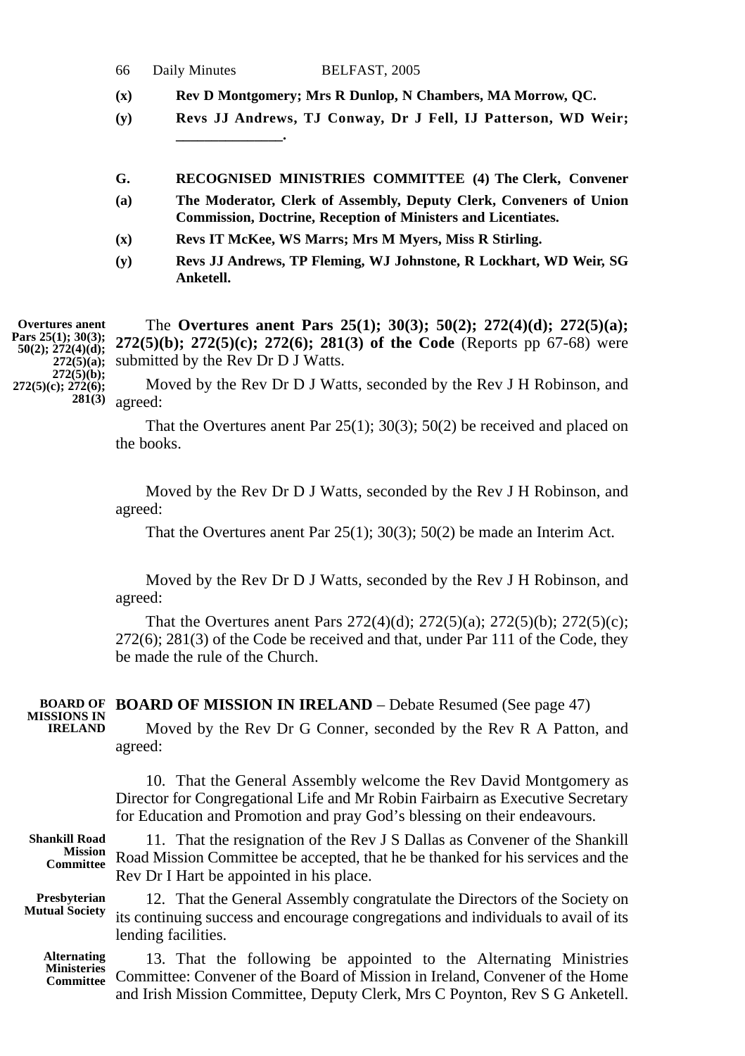**(x)** **Rev D Montgomery; Mrs R Dunlop, N Chambers, MA Morrow, QC.**

**(y)** **Revs JJ Andrews, TJ Conway, Dr J Fell, IJ Patterson, WD Weir; ______________.**

**G.** **RECOGNISED MINISTRIES COMMITTEE (4) The Clerk, Convener**

**(a)** **The Moderator, Clerk of Assembly, Deputy Clerk, Conveners of Union Commission, Doctrine, Reception of Ministers and Licentiates.**

**(x)** **Revs IT McKee, WS Marrs; Mrs M Myers, Miss R Stirling.**

**(y)** **Revs JJ Andrews, TP Fleming, WJ Johnstone, R Lockhart, WD Weir, SG Anketell.**

**Overtures anent Pars 25(1); 30(3); 50(2); 272(4)(d); 272(5)(a); 272(5)(b); 272(5)(c); 272(6); 281(3)**

The **Overtures anent Pars 25(1); 30(3); 50(2); 272(4)(d); 272(5)(a); 272(5)(b); 272(5)(c); 272(6); 281(3) of the Code** (Reports pp 67-68) were submitted by the Rev Dr D J Watts.

Moved by the Rev Dr D J Watts, seconded by the Rev J H Robinson, and agreed:

That the Overtures anent Par 25(1); 30(3); 50(2) be received and placed on the books.

Moved by the Rev Dr D J Watts, seconded by the Rev J H Robinson, and agreed:

That the Overtures anent Par 25(1); 30(3); 50(2) be made an Interim Act.

Moved by the Rev Dr D J Watts, seconded by the Rev J H Robinson, and agreed:

That the Overtures anent Pars 272(4)(d); 272(5)(a); 272(5)(b); 272(5)(c); 272(6); 281(3) of the Code be received and that, under Par 111 of the Code, they be made the rule of the Church.

**BOARD OF MISSIONS IN IRELAND**

**BOARD OF MISSION IN IRELAND** – Debate Resumed (See page 47)

Moved by the Rev Dr G Conner, seconded by the Rev R A Patton, and agreed:

10. That the General Assembly welcome the Rev David Montgomery as Director for Congregational Life and Mr Robin Fairbairn as Executive Secretary for Education and Promotion and pray God's blessing on their endeavours.

**Shankill Road Mission Committee**

11. That the resignation of the Rev J S Dallas as Convener of the Shankill Road Mission Committee be accepted, that he be thanked for his services and the Rev Dr I Hart be appointed in his place.

**Presbyterian Mutual Society**

12. That the General Assembly congratulate the Directors of the Society on its continuing success and encourage congregations and individuals to avail of its lending facilities.

**Alternating Ministeries Committee**

13. That the following be appointed to the Alternating Ministries Committee: Convener of the Board of Mission in Ireland, Convener of the Home and Irish Mission Committee, Deputy Clerk, Mrs C Poynton, Rev S G Anketell.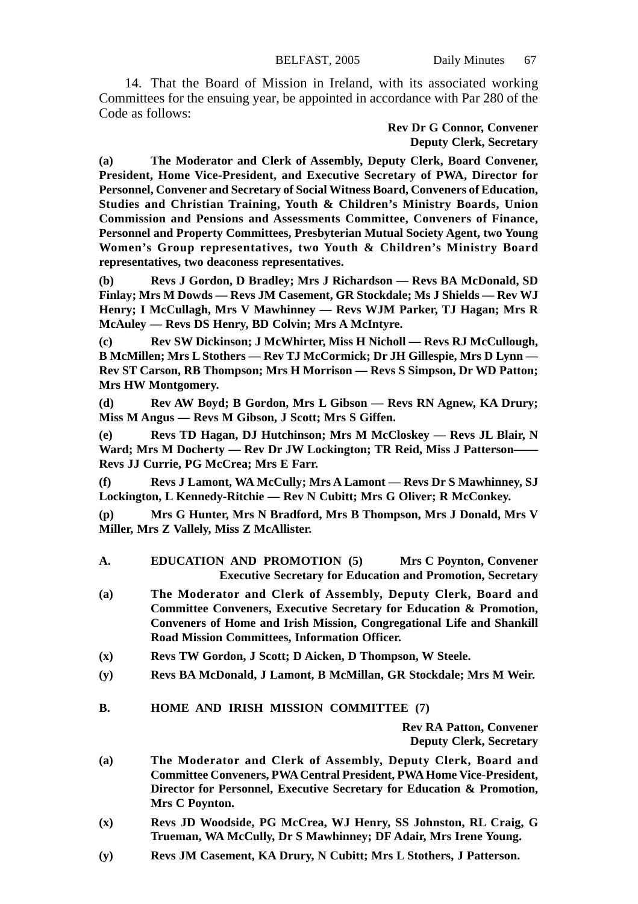14. That the Board of Mission in Ireland, with its associated working Committees for the ensuing year, be appointed in accordance with Par 280 of the Code as follows:

**Rev Dr G Connor, Convener**
**Deputy Clerk, Secretary**

**(a) The Moderator and Clerk of Assembly, Deputy Clerk, Board Convener, President, Home Vice-President, and Executive Secretary of PWA, Director for Personnel, Convener and Secretary of Social Witness Board, Conveners of Education, Studies and Christian Training, Youth & Children's Ministry Boards, Union Commission and Pensions and Assessments Committee, Conveners of Finance, Personnel and Property Committees, Presbyterian Mutual Society Agent, two Young Women's Group representatives, two Youth & Children's Ministry Board representatives, two deaconess representatives.**

**(b) Revs J Gordon, D Bradley; Mrs J Richardson — Revs BA McDonald, SD Finlay; Mrs M Dowds — Revs JM Casement, GR Stockdale; Ms J Shields — Rev WJ Henry; I McCullagh, Mrs V Mawhinney — Revs WJM Parker, TJ Hagan; Mrs R McAuley — Revs DS Henry, BD Colvin; Mrs A McIntyre.**

**(c) Rev SW Dickinson; J McWhirter, Miss H Nicholl — Revs RJ McCullough, B McMillen; Mrs L Stothers — Rev TJ McCormick; Dr JH Gillespie, Mrs D Lynn — Rev ST Carson, RB Thompson; Mrs H Morrison — Revs S Simpson, Dr WD Patton; Mrs HW Montgomery.**

**(d) Rev AW Boyd; B Gordon, Mrs L Gibson — Revs RN Agnew, KA Drury; Miss M Angus — Revs M Gibson, J Scott; Mrs S Giffen.**

**(e) Revs TD Hagan, DJ Hutchinson; Mrs M McCloskey — Revs JL Blair, N Ward; Mrs M Docherty — Rev Dr JW Lockington; TR Reid, Miss J Patterson—— Revs JJ Currie, PG McCrea; Mrs E Farr.**

**(f) Revs J Lamont, WA McCully; Mrs A Lamont — Revs Dr S Mawhinney, SJ Lockington, L Kennedy-Ritchie — Rev N Cubitt; Mrs G Oliver; R McConkey.**

**(p) Mrs G Hunter, Mrs N Bradford, Mrs B Thompson, Mrs J Donald, Mrs V Miller, Mrs Z Vallely, Miss Z McAllister.**

**A. EDUCATION AND PROMOTION (5)** **Mrs C Poynton, Convener**
**Executive Secretary for Education and Promotion, Secretary**

**(a) The Moderator and Clerk of Assembly, Deputy Clerk, Board and Committee Conveners, Executive Secretary for Education & Promotion, Conveners of Home and Irish Mission, Congregational Life and Shankill Road Mission Committees, Information Officer.**

**(x) Revs TW Gordon, J Scott; D Aicken, D Thompson, W Steele.**

**(y) Revs BA McDonald, J Lamont, B McMillan, GR Stockdale; Mrs M Weir.**

**B. HOME AND IRISH MISSION COMMITTEE (7)**

**Rev RA Patton, Convener**
**Deputy Clerk, Secretary**

**(a) The Moderator and Clerk of Assembly, Deputy Clerk, Board and Committee Conveners, PWA Central President, PWA Home Vice-President, Director for Personnel, Executive Secretary for Education & Promotion, Mrs C Poynton.**

**(x) Revs JD Woodside, PG McCrea, WJ Henry, SS Johnston, RL Craig, G Trueman, WA McCully, Dr S Mawhinney; DF Adair, Mrs Irene Young.**

**(y) Revs JM Casement, KA Drury, N Cubitt; Mrs L Stothers, J Patterson.**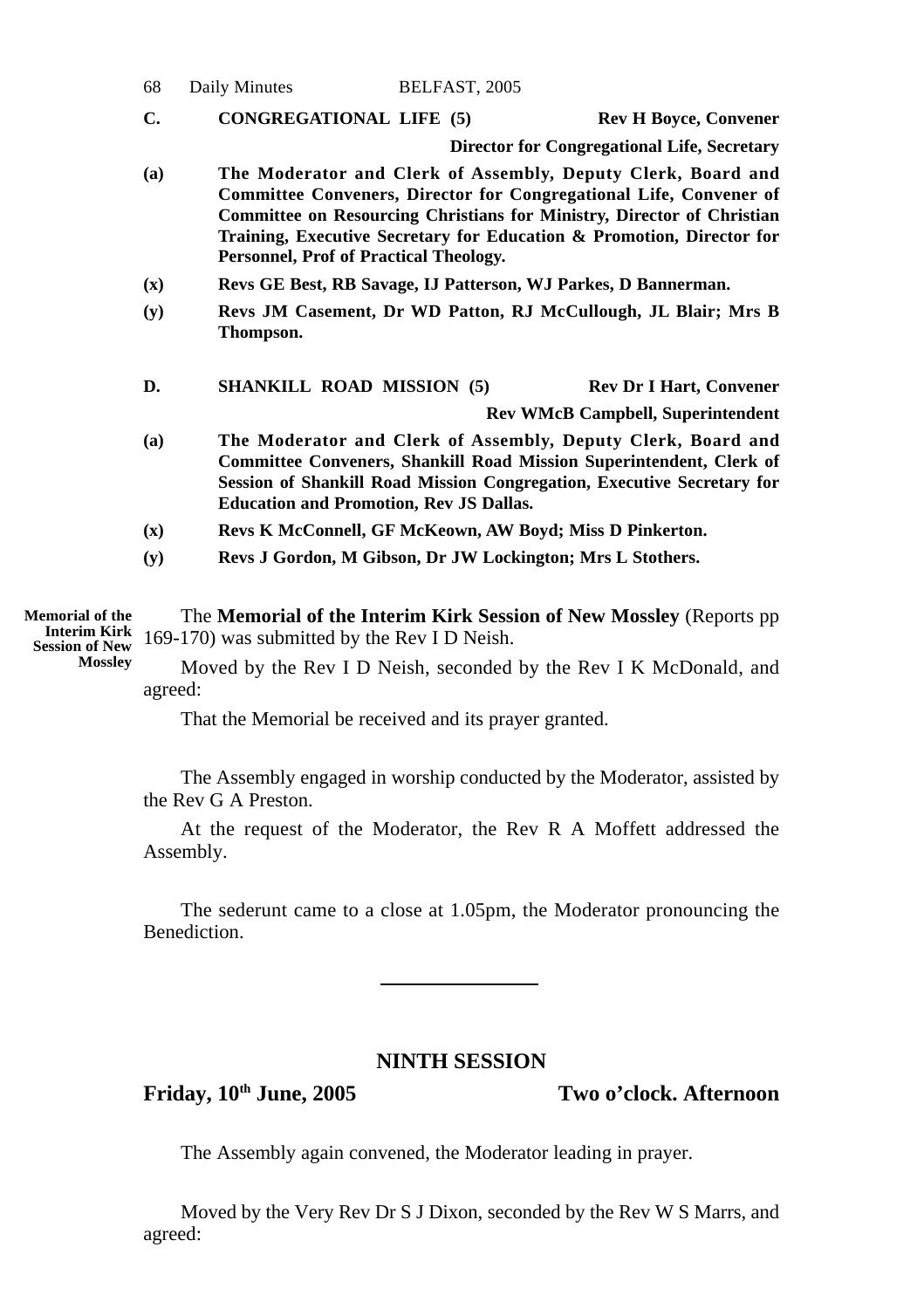**C. CONGREGATIONAL LIFE (5)** **Rev H Boyce, Convener**

**Director for Congregational Life, Secretary**

**(a)** **The Moderator and Clerk of Assembly, Deputy Clerk, Board and Committee Conveners, Director for Congregational Life, Convener of Committee on Resourcing Christians for Ministry, Director of Christian Training, Executive Secretary for Education & Promotion, Director for Personnel, Prof of Practical Theology.**

**(x)** **Revs GE Best, RB Savage, IJ Patterson, WJ Parkes, D Bannerman.**

**(y)** **Revs JM Casement, Dr WD Patton, RJ McCullough, JL Blair; Mrs B Thompson.**

**D. SHANKILL ROAD MISSION (5)** **Rev Dr I Hart, Convener**

**Rev WMcB Campbell, Superintendent**

**(a)** **The Moderator and Clerk of Assembly, Deputy Clerk, Board and Committee Conveners, Shankill Road Mission Superintendent, Clerk of Session of Shankill Road Mission Congregation, Executive Secretary for Education and Promotion, Rev JS Dallas.**

**(x)** **Revs K McConnell, GF McKeown, AW Boyd; Miss D Pinkerton.**

**(y)** **Revs J Gordon, M Gibson, Dr JW Lockington; Mrs L Stothers.**

**Memorial of the Interim Kirk Session of New Mossley**

The **Memorial of the Interim Kirk Session of New Mossley** (Reports pp 169-170) was submitted by the Rev I D Neish.

Moved by the Rev I D Neish, seconded by the Rev I K McDonald, and agreed:

That the Memorial be received and its prayer granted.

The Assembly engaged in worship conducted by the Moderator, assisted by the Rev G A Preston.

At the request of the Moderator, the Rev R A Moffett addressed the Assembly.

The sederunt came to a close at 1.05pm, the Moderator pronouncing the Benediction.

---

## NINTH SESSION

**Friday, 10th June, 2005** **Two o'clock. Afternoon**

The Assembly again convened, the Moderator leading in prayer.

Moved by the Very Rev Dr S J Dixon, seconded by the Rev W S Marrs, and agreed: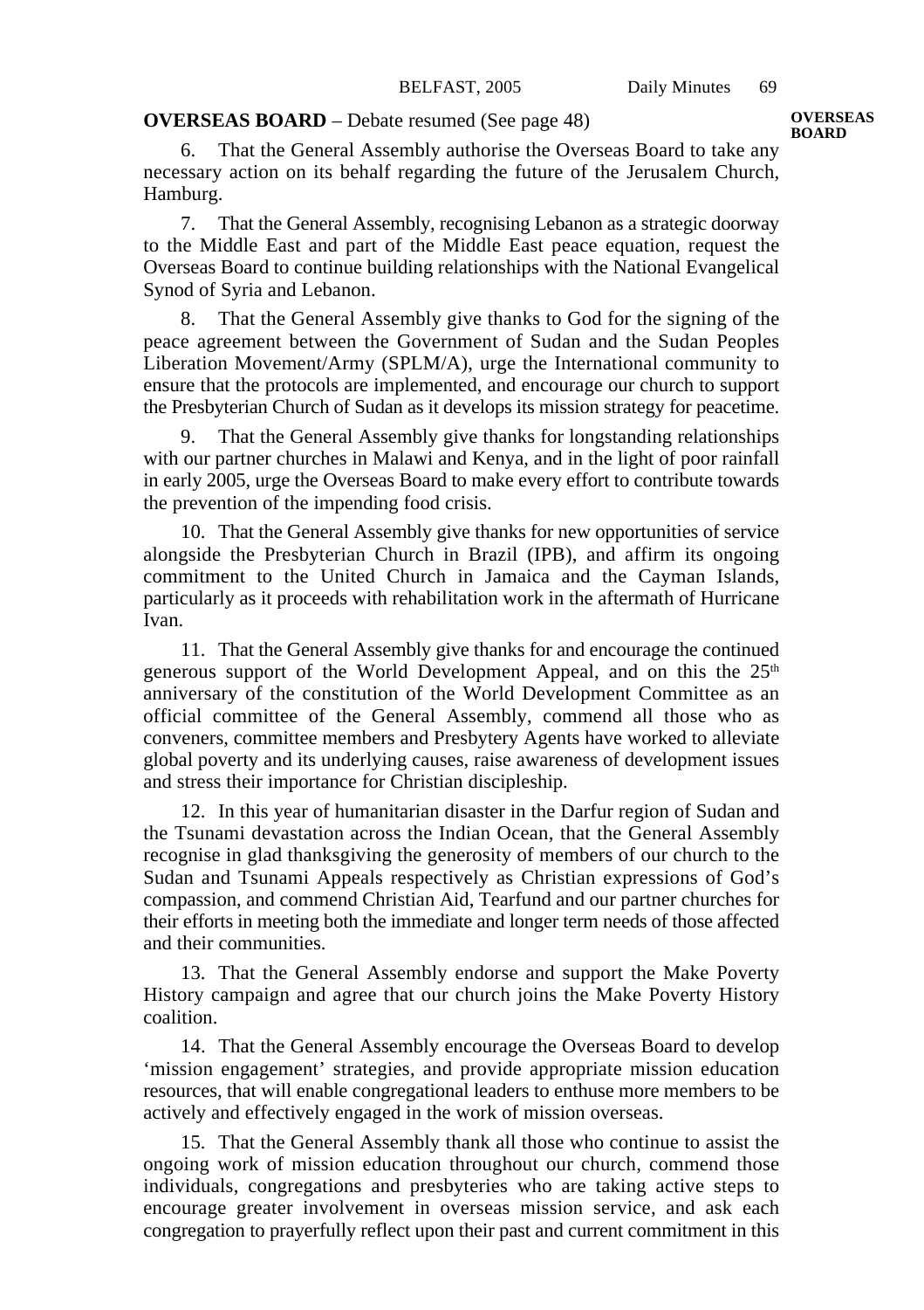**OVERSEAS BOARD** – Debate resumed (See page 48)

6. That the General Assembly authorise the Overseas Board to take any necessary action on its behalf regarding the future of the Jerusalem Church, Hamburg.

7. That the General Assembly, recognising Lebanon as a strategic doorway to the Middle East and part of the Middle East peace equation, request the Overseas Board to continue building relationships with the National Evangelical Synod of Syria and Lebanon.

8. That the General Assembly give thanks to God for the signing of the peace agreement between the Government of Sudan and the Sudan Peoples Liberation Movement/Army (SPLM/A), urge the International community to ensure that the protocols are implemented, and encourage our church to support the Presbyterian Church of Sudan as it develops its mission strategy for peacetime.

9. That the General Assembly give thanks for longstanding relationships with our partner churches in Malawi and Kenya, and in the light of poor rainfall in early 2005, urge the Overseas Board to make every effort to contribute towards the prevention of the impending food crisis.

10. That the General Assembly give thanks for new opportunities of service alongside the Presbyterian Church in Brazil (IPB), and affirm its ongoing commitment to the United Church in Jamaica and the Cayman Islands, particularly as it proceeds with rehabilitation work in the aftermath of Hurricane Ivan.

11. That the General Assembly give thanks for and encourage the continued generous support of the World Development Appeal, and on this the 25th anniversary of the constitution of the World Development Committee as an official committee of the General Assembly, commend all those who as conveners, committee members and Presbytery Agents have worked to alleviate global poverty and its underlying causes, raise awareness of development issues and stress their importance for Christian discipleship.

12. In this year of humanitarian disaster in the Darfur region of Sudan and the Tsunami devastation across the Indian Ocean, that the General Assembly recognise in glad thanksgiving the generosity of members of our church to the Sudan and Tsunami Appeals respectively as Christian expressions of God's compassion, and commend Christian Aid, Tearfund and our partner churches for their efforts in meeting both the immediate and longer term needs of those affected and their communities.

13. That the General Assembly endorse and support the Make Poverty History campaign and agree that our church joins the Make Poverty History coalition.

14. That the General Assembly encourage the Overseas Board to develop 'mission engagement' strategies, and provide appropriate mission education resources, that will enable congregational leaders to enthuse more members to be actively and effectively engaged in the work of mission overseas.

15. That the General Assembly thank all those who continue to assist the ongoing work of mission education throughout our church, commend those individuals, congregations and presbyteries who are taking active steps to encourage greater involvement in overseas mission service, and ask each congregation to prayerfully reflect upon their past and current commitment in this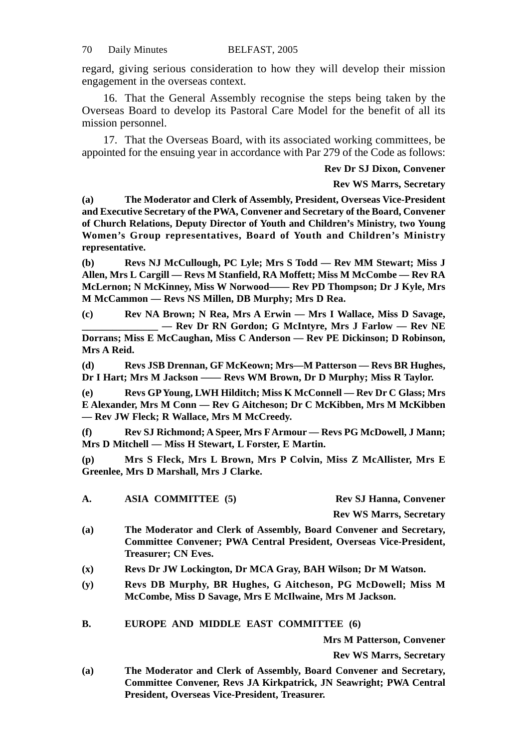regard, giving serious consideration to how they will develop their mission engagement in the overseas context.

16. That the General Assembly recognise the steps being taken by the Overseas Board to develop its Pastoral Care Model for the benefit of all its mission personnel.

17. That the Overseas Board, with its associated working committees, be appointed for the ensuing year in accordance with Par 279 of the Code as follows:

**Rev Dr SJ Dixon, Convener**

**Rev WS Marrs, Secretary**

**(a) The Moderator and Clerk of Assembly, President, Overseas Vice-President and Executive Secretary of the PWA, Convener and Secretary of the Board, Convener of Church Relations, Deputy Director of Youth and Children's Ministry, two Young Women's Group representatives, Board of Youth and Children's Ministry representative.**

**(b) Revs NJ McCullough, PC Lyle; Mrs S Todd — Rev MM Stewart; Miss J Allen, Mrs L Cargill — Revs M Stanfield, RA Moffett; Miss M McCombe — Rev RA McLernon; N McKinney, Miss W Norwood—— Rev PD Thompson; Dr J Kyle, Mrs M McCammon — Revs NS Millen, DB Murphy; Mrs D Rea.**

**(c) Rev NA Brown; N Rea, Mrs A Erwin — Mrs I Wallace, Miss D Savage, _______________ — Rev Dr RN Gordon; G McIntyre, Mrs J Farlow — Rev NE Dorrans; Miss E McCaughan, Miss C Anderson — Rev PE Dickinson; D Robinson, Mrs A Reid.**

**(d) Revs JSB Drennan, GF McKeown; Mrs—M Patterson — Revs BR Hughes, Dr I Hart; Mrs M Jackson —— Revs WM Brown, Dr D Murphy; Miss R Taylor.**

**(e) Revs GP Young, LWH Hilditch; Miss K McConnell — Rev Dr C Glass; Mrs E Alexander, Mrs M Conn — Rev G Aitcheson; Dr C McKibben, Mrs M McKibben — Rev JW Fleck; R Wallace, Mrs M McCreedy.**

**(f) Rev SJ Richmond; A Speer, Mrs F Armour — Revs PG McDowell, J Mann; Mrs D Mitchell — Miss H Stewart, L Forster, E Martin.**

**(p) Mrs S Fleck, Mrs L Brown, Mrs P Colvin, Miss Z McAllister, Mrs E Greenlee, Mrs D Marshall, Mrs J Clarke.**

**A. ASIA COMMITTEE (5)** **Rev SJ Hanna, Convener**

**Rev WS Marrs, Secretary**

**(a) The Moderator and Clerk of Assembly, Board Convener and Secretary, Committee Convener; PWA Central President, Overseas Vice-President, Treasurer; CN Eves.**

**(x) Revs Dr JW Lockington, Dr MCA Gray, BAH Wilson; Dr M Watson.**

**(y) Revs DB Murphy, BR Hughes, G Aitcheson, PG McDowell; Miss M McCombe, Miss D Savage, Mrs E McIlwaine, Mrs M Jackson.**

**B. EUROPE AND MIDDLE EAST COMMITTEE (6)**

**Mrs M Patterson, Convener**

**Rev WS Marrs, Secretary**

**(a) The Moderator and Clerk of Assembly, Board Convener and Secretary, Committee Convener, Revs JA Kirkpatrick, JN Seawright; PWA Central President, Overseas Vice-President, Treasurer.**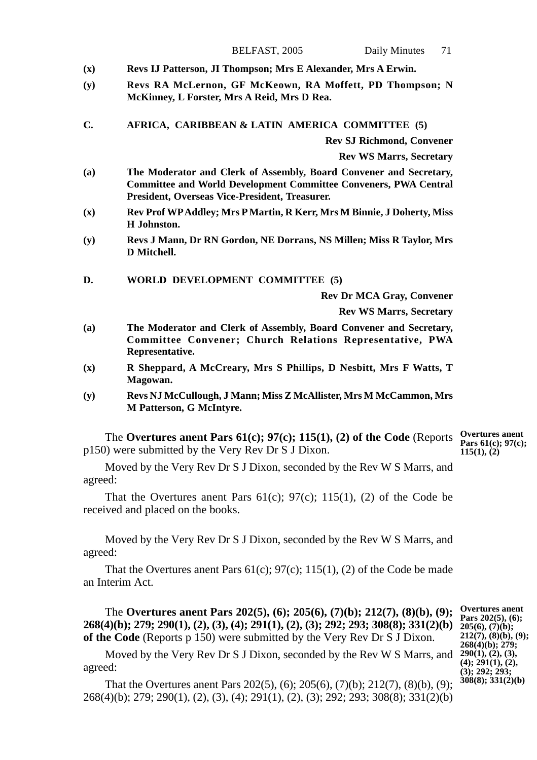**(x)** **Revs IJ Patterson, JI Thompson; Mrs E Alexander, Mrs A Erwin.**

**(y)** **Revs RA McLernon, GF McKeown, RA Moffett, PD Thompson; N McKinney, L Forster, Mrs A Reid, Mrs D Rea.**

### C. AFRICA, CARIBBEAN & LATIN AMERICA COMMITTEE (5)

**Rev SJ Richmond, Convener**

**Rev WS Marrs, Secretary**

**(a)** **The Moderator and Clerk of Assembly, Board Convener and Secretary, Committee and World Development Committee Conveners, PWA Central President, Overseas Vice-President, Treasurer.**

**(x)** **Rev Prof WP Addley; Mrs P Martin, R Kerr, Mrs M Binnie, J Doherty, Miss H Johnston.**

**(y)** **Revs J Mann, Dr RN Gordon, NE Dorrans, NS Millen; Miss R Taylor, Mrs D Mitchell.**

### D. WORLD DEVELOPMENT COMMITTEE (5)

**Rev Dr MCA Gray, Convener**

**Rev WS Marrs, Secretary**

**(a)** **The Moderator and Clerk of Assembly, Board Convener and Secretary, Committee Convener; Church Relations Representative, PWA Representative.**

**(x)** **R Sheppard, A McCreary, Mrs S Phillips, D Nesbitt, Mrs F Watts, T Magowan.**

**(y)** **Revs NJ McCullough, J Mann; Miss Z McAllister, Mrs M McCammon, Mrs M Patterson, G McIntyre.**

**Overtures anent Pars 61(c); 97(c); 115(1), (2)**

The **Overtures anent Pars 61(c); 97(c); 115(1), (2) of the Code** (Reports p150) were submitted by the Very Rev Dr S J Dixon.

Moved by the Very Rev Dr S J Dixon, seconded by the Rev W S Marrs, and agreed:

That the Overtures anent Pars 61(c); 97(c); 115(1), (2) of the Code be received and placed on the books.

Moved by the Very Rev Dr S J Dixon, seconded by the Rev W S Marrs, and agreed:

That the Overtures anent Pars 61(c); 97(c); 115(1), (2) of the Code be made an Interim Act.

**Overtures anent Pars 202(5), (6); 205(6), (7)(b); 212(7), (8)(b), (9); 268(4)(b); 279; 290(1), (2), (3), (4); 291(1), (2), (3); 292; 293; 308(8); 331(2)(b)**

The **Overtures anent Pars 202(5), (6); 205(6), (7)(b); 212(7), (8)(b), (9); 268(4)(b); 279; 290(1), (2), (3), (4); 291(1), (2), (3); 292; 293; 308(8); 331(2)(b) of the Code** (Reports p 150) were submitted by the Very Rev Dr S J Dixon.

Moved by the Very Rev Dr S J Dixon, seconded by the Rev W S Marrs, and agreed:

That the Overtures anent Pars 202(5), (6); 205(6), (7)(b); 212(7), (8)(b), (9); 268(4)(b); 279; 290(1), (2), (3), (4); 291(1), (2), (3); 292; 293; 308(8); 331(2)(b)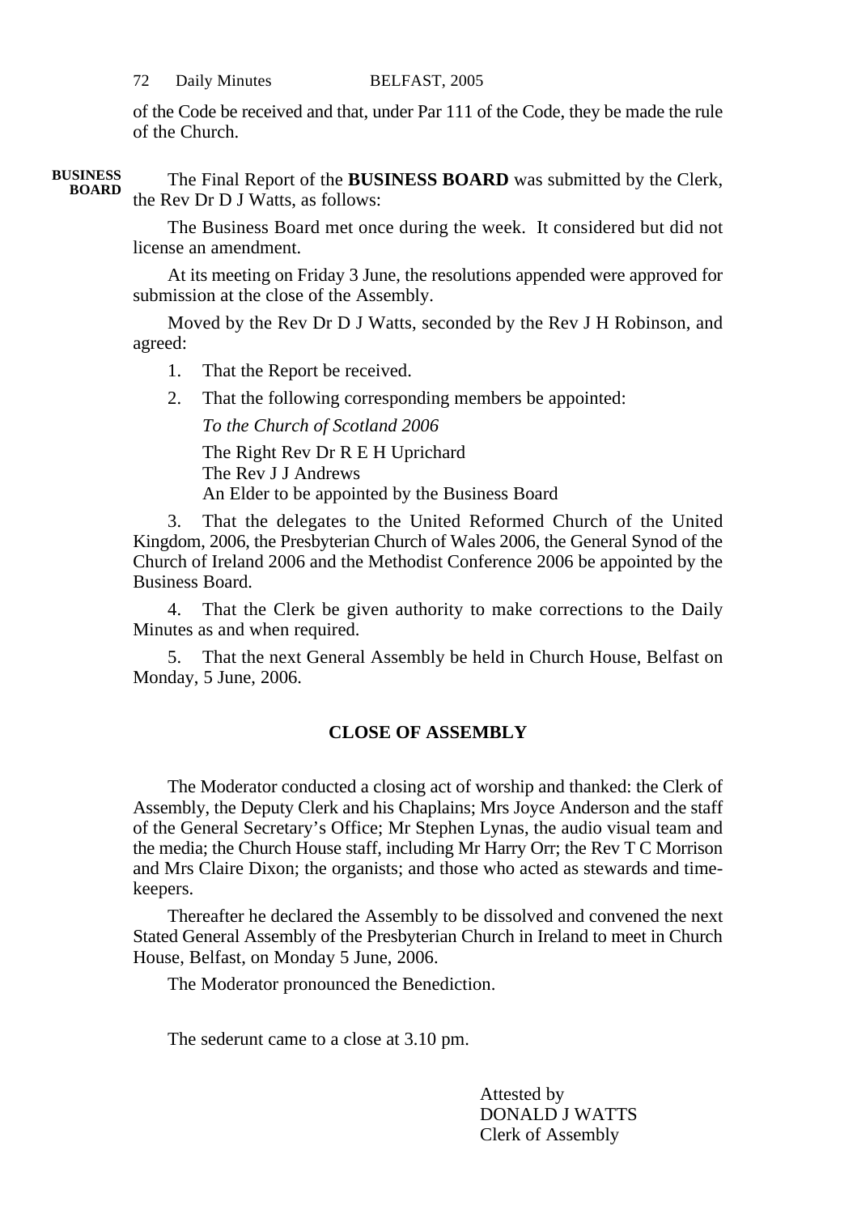of the Code be received and that, under Par 111 of the Code, they be made the rule of the Church.

**BUSINESS BOARD**

The Final Report of the **BUSINESS BOARD** was submitted by the Clerk, the Rev Dr D J Watts, as follows:

The Business Board met once during the week. It considered but did not license an amendment.

At its meeting on Friday 3 June, the resolutions appended were approved for submission at the close of the Assembly.

Moved by the Rev Dr D J Watts, seconded by the Rev J H Robinson, and agreed:

1. That the Report be received.
2. That the following corresponding members be appointed:

   *To the Church of Scotland 2006*

   The Right Rev Dr R E H Uprichard
   The Rev J J Andrews
   An Elder to be appointed by the Business Board

3. That the delegates to the United Reformed Church of the United Kingdom, 2006, the Presbyterian Church of Wales 2006, the General Synod of the Church of Ireland 2006 and the Methodist Conference 2006 be appointed by the Business Board.

4. That the Clerk be given authority to make corrections to the Daily Minutes as and when required.

5. That the next General Assembly be held in Church House, Belfast on Monday, 5 June, 2006.

## CLOSE OF ASSEMBLY

The Moderator conducted a closing act of worship and thanked: the Clerk of Assembly, the Deputy Clerk and his Chaplains; Mrs Joyce Anderson and the staff of the General Secretary's Office; Mr Stephen Lynas, the audio visual team and the media; the Church House staff, including Mr Harry Orr; the Rev T C Morrison and Mrs Claire Dixon; the organists; and those who acted as stewards and time-keepers.

Thereafter he declared the Assembly to be dissolved and convened the next Stated General Assembly of the Presbyterian Church in Ireland to meet in Church House, Belfast, on Monday 5 June, 2006.

The Moderator pronounced the Benediction.

The sederunt came to a close at 3.10 pm.

Attested by
DONALD J WATTS
Clerk of Assembly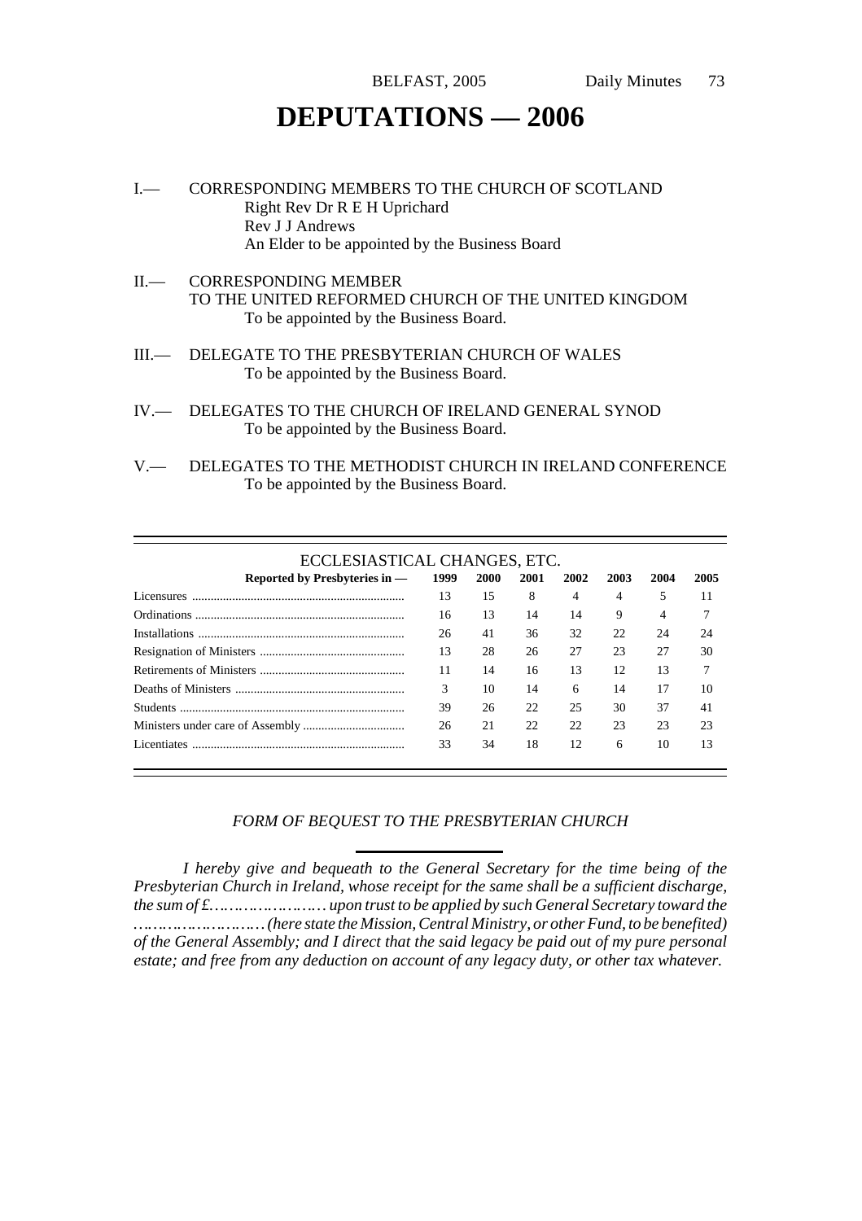# DEPUTATIONS — 2006

I.— CORRESPONDING MEMBERS TO THE CHURCH OF SCOTLAND
Right Rev Dr R E H Uprichard
Rev J J Andrews
An Elder to be appointed by the Business Board

II.— CORRESPONDING MEMBER
TO THE UNITED REFORMED CHURCH OF THE UNITED KINGDOM
To be appointed by the Business Board.

III.— DELEGATE TO THE PRESBYTERIAN CHURCH OF WALES
To be appointed by the Business Board.

IV.— DELEGATES TO THE CHURCH OF IRELAND GENERAL SYNOD
To be appointed by the Business Board.

V.— DELEGATES TO THE METHODIST CHURCH IN IRELAND CONFERENCE
To be appointed by the Business Board.

ECCLESIASTICAL CHANGES, ETC.

| Reported by Presbyteries in — | 1999 | 2000 | 2001 | 2002 | 2003 | 2004 | 2005 |
|---|---|---|---|---|---|---|---|
| Licensures | 13 | 15 | 8 | 4 | 4 | 5 | 11 |
| Ordinations | 16 | 13 | 14 | 14 | 9 | 4 | 7 |
| Installations | 26 | 41 | 36 | 32 | 22 | 24 | 24 |
| Resignation of Ministers | 13 | 28 | 26 | 27 | 23 | 27 | 30 |
| Retirements of Ministers | 11 | 14 | 16 | 13 | 12 | 13 | 7 |
| Deaths of Ministers | 3 | 10 | 14 | 6 | 14 | 17 | 10 |
| Students | 39 | 26 | 22 | 25 | 30 | 37 | 41 |
| Ministers under care of Assembly | 26 | 21 | 22 | 22 | 23 | 23 | 23 |
| Licentiates | 33 | 34 | 18 | 12 | 6 | 10 | 13 |

*FORM OF BEQUEST TO THE PRESBYTERIAN CHURCH*

*I hereby give and bequeath to the General Secretary for the time being of the Presbyterian Church in Ireland, whose receipt for the same shall be a sufficient discharge, the sum of £…………………… upon trust to be applied by such General Secretary toward the …………………….. (here state the Mission, Central Ministry, or other Fund, to be benefited) of the General Assembly; and I direct that the said legacy be paid out of my pure personal estate; and free from any deduction on account of any legacy duty, or other tax whatever.*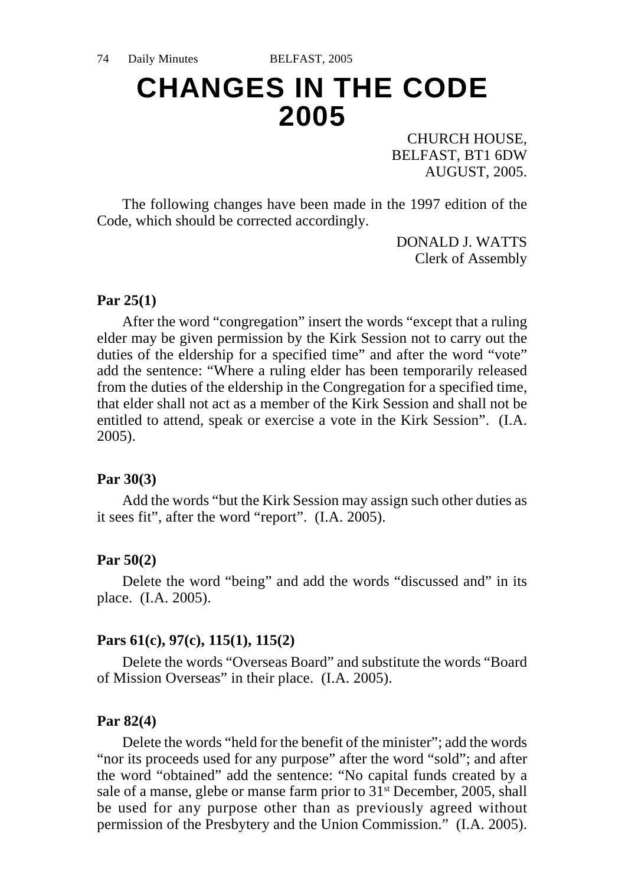# CHANGES IN THE CODE 2005

CHURCH HOUSE,
BELFAST, BT1 6DW
AUGUST, 2005.

The following changes have been made in the 1997 edition of the Code, which should be corrected accordingly.

DONALD J. WATTS
Clerk of Assembly

**Par 25(1)**

After the word “congregation” insert the words “except that a ruling elder may be given permission by the Kirk Session not to carry out the duties of the eldership for a specified time” and after the word “vote” add the sentence: “Where a ruling elder has been temporarily released from the duties of the eldership in the Congregation for a specified time, that elder shall not act as a member of the Kirk Session and shall not be entitled to attend, speak or exercise a vote in the Kirk Session”. (I.A. 2005).

**Par 30(3)**

Add the words “but the Kirk Session may assign such other duties as it sees fit”, after the word “report”. (I.A. 2005).

**Par 50(2)**

Delete the word “being” and add the words “discussed and” in its place. (I.A. 2005).

**Pars 61(c), 97(c), 115(1), 115(2)**

Delete the words “Overseas Board” and substitute the words “Board of Mission Overseas” in their place. (I.A. 2005).

**Par 82(4)**

Delete the words “held for the benefit of the minister”; add the words “nor its proceeds used for any purpose” after the word “sold”; and after the word “obtained” add the sentence: “No capital funds created by a sale of a manse, glebe or manse farm prior to 31st December, 2005, shall be used for any purpose other than as previously agreed without permission of the Presbytery and the Union Commission.” (I.A. 2005).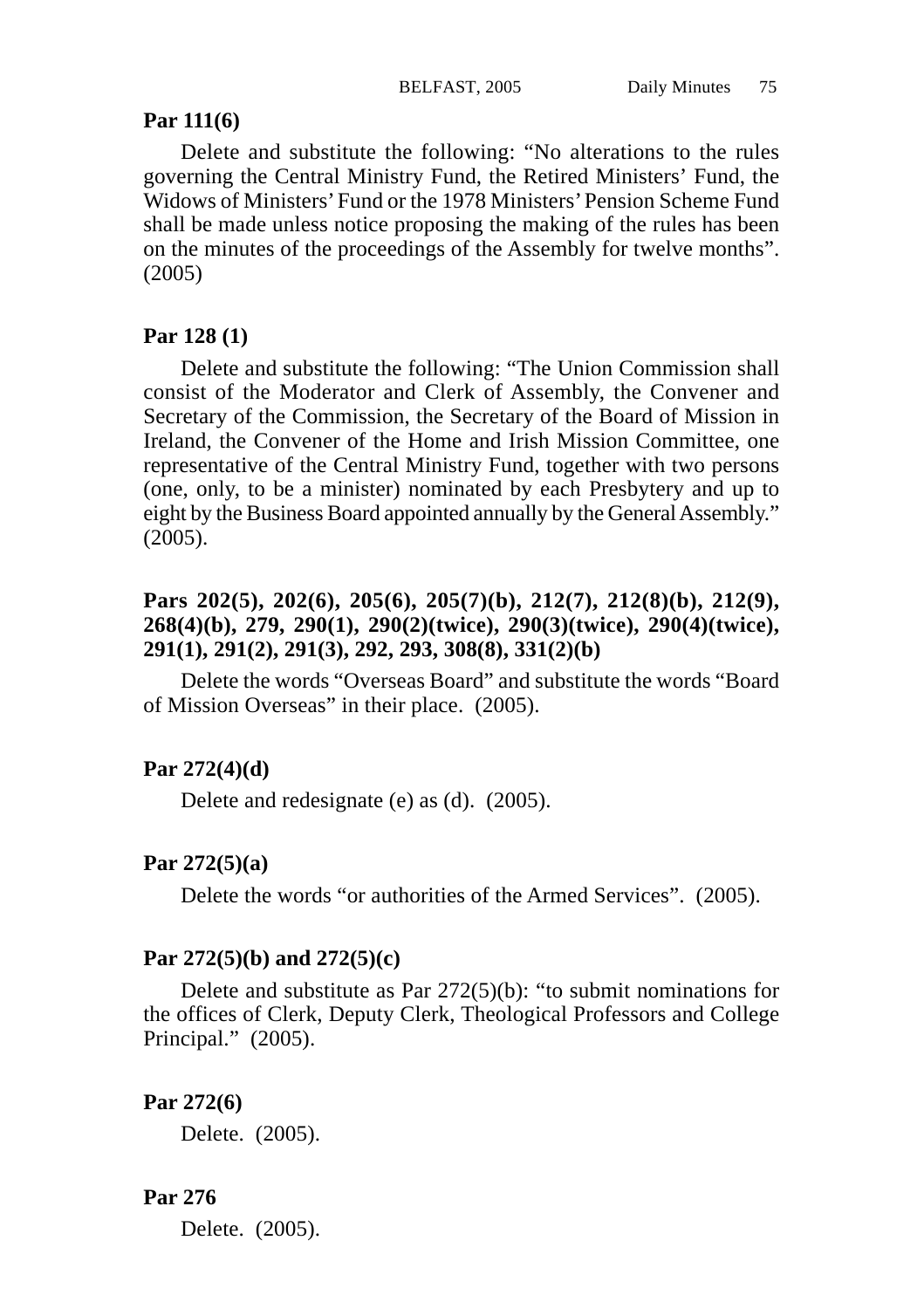**Par 111(6)**

Delete and substitute the following: "No alterations to the rules governing the Central Ministry Fund, the Retired Ministers' Fund, the Widows of Ministers' Fund or the 1978 Ministers' Pension Scheme Fund shall be made unless notice proposing the making of the rules has been on the minutes of the proceedings of the Assembly for twelve months". (2005)

**Par 128 (1)**

Delete and substitute the following: "The Union Commission shall consist of the Moderator and Clerk of Assembly, the Convener and Secretary of the Commission, the Secretary of the Board of Mission in Ireland, the Convener of the Home and Irish Mission Committee, one representative of the Central Ministry Fund, together with two persons (one, only, to be a minister) nominated by each Presbytery and up to eight by the Business Board appointed annually by the General Assembly." (2005).

**Pars 202(5), 202(6), 205(6), 205(7)(b), 212(7), 212(8)(b), 212(9), 268(4)(b), 279, 290(1), 290(2)(twice), 290(3)(twice), 290(4)(twice), 291(1), 291(2), 291(3), 292, 293, 308(8), 331(2)(b)**

Delete the words "Overseas Board" and substitute the words "Board of Mission Overseas" in their place. (2005).

**Par 272(4)(d)**

Delete and redesignate (e) as (d). (2005).

**Par 272(5)(a)**

Delete the words "or authorities of the Armed Services". (2005).

**Par 272(5)(b) and 272(5)(c)**

Delete and substitute as Par 272(5)(b): "to submit nominations for the offices of Clerk, Deputy Clerk, Theological Professors and College Principal." (2005).

**Par 272(6)**

Delete. (2005).

**Par 276**

Delete. (2005).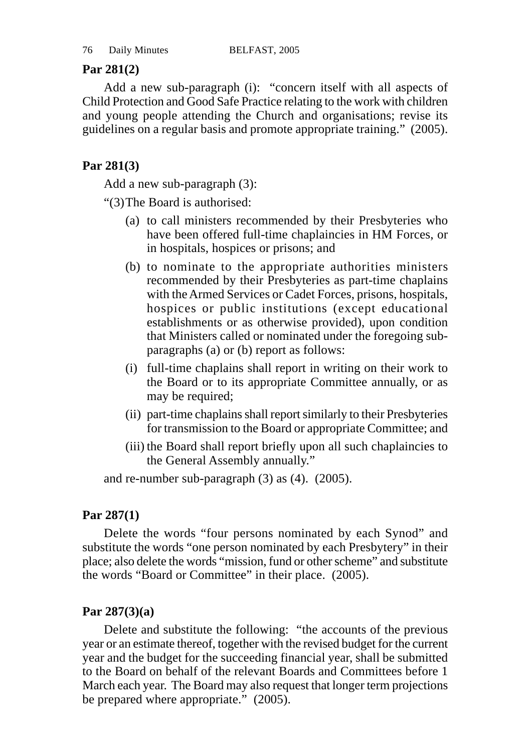**Par 281(2)**

Add a new sub-paragraph (i): "concern itself with all aspects of Child Protection and Good Safe Practice relating to the work with children and young people attending the Church and organisations; revise its guidelines on a regular basis and promote appropriate training." (2005).

**Par 281(3)**

Add a new sub-paragraph (3):

"(3) The Board is authorised:

(a) to call ministers recommended by their Presbyteries who have been offered full-time chaplaincies in HM Forces, or in hospitals, hospices or prisons; and

(b) to nominate to the appropriate authorities ministers recommended by their Presbyteries as part-time chaplains with the Armed Services or Cadet Forces, prisons, hospitals, hospices or public institutions (except educational establishments or as otherwise provided), upon condition that Ministers called or nominated under the foregoing sub-paragraphs (a) or (b) report as follows:

(i) full-time chaplains shall report in writing on their work to the Board or to its appropriate Committee annually, or as may be required;

(ii) part-time chaplains shall report similarly to their Presbyteries for transmission to the Board or appropriate Committee; and

(iii) the Board shall report briefly upon all such chaplaincies to the General Assembly annually."

and re-number sub-paragraph (3) as (4). (2005).

**Par 287(1)**

Delete the words "four persons nominated by each Synod" and substitute the words "one person nominated by each Presbytery" in their place; also delete the words "mission, fund or other scheme" and substitute the words "Board or Committee" in their place. (2005).

**Par 287(3)(a)**

Delete and substitute the following: "the accounts of the previous year or an estimate thereof, together with the revised budget for the current year and the budget for the succeeding financial year, shall be submitted to the Board on behalf of the relevant Boards and Committees before 1 March each year. The Board may also request that longer term projections be prepared where appropriate." (2005).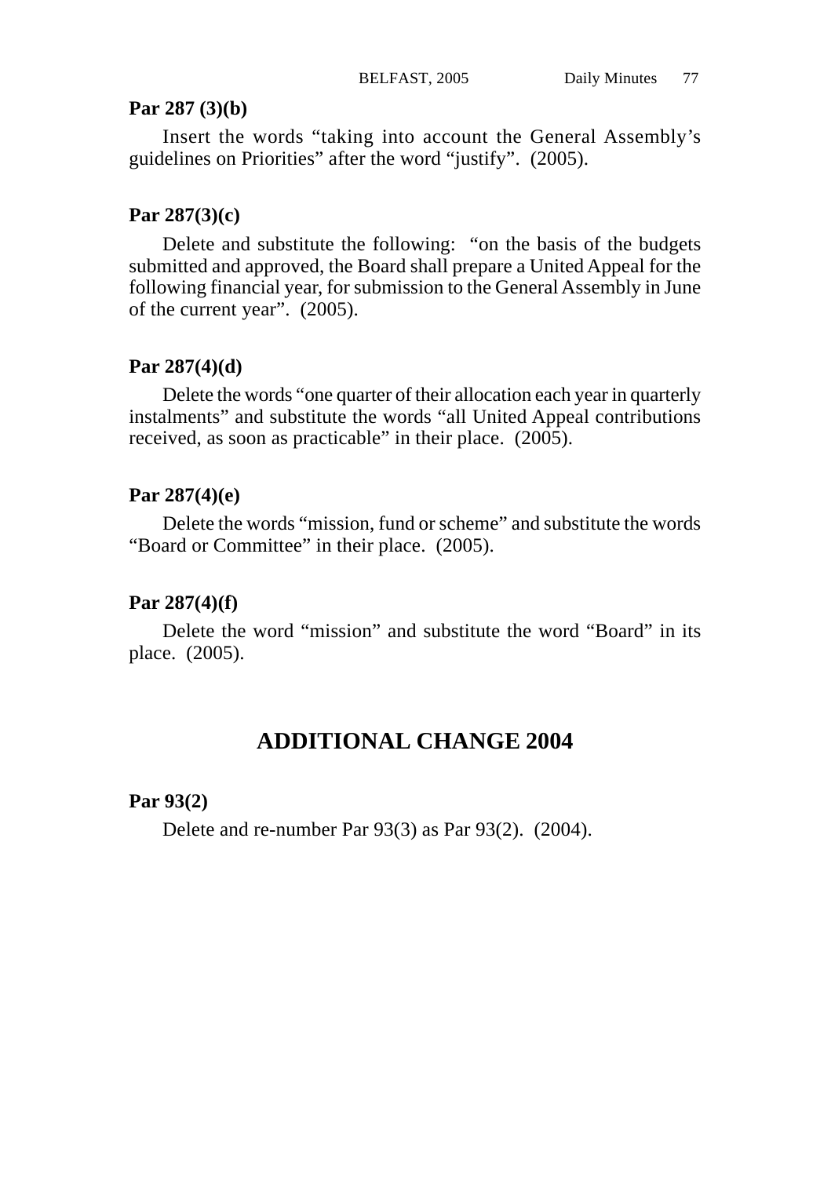**Par 287 (3)(b)**

Insert the words "taking into account the General Assembly's guidelines on Priorities" after the word "justify". (2005).

**Par 287(3)(c)**

Delete and substitute the following: "on the basis of the budgets submitted and approved, the Board shall prepare a United Appeal for the following financial year, for submission to the General Assembly in June of the current year". (2005).

**Par 287(4)(d)**

Delete the words "one quarter of their allocation each year in quarterly instalments" and substitute the words "all United Appeal contributions received, as soon as practicable" in their place. (2005).

**Par 287(4)(e)**

Delete the words "mission, fund or scheme" and substitute the words "Board or Committee" in their place. (2005).

**Par 287(4)(f)**

Delete the word "mission" and substitute the word "Board" in its place. (2005).

## ADDITIONAL CHANGE 2004

**Par 93(2)**

Delete and re-number Par 93(3) as Par 93(2). (2004).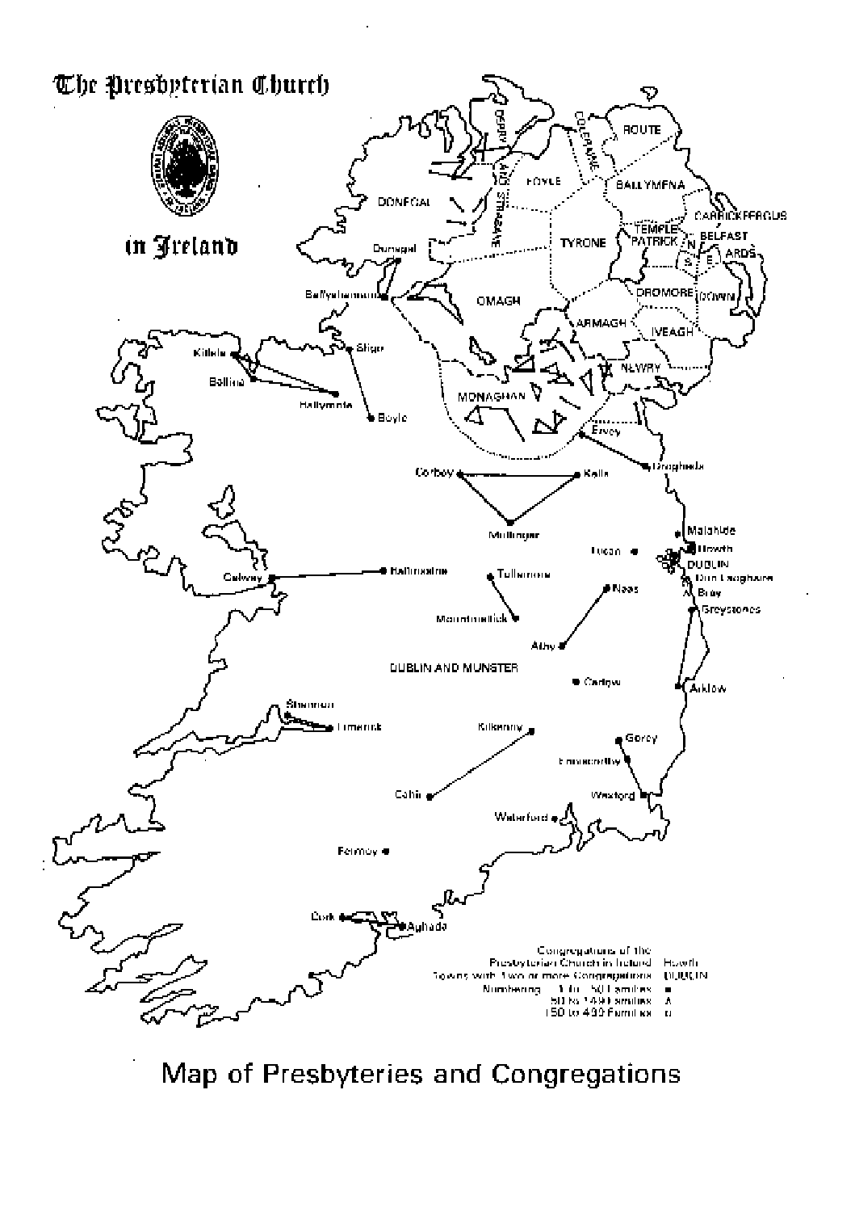The Presbyterian Church

in Ireland

DERRY AND STRABANE

COLERAINE

ROUTE

FOYLE

BALLYMENA

DONEGAL

CARRICKFERGUS

TEMPLEPATRICK

BELFAST

TYRONE

N

S

E

ARDS

Dunegal

Ballyshannon

OMAGH

DROMORE

DOWN

ARMAGH

IVEAGH

Killala

Sligo

NEWRY

Ballina

Ballymote

Boyle

MONAGHAN

Ervey

Drogheda

Corboy

Kells

Mullingar

Malahide

Lucan

Howth

DUBLIN

Dun Laoghaire

Galway

Ballinasloe

Tullamore

Naas

Bray

Greystones

Mountmellick

Athy

DUBLIN AND MUNSTER

Carlow

Arklow

Shannon

Limerick

Kilkenny

Gorey

Enniscorthy

Cahir

Wexford

Waterford

Fermoy

Cork

Aghada

Congregations of the Presbyterian Church in Ireland Howth

Towns with two or more Congregations DUBLIN

Numbering 1 to 50 Families ■

50 to 149 Families ▲

150 to 400 Families □

Map of Presbyteries and Congregations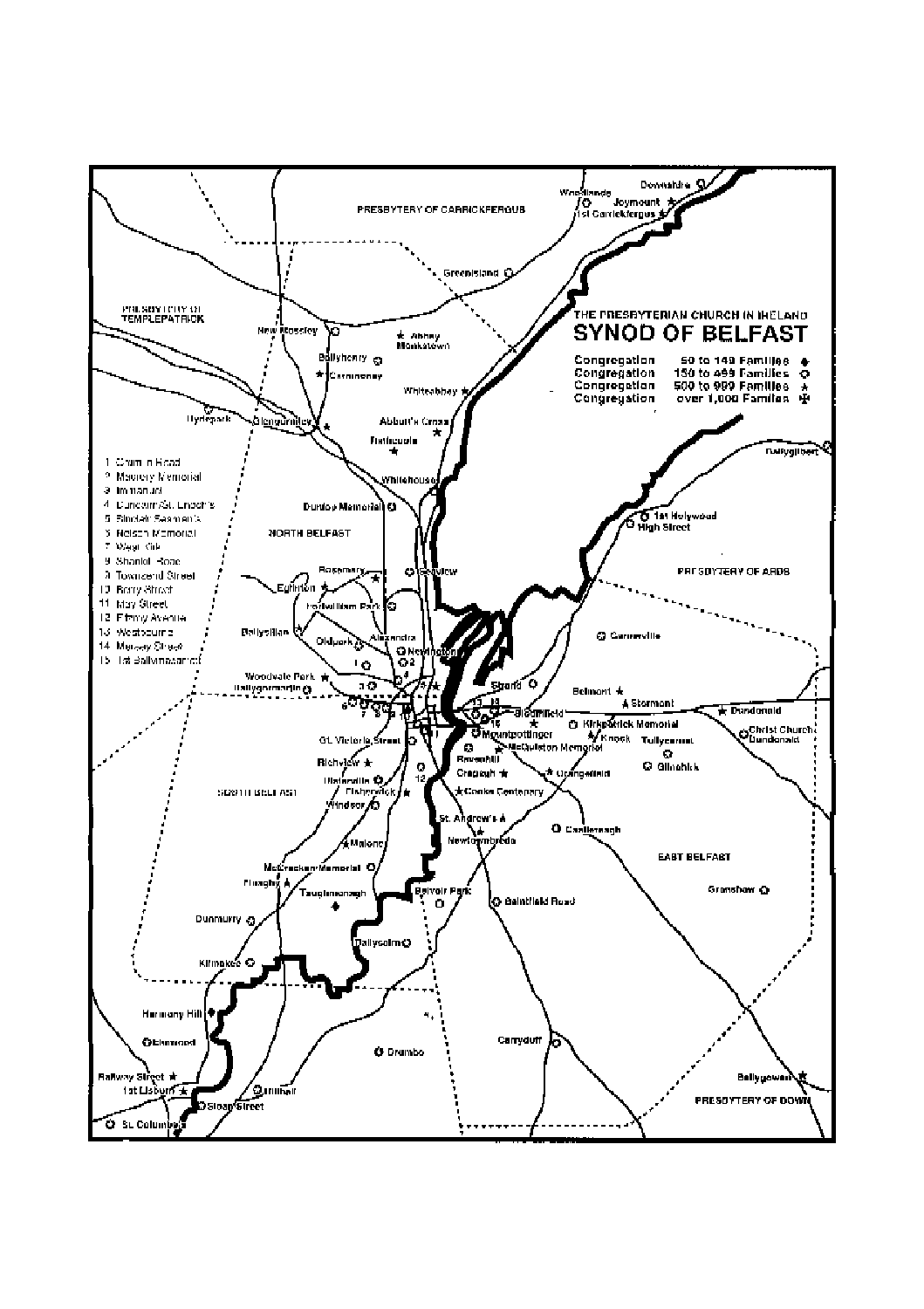# THE PRESBYTERIAN CHURCH IN IRELAND

## SYNOD OF BELFAST

| | | |
|---|---|---|
| Congregation | 50 to 149 Families | ♦ |
| Congregation | 150 to 499 Families | ✪ |
| Congregation | 500 to 999 Families | ★ |
| Congregation | over 1,000 Families | ✠ |

1. Crumlin Road
2. Macrory Memorial
3. Immanuel
4. Duncairn/St. Enoch's
5. Sinclair Seamen's
6. Nelson Memorial
7. West Kirk
8. Shankill Road
9. Townsend Street
10. Berry Street
11. May Street
12. Fitzroy Avenue
13. Westbourne
14. Mersey Street
15. 1st Ballymacarrett

PRESBYTERY OF CARRICKFERGUS

Woodlands, Downshire, Joymount, 1st Carrickfergus, Greenisland

PRESBYTERY OF TEMPLEPATRICK

New Mossley, Abbey Monkstown, Ballyhenry, Carnmoney, Whiteabbey, Hydepark, Glengormley, Abbot's Cross, Rathcoole, Whitehouse, Ballygilbert

NORTH BELFAST

Dunlop Memorial, Rosemary, Seaview, Egliinton, Fortwilliam Park, Ballysillan, Oldpark, Alexandra, Newington, Woodvale Park, Ballygomartin

1st Holywood High Street

PRESBYTERY OF ARDS

Gardenville, Strand, Belmont, Stormont, Bloomfield, Dundonald, Kirkpatrick Memorial, Christ Church Dundonald, Knock, Mountpottinger, McQuiston Memorial, Tullycarnet, Ravenhill, Gilnahirk, Cregagh, Orangefield, Cooke Centenary

SOUTH BELFAST

Gt. Victoria Street, Richview, Ulsterville, Fisherwick, Windsor, Malone, St. Andrew's, Newtownbreda, Castlereagh, McCracken Memorial, Finaghy, Taughmonagh, Belvoir Park, Saintfield Road, Dunmurry, Ballycolm, Kilmakee

EAST BELFAST

Granshaw

Harmony Hill, Elmwood, Drumbo, Carryduff, Railway Street, 1st Lisburn, Hillhall, Sloan Street, St. Columba's, Ballygowan

PRESBYTERY OF DOWN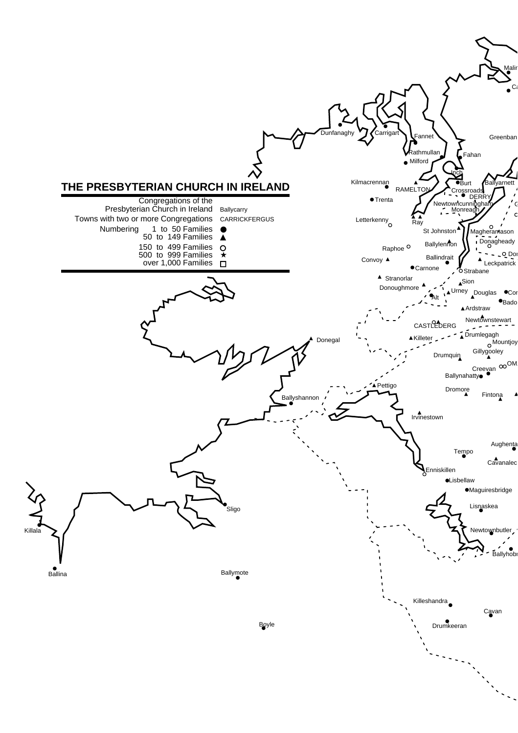# THE PRESBYTERIAN CHURCH IN IRELAND

| | |
|---|---|
| Congregations of the Presbyterian Church in Ireland | Ballycarry |
| Towns with two or more Congregations | CARRICKFERGUS |
| Numbering 1 to 50 Families | ● |
| 50 to 149 Families | ▲ |
| 150 to 499 Families | ○ |
| 500 to 999 Families | ★ |
| over 1,000 Families | □ |

Malin, Dunfanaghy, Carrigart, Fannet, Greenbank, Rathmullan, Fahan, Milford, Inch, Kilmacrennan, RAMELTON, Burt, Ballyarnett, Crossroads, DERRY, Trenta, Newtowncunningham, Monreagh, Letterkenny, Ray, St Johnston, Magheramason, Donagheady, Ballylennon, Raphoe, Ballindrait, Leckpatrick, Convoy, Carnone, Strabane, Stranorlar, Sion, Donoughmore, Urney, Douglas, Alt, Badoney, Ardstraw, Newtownstewart, CASTLEDERG, Killeter, Drumlegagh, Mountjoy, Donegal, Gillygooley, Drumquin, Creevan, OMAGH, Ballynahatty, Pettigo, Dromore, Fintona, Ballyshannon, Irvinestown, Aughentaine, Tempo, Cavanaleck, Enniskillen, Lisbellaw, Maguiresbridge, Sligo, Lisnaskea, Newtownbutler, Killala, Ballyhobridge, Ballina, Ballymote, Killeshandra, Cavan, Drumkeeran, Boyle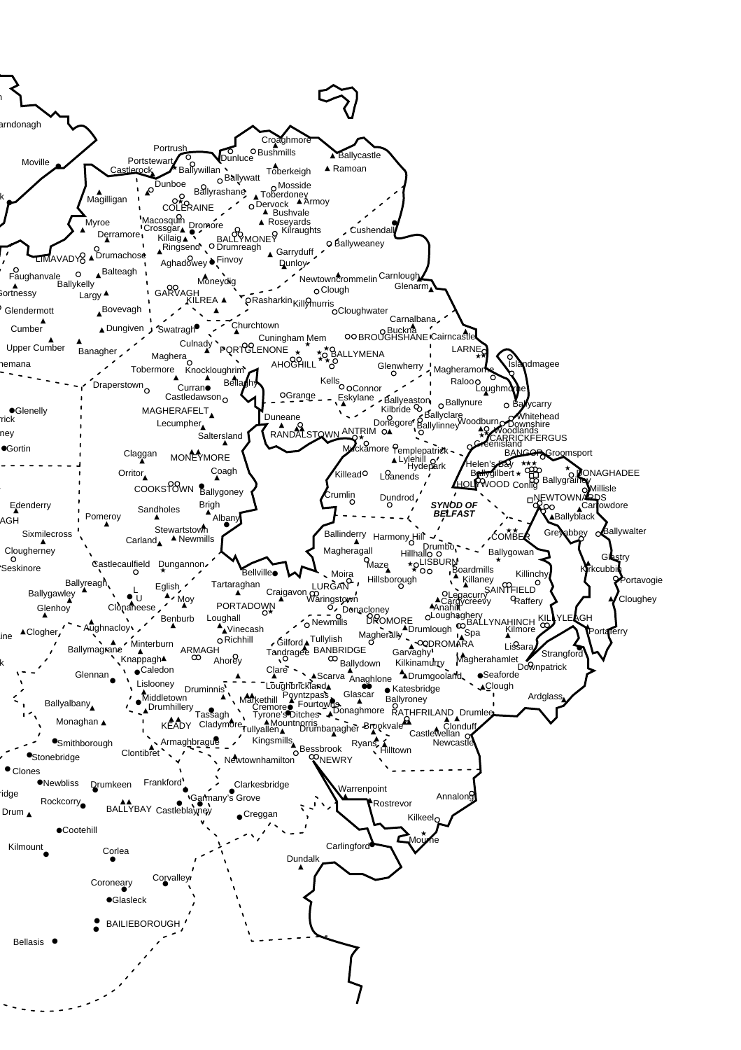arndonagh
Moville
Portrush
Portstewart
Castlerock
Dunluce
Bushmills
Croaghmore
Ballycastle
Ramoan
Ballywillan
Ballywatt
Toberkeigh
Magilligan
Dunboe
Ballyrashane
Mosside
Toberdoney
Armoy
Dervock
COLERAINE
Bushvale
Myroe
Macosquin
Roseyards
Derramore
Crossgar
Dromore
Kilraughts
Cushendall
Killaig
BALLYMONEY
Ringsend
Drumreagh
Ballyweaney
LIMAVADY
Drumachose
Garryduff
Aghadowey
Finvoy
Dunloy
Faughanvale
Balteagh
Ballykelly
Moneydig
Newtowncrommelin
Carnlough
Gortnessy
Largy
GARVAGH
Clough
Glenarm
KILREA
Rasharkin
Killymurris
Glendermott
Bovevagh
Cloughwater
Carnalbana
Cumber
Dungiven
Swatragh
Churchtown
Buckna
Culnady
Cuningham Mem
BROUGHSHANE
Cairncastle
Upper Cumber
Banagher
Maghera
PORTGLENONE
LARNE
hemana
BALLYMENA
AHOGHILL
Islandmagee
Tobermore
Knockloughrim
Glenwherry
Magheramorne
Kells
Raloo
Draperstown
Bellaghy
Connor
Loughmorne
Curran
Grange
Eskylane
Ballycarry
Castledawson
Ballyeaston
Ballynure
Glenelly
MAGHERAFELT
Kilbride
Ballyclare
Whitehead
rick
Duneane
Donegore
Woodburn
Downshire
ney
Lecumpher
Ballylinney
Woodlands
RANDALSTOWN
ANTRIM
CARRICKFERGUS
Saltersland
Greenisland
Gortin
Muckamore
Templepatrick
BANGOR
Groomsport
Claggan
MONEYMORE
Lylehill
Hydepark
Coagh
Helen's Bay
Orritor
Killead
Loanends
Ballygilbert
DONAGHADEE
COOKSTOWN
HOLYWOOD
Conlig
Ballygrainey
Ballygoney
Millisle
Crumlin
Dundrod
NEWTOWNARDS
Edenderry
Sandholes
Brigh
SYNOD OF BELFAST
Carrowdore
Albany
Ballyblack
AGH
Pomeroy
Stewartstown
Newmills
Ballinderry
Harmony Hill
COMBER
Greyabbey
Ballywalter
Sixmilecross
Carland
Drumbo
Clougherney
Magheragall
Hillhall
Ballygowan
LISBURN
Glastry
Castlecaulfield
Dungannon
Maze
Seskinore
Boardmills
Killinchy
Kirkcubbin
Bellville
Moira
Hillsborough
Ballyreagh
Killaney
Portavogie
Tartaraghan
Eglish
LURGAN
SAINTFIELD
Ballygawley
L
U
Craigavon
Lenacurry
Moy
Waringstown
Carnycreevy
Raffery
Cloughey
Clonaneese
PORTADOWN
Glenhoy
Annahilt
Donacloney
Loughaghery
Loughall
KILLYLEAGH
Benburb
Newmills
DROMORE
BALLYNAHINCH
Aughnacloy
Clogher
Vinecash
Drumlough
Kilmore
Portaferry
Spa
ine
Magherally
Richhill
Minterburn
Gilford
Tullylish
DROMARA
Lissara
Ballymagrane
ARMAGH
Tandragee
BANBRIDGE
Strangford
Knappagh
Ahorey
Garvaghy
Magherahamlet
Ballydown
Kilkinamurry
Downpatrick
Caledon
Glennan
Clare
Scarva
Seaforde
Drumgooland
Lislooney
Loughbrickland
Anaghlone
Katesbridge
Clough
Druminnis
Middletown
Poyntzpass
Glascar
Ballyalbany
Markethill
Ballyroney
Ardglass
Fourtowns
Drumhillery
Cremore
Tassagh
Tyrone's Ditches
Donaghmore
RATHFRILAND
Drumlee
Monaghan
Mountnorris
KEADY
Cladymore
Brookvale
Clonduff
Tullyallen
Drumbanagher
Castlewellan
Smithborough
Armaghbrague
Kingsmills
Newcastle
Ryans
Clontibret
Hilltown
Stonebridge
Bessbrook
Newtownhamilton
NEWRY
Clones
Newbliss
Drumkeen
Frankford
Clarkesbridge
Warrenpoint
ridge
Rockcorry
Annalong
Gamany's Grove
Rostrevor
Drum
BALLYBAY
Castleblayney
Creggan
Kilkeel
Cootehill
Mourne
Kilmount
Corlea
Carlingford
Dundalk
Coroneary
Corvalley
Glasleck
BAILIEBOROUGH
Bellasis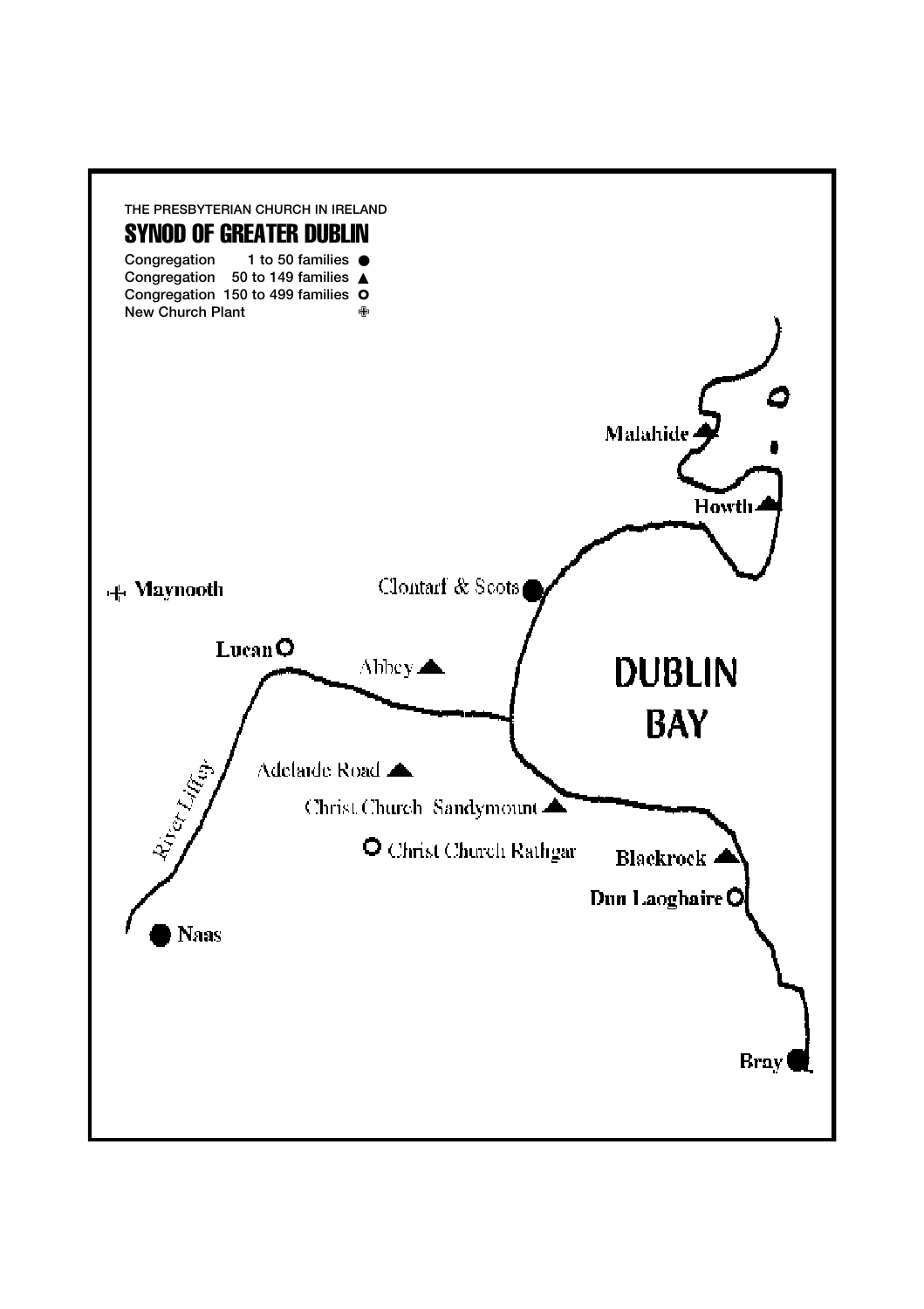THE PRESBYTERIAN CHURCH IN IRELAND

## SYNOD OF GREATER DUBLIN

Congregation 1 to 50 families ●
Congregation 50 to 149 families ▲
Congregation 150 to 499 families ○
New Church Plant ⊕

Malahide ▲
Howth ▲
Maynooth ⊕
Clontarf & Scots ●
Lucan ○
Abbey ▲
DUBLIN BAY
River Liffey
Adelaide Road ▲
Christ Church Sandymount ▲
Christ Church Rathgar ○
Blackrock ▲
Dun Laoghaire ○
Naas ●
Bray ●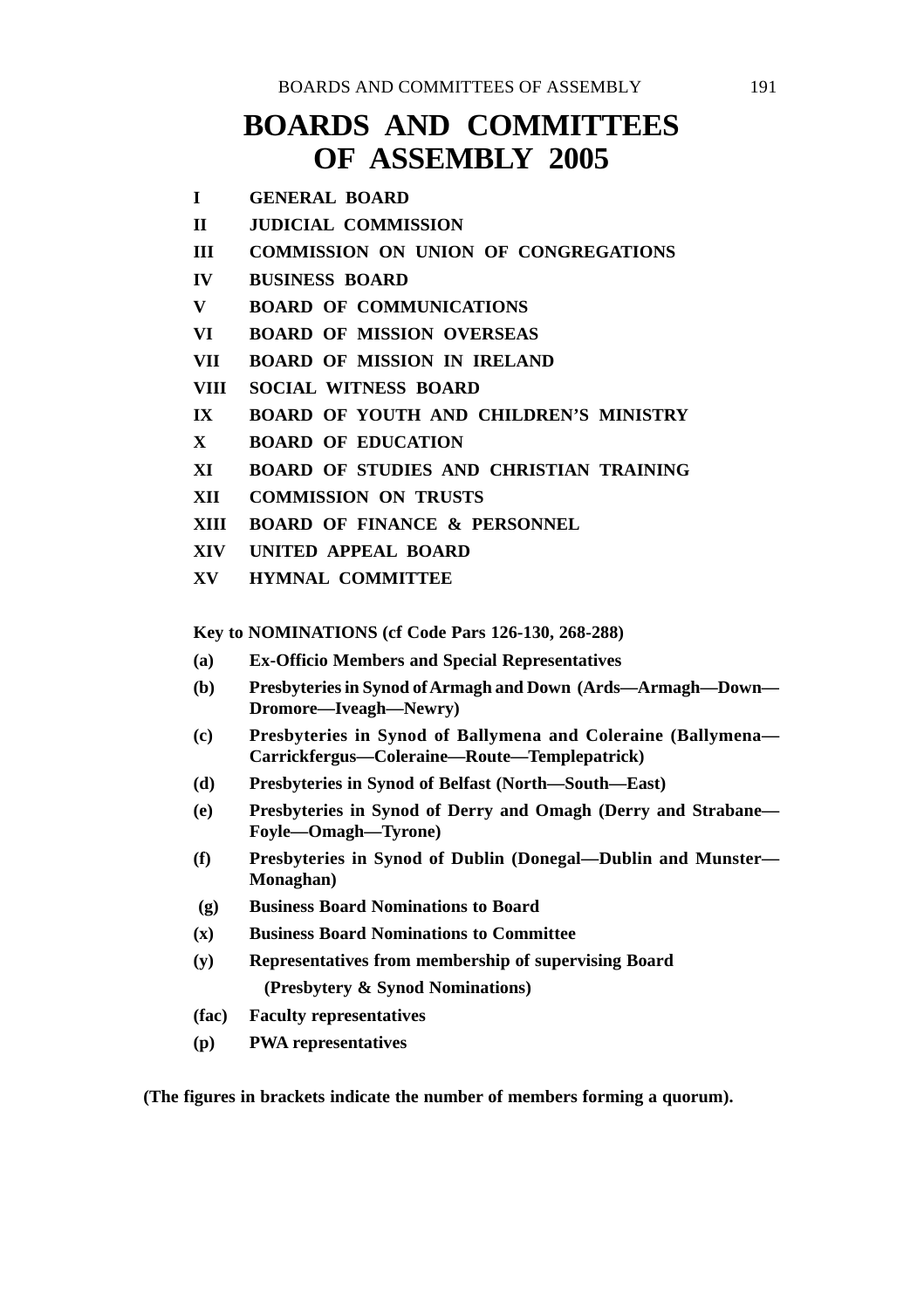# BOARDS AND COMMITTEES OF ASSEMBLY 2005

**I GENERAL BOARD**

**II JUDICIAL COMMISSION**

**III COMMISSION ON UNION OF CONGREGATIONS**

**IV BUSINESS BOARD**

**V BOARD OF COMMUNICATIONS**

**VI BOARD OF MISSION OVERSEAS**

**VII BOARD OF MISSION IN IRELAND**

**VIII SOCIAL WITNESS BOARD**

**IX BOARD OF YOUTH AND CHILDREN'S MINISTRY**

**X BOARD OF EDUCATION**

**XI BOARD OF STUDIES AND CHRISTIAN TRAINING**

**XII COMMISSION ON TRUSTS**

**XIII BOARD OF FINANCE & PERSONNEL**

**XIV UNITED APPEAL BOARD**

**XV HYMNAL COMMITTEE**

**Key to NOMINATIONS (cf Code Pars 126-130, 268-288)**

**(a) Ex-Officio Members and Special Representatives**

**(b) Presbyteries in Synod of Armagh and Down (Ards—Armagh—Down—Dromore—Iveagh—Newry)**

**(c) Presbyteries in Synod of Ballymena and Coleraine (Ballymena—Carrickfergus—Coleraine—Route—Templepatrick)**

**(d) Presbyteries in Synod of Belfast (North—South—East)**

**(e) Presbyteries in Synod of Derry and Omagh (Derry and Strabane—Foyle—Omagh—Tyrone)**

**(f) Presbyteries in Synod of Dublin (Donegal—Dublin and Munster—Monaghan)**

**(g) Business Board Nominations to Board**

**(x) Business Board Nominations to Committee**

**(y) Representatives from membership of supervising Board (Presbytery & Synod Nominations)**

**(fac) Faculty representatives**

**(p) PWA representatives**

**(The figures in brackets indicate the number of members forming a quorum).**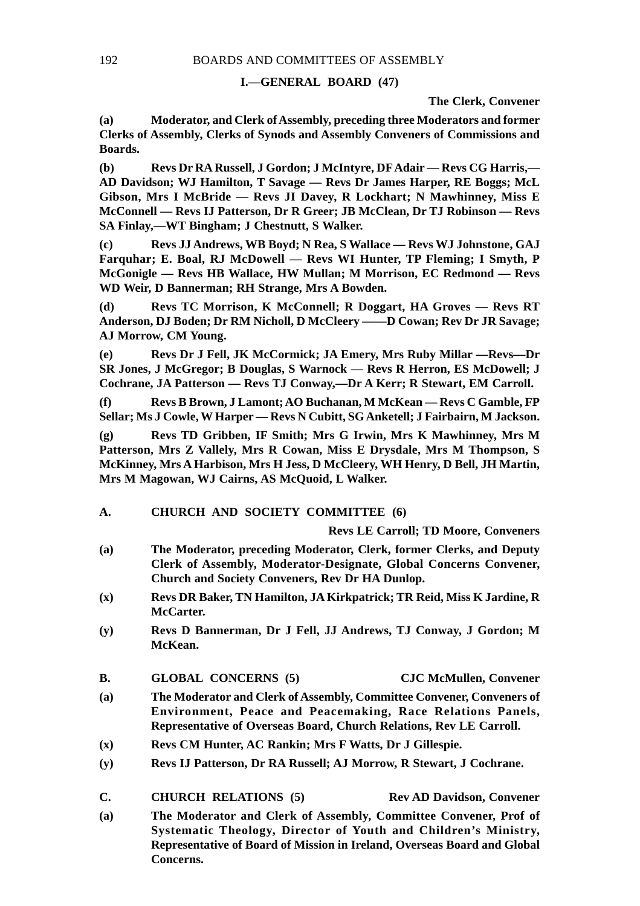## I.—GENERAL BOARD (47)

**The Clerk, Convener**

**(a)** **Moderator, and Clerk of Assembly, preceding three Moderators and former Clerks of Assembly, Clerks of Synods and Assembly Conveners of Commissions and Boards.**

**(b)** **Revs Dr RA Russell, J Gordon; J McIntyre, DF Adair — Revs CG Harris,— AD Davidson; WJ Hamilton, T Savage — Revs Dr James Harper, RE Boggs; McL Gibson, Mrs I McBride — Revs JI Davey, R Lockhart; N Mawhinney, Miss E McConnell — Revs IJ Patterson, Dr R Greer; JB McClean, Dr TJ Robinson — Revs SA Finlay,—WT Bingham; J Chestnutt, S Walker.**

**(c)** **Revs JJ Andrews, WB Boyd; N Rea, S Wallace — Revs WJ Johnstone, GAJ Farquhar; E. Boal, RJ McDowell — Revs WI Hunter, TP Fleming; I Smyth, P McGonigle — Revs HB Wallace, HW Mullan; M Morrison, EC Redmond — Revs WD Weir, D Bannerman; RH Strange, Mrs A Bowden.**

**(d)** **Revs TC Morrison, K McConnell; R Doggart, HA Groves — Revs RT Anderson, DJ Boden; Dr RM Nicholl, D McCleery ——D Cowan; Rev Dr JR Savage; AJ Morrow, CM Young.**

**(e)** **Revs Dr J Fell, JK McCormick; JA Emery, Mrs Ruby Millar —Revs—Dr SR Jones, J McGregor; B Douglas, S Warnock — Revs R Herron, ES McDowell; J Cochrane, JA Patterson — Revs TJ Conway,—Dr A Kerr; R Stewart, EM Carroll.**

**(f)** **Revs B Brown, J Lamont; AO Buchanan, M McKean — Revs C Gamble, FP Sellar; Ms J Cowle, W Harper — Revs N Cubitt, SG Anketell; J Fairbairn, M Jackson.**

**(g)** **Revs TD Gribben, IF Smith; Mrs G Irwin, Mrs K Mawhinney, Mrs M Patterson, Mrs Z Vallely, Mrs R Cowan, Miss E Drysdale, Mrs M Thompson, S McKinney, Mrs A Harbison, Mrs H Jess, D McCleery, WH Henry, D Bell, JH Martin, Mrs M Magowan, WJ Cairns, AS McQuoid, L Walker.**

### A. CHURCH AND SOCIETY COMMITTEE (6)

**Revs LE Carroll; TD Moore, Conveners**

**(a)** **The Moderator, preceding Moderator, Clerk, former Clerks, and Deputy Clerk of Assembly, Moderator-Designate, Global Concerns Convener, Church and Society Conveners, Rev Dr HA Dunlop.**

**(x)** **Revs DR Baker, TN Hamilton, JA Kirkpatrick; TR Reid, Miss K Jardine, R McCarter.**

**(y)** **Revs D Bannerman, Dr J Fell, JJ Andrews, TJ Conway, J Gordon; M McKean.**

### B. GLOBAL CONCERNS (5)

**CJC McMullen, Convener**

**(a)** **The Moderator and Clerk of Assembly, Committee Convener, Conveners of Environment, Peace and Peacemaking, Race Relations Panels, Representative of Overseas Board, Church Relations, Rev LE Carroll.**

**(x)** **Revs CM Hunter, AC Rankin; Mrs F Watts, Dr J Gillespie.**

**(y)** **Revs IJ Patterson, Dr RA Russell; AJ Morrow, R Stewart, J Cochrane.**

### C. CHURCH RELATIONS (5)

**Rev AD Davidson, Convener**

**(a)** **The Moderator and Clerk of Assembly, Committee Convener, Prof of Systematic Theology, Director of Youth and Children's Ministry, Representative of Board of Mission in Ireland, Overseas Board and Global Concerns.**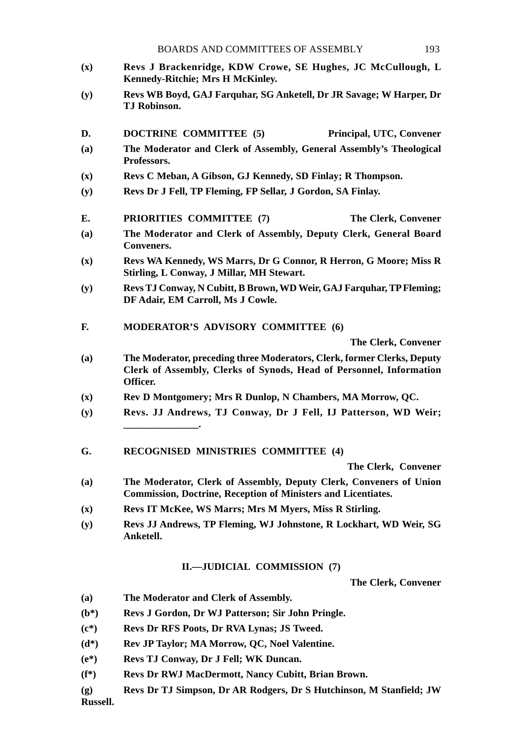**(x)** **Revs J Brackenridge, KDW Crowe, SE Hughes, JC McCullough, L Kennedy-Ritchie; Mrs H McKinley.**

**(y)** **Revs WB Boyd, GAJ Farquhar, SG Anketell, Dr JR Savage; W Harper, Dr TJ Robinson.**

**D. DOCTRINE COMMITTEE (5)** **Principal, UTC, Convener**

**(a)** **The Moderator and Clerk of Assembly, General Assembly's Theological Professors.**

**(x)** **Revs C Meban, A Gibson, GJ Kennedy, SD Finlay; R Thompson.**

**(y)** **Revs Dr J Fell, TP Fleming, FP Sellar, J Gordon, SA Finlay.**

**E. PRIORITIES COMMITTEE (7)** **The Clerk, Convener**

**(a)** **The Moderator and Clerk of Assembly, Deputy Clerk, General Board Conveners.**

**(x)** **Revs WA Kennedy, WS Marrs, Dr G Connor, R Herron, G Moore; Miss R Stirling, L Conway, J Millar, MH Stewart.**

**(y)** **Revs TJ Conway, N Cubitt, B Brown, WD Weir, GAJ Farquhar, TP Fleming; DF Adair, EM Carroll, Ms J Cowle.**

**F. MODERATOR'S ADVISORY COMMITTEE (6)**

**The Clerk, Convener**

**(a)** **The Moderator, preceding three Moderators, Clerk, former Clerks, Deputy Clerk of Assembly, Clerks of Synods, Head of Personnel, Information Officer.**

**(x)** **Rev D Montgomery; Mrs R Dunlop, N Chambers, MA Morrow, QC.**

**(y)** **Revs. JJ Andrews, TJ Conway, Dr J Fell, IJ Patterson, WD Weir; ______________.**

**G. RECOGNISED MINISTRIES COMMITTEE (4)**

**The Clerk, Convener**

**(a)** **The Moderator, Clerk of Assembly, Deputy Clerk, Conveners of Union Commission, Doctrine, Reception of Ministers and Licentiates.**

**(x)** **Revs IT McKee, WS Marrs; Mrs M Myers, Miss R Stirling.**

**(y)** **Revs JJ Andrews, TP Fleming, WJ Johnstone, R Lockhart, WD Weir, SG Anketell.**

## II.—JUDICIAL COMMISSION (7)

**The Clerk, Convener**

**(a)** **The Moderator and Clerk of Assembly.**

**(b*)** **Revs J Gordon, Dr WJ Patterson; Sir John Pringle.**

**(c*)** **Revs Dr RFS Poots, Dr RVA Lynas; JS Tweed.**

**(d*)** **Rev JP Taylor; MA Morrow, QC, Noel Valentine.**

**(e*)** **Revs TJ Conway, Dr J Fell; WK Duncan.**

**(f*)** **Revs Dr RWJ MacDermott, Nancy Cubitt, Brian Brown.**

**(g)** **Revs Dr TJ Simpson, Dr AR Rodgers, Dr S Hutchinson, M Stanfield; JW Russell.**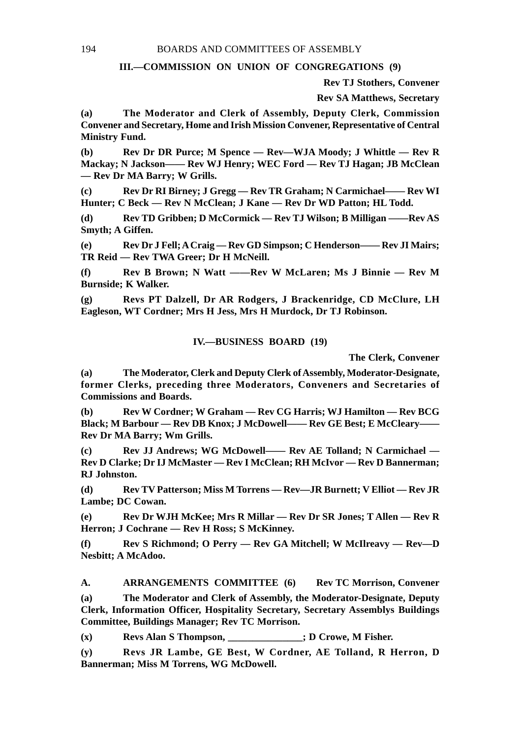### III.—COMMISSION ON UNION OF CONGREGATIONS (9)

**Rev TJ Stothers, Convener**

**Rev SA Matthews, Secretary**

**(a) The Moderator and Clerk of Assembly, Deputy Clerk, Commission Convener and Secretary, Home and Irish Mission Convener, Representative of Central Ministry Fund.**

**(b) Rev Dr DR Purce; M Spence — Rev—WJA Moody; J Whittle — Rev R Mackay; N Jackson—— Rev WJ Henry; WEC Ford — Rev TJ Hagan; JB McClean — Rev Dr MA Barry; W Grills.**

**(c) Rev Dr RI Birney; J Gregg — Rev TR Graham; N Carmichael—— Rev WI Hunter; C Beck — Rev N McClean; J Kane — Rev Dr WD Patton; HL Todd.**

**(d) Rev TD Gribben; D McCormick — Rev TJ Wilson; B Milligan ——Rev AS Smyth; A Giffen.**

**(e) Rev Dr J Fell; A Craig — Rev GD Simpson; C Henderson—— Rev JI Mairs; TR Reid — Rev TWA Greer; Dr H McNeill.**

**(f) Rev B Brown; N Watt ——Rev W McLaren; Ms J Binnie — Rev M Burnside; K Walker.**

**(g) Revs PT Dalzell, Dr AR Rodgers, J Brackenridge, CD McClure, LH Eagleson, WT Cordner; Mrs H Jess, Mrs H Murdock, Dr TJ Robinson.**

### IV.—BUSINESS BOARD (19)

**The Clerk, Convener**

**(a) The Moderator, Clerk and Deputy Clerk of Assembly, Moderator-Designate, former Clerks, preceding three Moderators, Conveners and Secretaries of Commissions and Boards.**

**(b) Rev W Cordner; W Graham — Rev CG Harris; WJ Hamilton — Rev BCG Black; M Barbour — Rev DB Knox; J McDowell—— Rev GE Best; E McCleary—— Rev Dr MA Barry; Wm Grills.**

**(c) Rev JJ Andrews; WG McDowell—— Rev AE Tolland; N Carmichael — Rev D Clarke; Dr IJ McMaster — Rev I McClean; RH McIvor — Rev D Bannerman; RJ Johnston.**

**(d) Rev TV Patterson; Miss M Torrens — Rev—JR Burnett; V Elliot — Rev JR Lambe; DC Cowan.**

**(e) Rev Dr WJH McKee; Mrs R Millar — Rev Dr SR Jones; T Allen — Rev R Herron; J Cochrane — Rev H Ross; S McKinney.**

**(f) Rev S Richmond; O Perry — Rev GA Mitchell; W McIlreavy — Rev—D Nesbitt; A McAdoo.**

**A. ARRANGEMENTS COMMITTEE (6) Rev TC Morrison, Convener**

**(a) The Moderator and Clerk of Assembly, the Moderator-Designate, Deputy Clerk, Information Officer, Hospitality Secretary, Secretary Assemblys Buildings Committee, Buildings Manager; Rev TC Morrison.**

**(x) Revs Alan S Thompson, _______________; D Crowe, M Fisher.**

**(y) Revs JR Lambe, GE Best, W Cordner, AE Tolland, R Herron, D Bannerman; Miss M Torrens, WG McDowell.**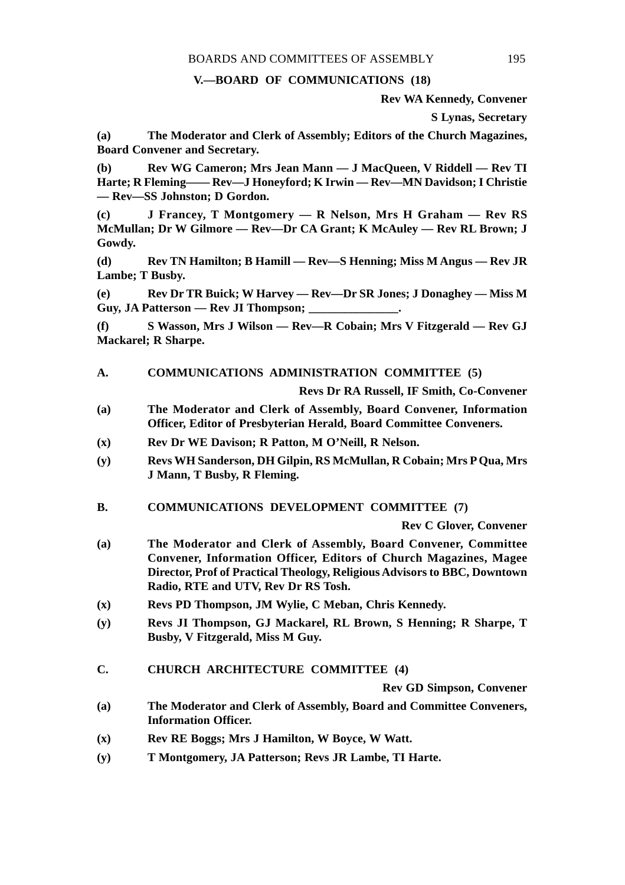## V.—BOARD OF COMMUNICATIONS (18)

**Rev WA Kennedy, Convener**

**S Lynas, Secretary**

**(a)** **The Moderator and Clerk of Assembly; Editors of the Church Magazines, Board Convener and Secretary.**

**(b)** **Rev WG Cameron; Mrs Jean Mann — J MacQueen, V Riddell — Rev TI Harte; R Fleming—— Rev—J Honeyford; K Irwin — Rev—MN Davidson; I Christie — Rev—SS Johnston; D Gordon.**

**(c)** **J Francey, T Montgomery — R Nelson, Mrs H Graham — Rev RS McMullan; Dr W Gilmore — Rev—Dr CA Grant; K McAuley — Rev RL Brown; J Gowdy.**

**(d)** **Rev TN Hamilton; B Hamill — Rev—S Henning; Miss M Angus — Rev JR Lambe; T Busby.**

**(e)** **Rev Dr TR Buick; W Harvey — Rev—Dr SR Jones; J Donaghey — Miss M Guy, JA Patterson — Rev JI Thompson; ______________.**

**(f)** **S Wasson, Mrs J Wilson — Rev—R Cobain; Mrs V Fitzgerald — Rev GJ Mackarel; R Sharpe.**

### A. COMMUNICATIONS ADMINISTRATION COMMITTEE (5)

**Revs Dr RA Russell, IF Smith, Co-Convener**

**(a)** **The Moderator and Clerk of Assembly, Board Convener, Information Officer, Editor of Presbyterian Herald, Board Committee Conveners.**

**(x)** **Rev Dr WE Davison; R Patton, M O'Neill, R Nelson.**

**(y)** **Revs WH Sanderson, DH Gilpin, RS McMullan, R Cobain; Mrs P Qua, Mrs J Mann, T Busby, R Fleming.**

### B. COMMUNICATIONS DEVELOPMENT COMMITTEE (7)

**Rev C Glover, Convener**

**(a)** **The Moderator and Clerk of Assembly, Board Convener, Committee Convener, Information Officer, Editors of Church Magazines, Magee Director, Prof of Practical Theology, Religious Advisors to BBC, Downtown Radio, RTE and UTV, Rev Dr RS Tosh.**

**(x)** **Revs PD Thompson, JM Wylie, C Meban, Chris Kennedy.**

**(y)** **Revs JI Thompson, GJ Mackarel, RL Brown, S Henning; R Sharpe, T Busby, V Fitzgerald, Miss M Guy.**

### C. CHURCH ARCHITECTURE COMMITTEE (4)

**Rev GD Simpson, Convener**

**(a)** **The Moderator and Clerk of Assembly, Board and Committee Conveners, Information Officer.**

**(x)** **Rev RE Boggs; Mrs J Hamilton, W Boyce, W Watt.**

**(y)** **T Montgomery, JA Patterson; Revs JR Lambe, TI Harte.**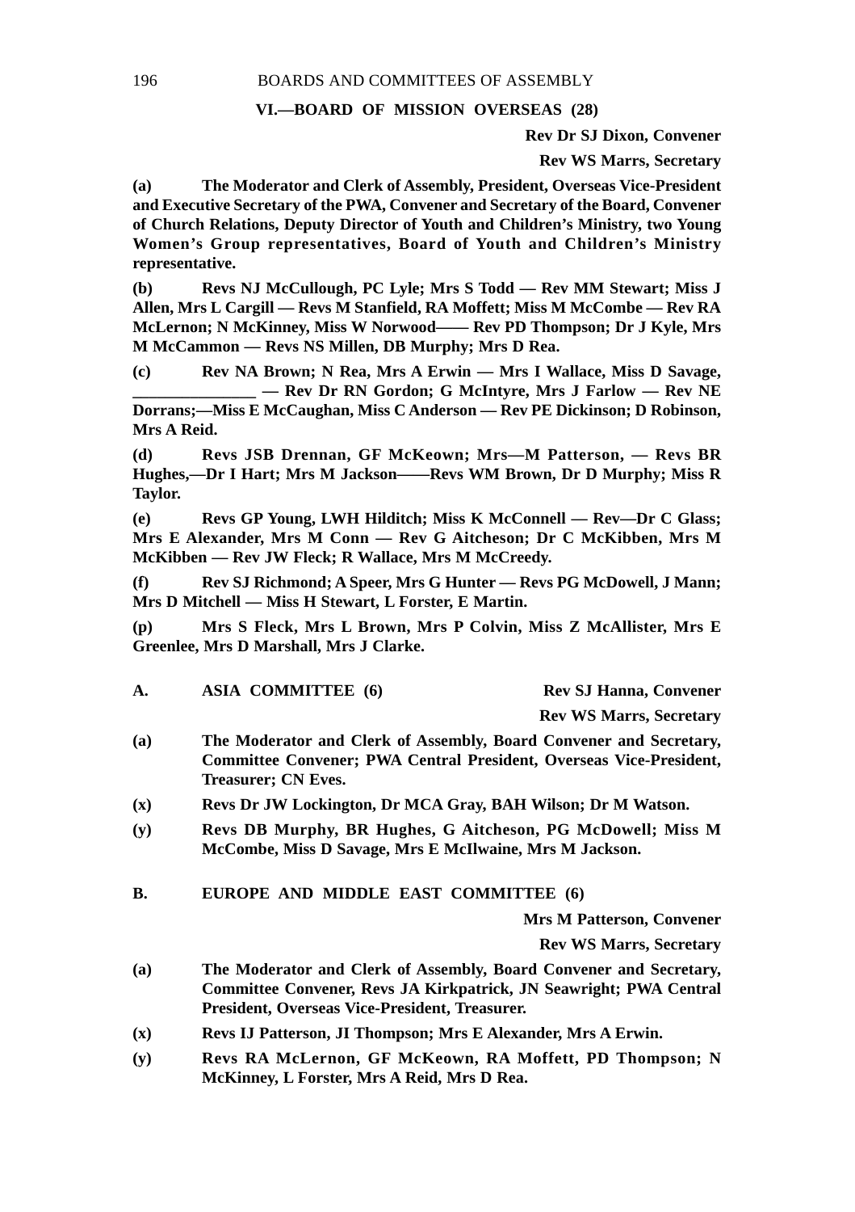## VI.—BOARD OF MISSION OVERSEAS (28)

**Rev Dr SJ Dixon, Convener**

**Rev WS Marrs, Secretary**

**(a)** **The Moderator and Clerk of Assembly, President, Overseas Vice-President and Executive Secretary of the PWA, Convener and Secretary of the Board, Convener of Church Relations, Deputy Director of Youth and Children's Ministry, two Young Women's Group representatives, Board of Youth and Children's Ministry representative.**

**(b)** **Revs NJ McCullough, PC Lyle; Mrs S Todd — Rev MM Stewart; Miss J Allen, Mrs L Cargill — Revs M Stanfield, RA Moffett; Miss M McCombe — Rev RA McLernon; N McKinney, Miss W Norwood—— Rev PD Thompson; Dr J Kyle, Mrs M McCammon — Revs NS Millen, DB Murphy; Mrs D Rea.**

**(c)** **Rev NA Brown; N Rea, Mrs A Erwin — Mrs I Wallace, Miss D Savage, _______________ — Rev Dr RN Gordon; G McIntyre, Mrs J Farlow — Rev NE Dorrans;—Miss E McCaughan, Miss C Anderson — Rev PE Dickinson; D Robinson, Mrs A Reid.**

**(d)** **Revs JSB Drennan, GF McKeown; Mrs—M Patterson, — Revs BR Hughes,—Dr I Hart; Mrs M Jackson——Revs WM Brown, Dr D Murphy; Miss R Taylor.**

**(e)** **Revs GP Young, LWH Hilditch; Miss K McConnell — Rev—Dr C Glass; Mrs E Alexander, Mrs M Conn — Rev G Aitcheson; Dr C McKibben, Mrs M McKibben — Rev JW Fleck; R Wallace, Mrs M McCreedy.**

**(f)** **Rev SJ Richmond; A Speer, Mrs G Hunter — Revs PG McDowell, J Mann; Mrs D Mitchell — Miss H Stewart, L Forster, E Martin.**

**(p)** **Mrs S Fleck, Mrs L Brown, Mrs P Colvin, Miss Z McAllister, Mrs E Greenlee, Mrs D Marshall, Mrs J Clarke.**

### A. ASIA COMMITTEE (6)

**Rev SJ Hanna, Convener**

**Rev WS Marrs, Secretary**

**(a)** **The Moderator and Clerk of Assembly, Board Convener and Secretary, Committee Convener; PWA Central President, Overseas Vice-President, Treasurer; CN Eves.**

**(x)** **Revs Dr JW Lockington, Dr MCA Gray, BAH Wilson; Dr M Watson.**

**(y)** **Revs DB Murphy, BR Hughes, G Aitcheson, PG McDowell; Miss M McCombe, Miss D Savage, Mrs E McIlwaine, Mrs M Jackson.**

### B. EUROPE AND MIDDLE EAST COMMITTEE (6)

**Mrs M Patterson, Convener**

**Rev WS Marrs, Secretary**

**(a)** **The Moderator and Clerk of Assembly, Board Convener and Secretary, Committee Convener, Revs JA Kirkpatrick, JN Seawright; PWA Central President, Overseas Vice-President, Treasurer.**

**(x)** **Revs IJ Patterson, JI Thompson; Mrs E Alexander, Mrs A Erwin.**

**(y)** **Revs RA McLernon, GF McKeown, RA Moffett, PD Thompson; N McKinney, L Forster, Mrs A Reid, Mrs D Rea.**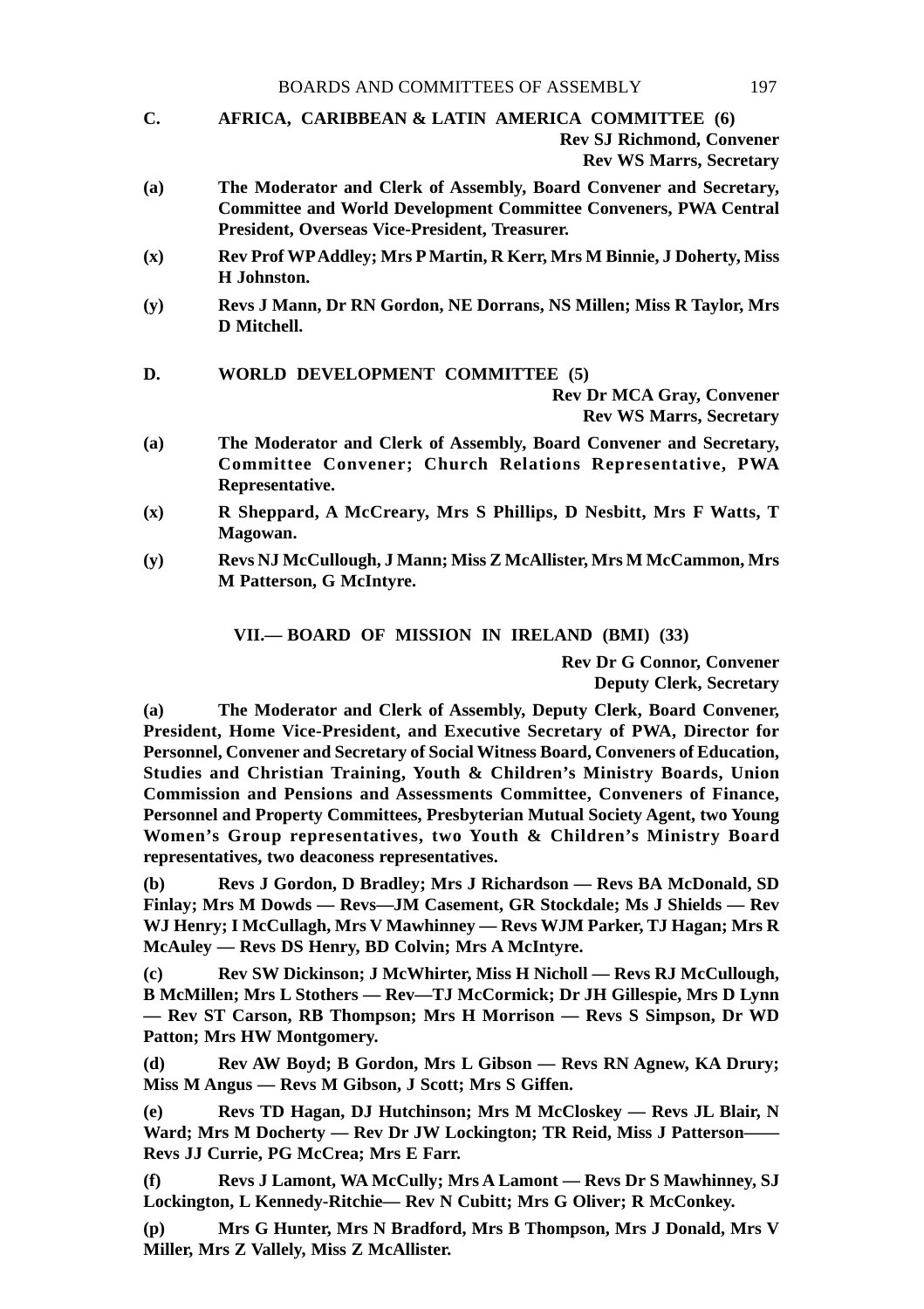**C. AFRICA, CARIBBEAN & LATIN AMERICA COMMITTEE (6)**

**Rev SJ Richmond, Convener**
**Rev WS Marrs, Secretary**

**(a)** **The Moderator and Clerk of Assembly, Board Convener and Secretary, Committee and World Development Committee Conveners, PWA Central President, Overseas Vice-President, Treasurer.**

**(x)** **Rev Prof WP Addley; Mrs P Martin, R Kerr, Mrs M Binnie, J Doherty, Miss H Johnston.**

**(y)** **Revs J Mann, Dr RN Gordon, NE Dorrans, NS Millen; Miss R Taylor, Mrs D Mitchell.**

**D. WORLD DEVELOPMENT COMMITTEE (5)**

**Rev Dr MCA Gray, Convener**
**Rev WS Marrs, Secretary**

**(a)** **The Moderator and Clerk of Assembly, Board Convener and Secretary, Committee Convener; Church Relations Representative, PWA Representative.**

**(x)** **R Sheppard, A McCreary, Mrs S Phillips, D Nesbitt, Mrs F Watts, T Magowan.**

**(y)** **Revs NJ McCullough, J Mann; Miss Z McAllister, Mrs M McCammon, Mrs M Patterson, G McIntyre.**

## VII.— BOARD OF MISSION IN IRELAND (BMI) (33)

**Rev Dr G Connor, Convener**
**Deputy Clerk, Secretary**

**(a)** **The Moderator and Clerk of Assembly, Deputy Clerk, Board Convener, President, Home Vice-President, and Executive Secretary of PWA, Director for Personnel, Convener and Secretary of Social Witness Board, Conveners of Education, Studies and Christian Training, Youth & Children's Ministry Boards, Union Commission and Pensions and Assessments Committee, Conveners of Finance, Personnel and Property Committees, Presbyterian Mutual Society Agent, two Young Women's Group representatives, two Youth & Children's Ministry Board representatives, two deaconess representatives.**

**(b)** **Revs J Gordon, D Bradley; Mrs J Richardson — Revs BA McDonald, SD Finlay; Mrs M Dowds — Revs—JM Casement, GR Stockdale; Ms J Shields — Rev WJ Henry; I McCullagh, Mrs V Mawhinney — Revs WJM Parker, TJ Hagan; Mrs R McAuley — Revs DS Henry, BD Colvin; Mrs A McIntyre.**

**(c)** **Rev SW Dickinson; J McWhirter, Miss H Nicholl — Revs RJ McCullough, B McMillen; Mrs L Stothers — Rev—TJ McCormick; Dr JH Gillespie, Mrs D Lynn — Rev ST Carson, RB Thompson; Mrs H Morrison — Revs S Simpson, Dr WD Patton; Mrs HW Montgomery.**

**(d)** **Rev AW Boyd; B Gordon, Mrs L Gibson — Revs RN Agnew, KA Drury; Miss M Angus — Revs M Gibson, J Scott; Mrs S Giffen.**

**(e)** **Revs TD Hagan, DJ Hutchinson; Mrs M McCloskey — Revs JL Blair, N Ward; Mrs M Docherty — Rev Dr JW Lockington; TR Reid, Miss J Patterson—— Revs JJ Currie, PG McCrea; Mrs E Farr.**

**(f)** **Revs J Lamont, WA McCully; Mrs A Lamont — Revs Dr S Mawhinney, SJ Lockington, L Kennedy-Ritchie— Rev N Cubitt; Mrs G Oliver; R McConkey.**

**(p)** **Mrs G Hunter, Mrs N Bradford, Mrs B Thompson, Mrs J Donald, Mrs V Miller, Mrs Z Vallely, Miss Z McAllister.**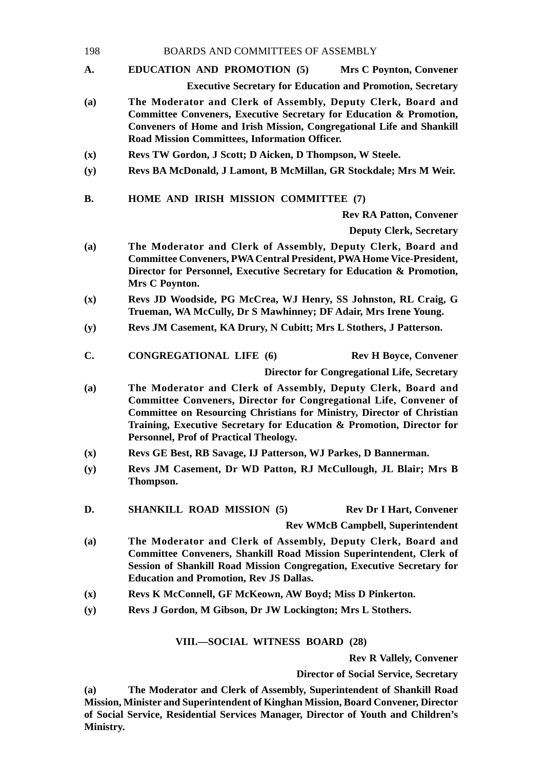**A. EDUCATION AND PROMOTION (5)** **Mrs C Poynton, Convener**

**Executive Secretary for Education and Promotion, Secretary**

**(a)** **The Moderator and Clerk of Assembly, Deputy Clerk, Board and Committee Conveners, Executive Secretary for Education & Promotion, Conveners of Home and Irish Mission, Congregational Life and Shankill Road Mission Committees, Information Officer.**

**(x)** **Revs TW Gordon, J Scott; D Aicken, D Thompson, W Steele.**

**(y)** **Revs BA McDonald, J Lamont, B McMillan, GR Stockdale; Mrs M Weir.**

**B. HOME AND IRISH MISSION COMMITTEE (7)**

**Rev RA Patton, Convener**

**Deputy Clerk, Secretary**

**(a)** **The Moderator and Clerk of Assembly, Deputy Clerk, Board and Committee Conveners, PWA Central President, PWA Home Vice-President, Director for Personnel, Executive Secretary for Education & Promotion, Mrs C Poynton.**

**(x)** **Revs JD Woodside, PG McCrea, WJ Henry, SS Johnston, RL Craig, G Trueman, WA McCully, Dr S Mawhinney; DF Adair, Mrs Irene Young.**

**(y)** **Revs JM Casement, KA Drury, N Cubitt; Mrs L Stothers, J Patterson.**

**C. CONGREGATIONAL LIFE (6)** **Rev H Boyce, Convener**

**Director for Congregational Life, Secretary**

**(a)** **The Moderator and Clerk of Assembly, Deputy Clerk, Board and Committee Conveners, Director for Congregational Life, Convener of Committee on Resourcing Christians for Ministry, Director of Christian Training, Executive Secretary for Education & Promotion, Director for Personnel, Prof of Practical Theology.**

**(x)** **Revs GE Best, RB Savage, IJ Patterson, WJ Parkes, D Bannerman.**

**(y)** **Revs JM Casement, Dr WD Patton, RJ McCullough, JL Blair; Mrs B Thompson.**

**D. SHANKILL ROAD MISSION (5)** **Rev Dr I Hart, Convener**

**Rev WMcB Campbell, Superintendent**

**(a)** **The Moderator and Clerk of Assembly, Deputy Clerk, Board and Committee Conveners, Shankill Road Mission Superintendent, Clerk of Session of Shankill Road Mission Congregation, Executive Secretary for Education and Promotion, Rev JS Dallas.**

**(x)** **Revs K McConnell, GF McKeown, AW Boyd; Miss D Pinkerton.**

**(y)** **Revs J Gordon, M Gibson, Dr JW Lockington; Mrs L Stothers.**

## VIII.—SOCIAL WITNESS BOARD (28)

**Rev R Vallely, Convener**

**Director of Social Service, Secretary**

**(a)** **The Moderator and Clerk of Assembly, Superintendent of Shankill Road Mission, Minister and Superintendent of Kinghan Mission, Board Convener, Director of Social Service, Residential Services Manager, Director of Youth and Children's Ministry.**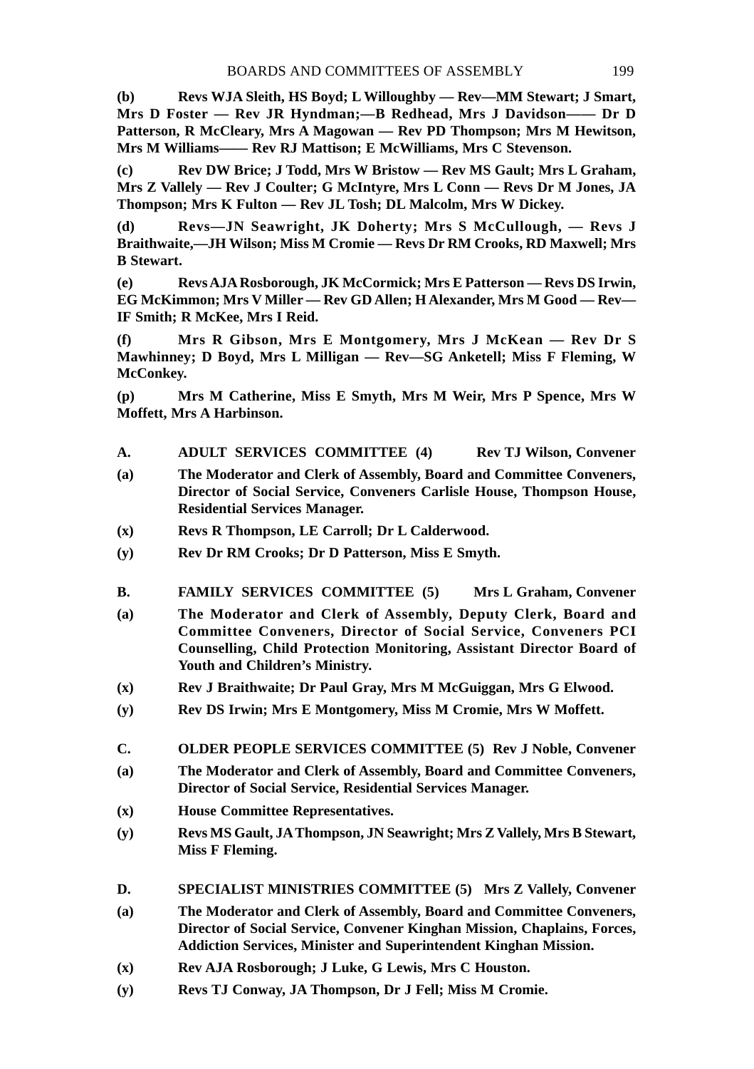**(b)** Revs WJA Sleith, HS Boyd; L Willoughby — Rev—MM Stewart; J Smart, Mrs D Foster — Rev JR Hyndman;—B Redhead, Mrs J Davidson—— Dr D Patterson, R McCleary, Mrs A Magowan — Rev PD Thompson; Mrs M Hewitson, Mrs M Williams—— Rev RJ Mattison; E McWilliams, Mrs C Stevenson.

**(c)** Rev DW Brice; J Todd, Mrs W Bristow — Rev MS Gault; Mrs L Graham, Mrs Z Vallely — Rev J Coulter; G McIntyre, Mrs L Conn — Revs Dr M Jones, JA Thompson; Mrs K Fulton — Rev JL Tosh; DL Malcolm, Mrs W Dickey.

**(d)** Revs—JN Seawright, JK Doherty; Mrs S McCullough, — Revs J Braithwaite,—JH Wilson; Miss M Cromie — Revs Dr RM Crooks, RD Maxwell; Mrs B Stewart.

**(e)** Revs AJA Rosborough, JK McCormick; Mrs E Patterson — Revs DS Irwin, EG McKimmon; Mrs V Miller — Rev GD Allen; H Alexander, Mrs M Good — Rev—IF Smith; R McKee, Mrs I Reid.

**(f)** Mrs R Gibson, Mrs E Montgomery, Mrs J McKean — Rev Dr S Mawhinney; D Boyd, Mrs L Milligan — Rev—SG Anketell; Miss F Fleming, W McConkey.

**(p)** Mrs M Catherine, Miss E Smyth, Mrs M Weir, Mrs P Spence, Mrs W Moffett, Mrs A Harbinson.

**A. ADULT SERVICES COMMITTEE (4) Rev TJ Wilson, Convener**

**(a)** The Moderator and Clerk of Assembly, Board and Committee Conveners, Director of Social Service, Conveners Carlisle House, Thompson House, Residential Services Manager.

**(x)** Revs R Thompson, LE Carroll; Dr L Calderwood.

**(y)** Rev Dr RM Crooks; Dr D Patterson, Miss E Smyth.

**B. FAMILY SERVICES COMMITTEE (5) Mrs L Graham, Convener**

**(a)** The Moderator and Clerk of Assembly, Deputy Clerk, Board and Committee Conveners, Director of Social Service, Conveners PCI Counselling, Child Protection Monitoring, Assistant Director Board of Youth and Children's Ministry.

**(x)** Rev J Braithwaite; Dr Paul Gray, Mrs M McGuiggan, Mrs G Elwood.

**(y)** Rev DS Irwin; Mrs E Montgomery, Miss M Cromie, Mrs W Moffett.

**C. OLDER PEOPLE SERVICES COMMITTEE (5) Rev J Noble, Convener**

**(a)** The Moderator and Clerk of Assembly, Board and Committee Conveners, Director of Social Service, Residential Services Manager.

**(x)** House Committee Representatives.

**(y)** Revs MS Gault, JA Thompson, JN Seawright; Mrs Z Vallely, Mrs B Stewart, Miss F Fleming.

**D. SPECIALIST MINISTRIES COMMITTEE (5) Mrs Z Vallely, Convener**

**(a)** The Moderator and Clerk of Assembly, Board and Committee Conveners, Director of Social Service, Convener Kinghan Mission, Chaplains, Forces, Addiction Services, Minister and Superintendent Kinghan Mission.

**(x)** Rev AJA Rosborough; J Luke, G Lewis, Mrs C Houston.

**(y)** Revs TJ Conway, JA Thompson, Dr J Fell; Miss M Cromie.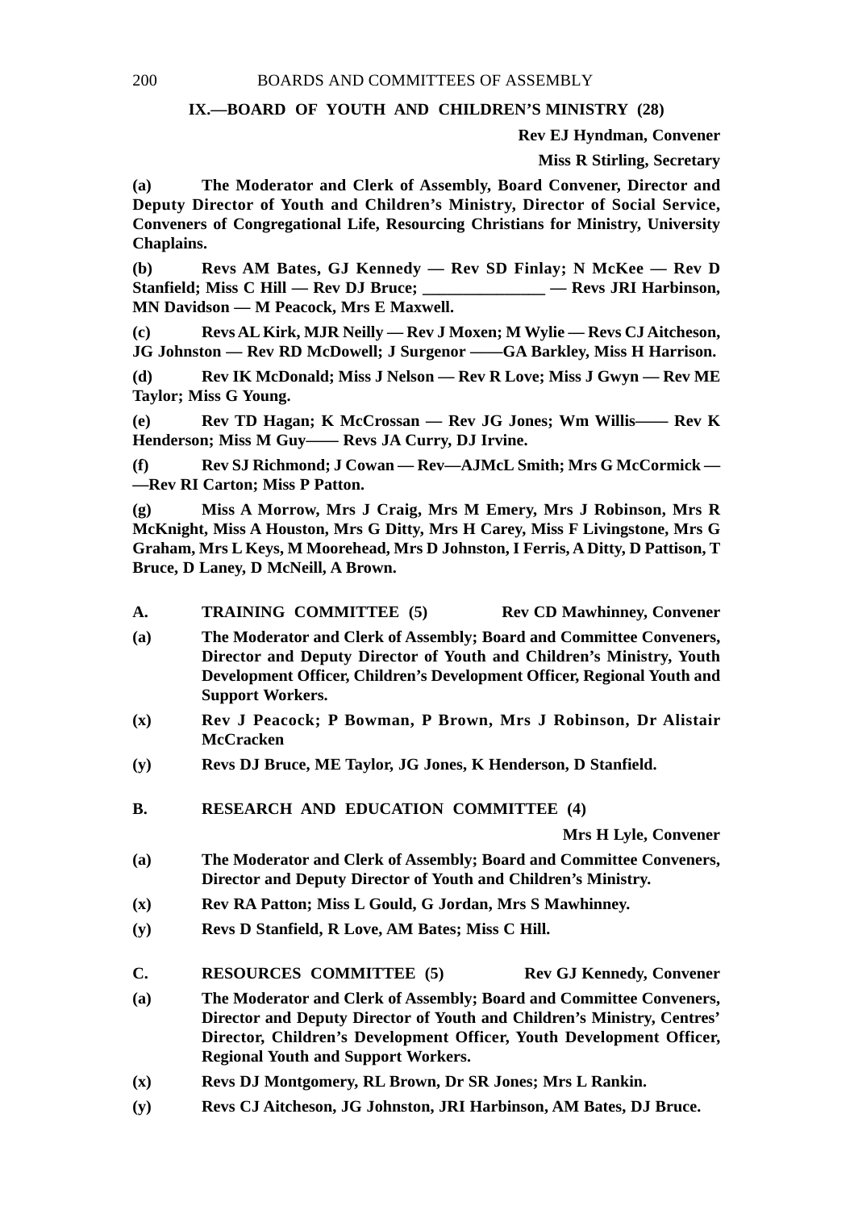## IX.—BOARD OF YOUTH AND CHILDREN'S MINISTRY (28)

**Rev EJ Hyndman, Convener**

**Miss R Stirling, Secretary**

**(a)** The Moderator and Clerk of Assembly, Board Convener, Director and Deputy Director of Youth and Children's Ministry, Director of Social Service, Conveners of Congregational Life, Resourcing Christians for Ministry, University Chaplains.

**(b)** Revs AM Bates, GJ Kennedy — Rev SD Finlay; N McKee — Rev D Stanfield; Miss C Hill — Rev DJ Bruce; _______________ — Revs JRI Harbinson, MN Davidson — M Peacock, Mrs E Maxwell.

**(c)** Revs AL Kirk, MJR Neilly — Rev J Moxen; M Wylie — Revs CJ Aitcheson, JG Johnston — Rev RD McDowell; J Surgenor ——GA Barkley, Miss H Harrison.

**(d)** Rev IK McDonald; Miss J Nelson — Rev R Love; Miss J Gwyn — Rev ME Taylor; Miss G Young.

**(e)** Rev TD Hagan; K McCrossan — Rev JG Jones; Wm Willis—— Rev K Henderson; Miss M Guy—— Revs JA Curry, DJ Irvine.

**(f)** Rev SJ Richmond; J Cowan — Rev—AJMcL Smith; Mrs G McCormick — —Rev RI Carton; Miss P Patton.

**(g)** Miss A Morrow, Mrs J Craig, Mrs M Emery, Mrs J Robinson, Mrs R McKnight, Miss A Houston, Mrs G Ditty, Mrs H Carey, Miss F Livingstone, Mrs G Graham, Mrs L Keys, M Moorehead, Mrs D Johnston, I Ferris, A Ditty, D Pattison, T Bruce, D Laney, D McNeill, A Brown.

### A. TRAINING COMMITTEE (5) — Rev CD Mawhinney, Convener

**(a)** The Moderator and Clerk of Assembly; Board and Committee Conveners, Director and Deputy Director of Youth and Children's Ministry, Youth Development Officer, Children's Development Officer, Regional Youth and Support Workers.

**(x)** Rev J Peacock; P Bowman, P Brown, Mrs J Robinson, Dr Alistair McCracken

**(y)** Revs DJ Bruce, ME Taylor, JG Jones, K Henderson, D Stanfield.

### B. RESEARCH AND EDUCATION COMMITTEE (4)

**Mrs H Lyle, Convener**

**(a)** The Moderator and Clerk of Assembly; Board and Committee Conveners, Director and Deputy Director of Youth and Children's Ministry.

**(x)** Rev RA Patton; Miss L Gould, G Jordan, Mrs S Mawhinney.

**(y)** Revs D Stanfield, R Love, AM Bates; Miss C Hill.

### C. RESOURCES COMMITTEE (5) — Rev GJ Kennedy, Convener

**(a)** The Moderator and Clerk of Assembly; Board and Committee Conveners, Director and Deputy Director of Youth and Children's Ministry, Centres' Director, Children's Development Officer, Youth Development Officer, Regional Youth and Support Workers.

**(x)** Revs DJ Montgomery, RL Brown, Dr SR Jones; Mrs L Rankin.

**(y)** Revs CJ Aitcheson, JG Johnston, JRI Harbinson, AM Bates, DJ Bruce.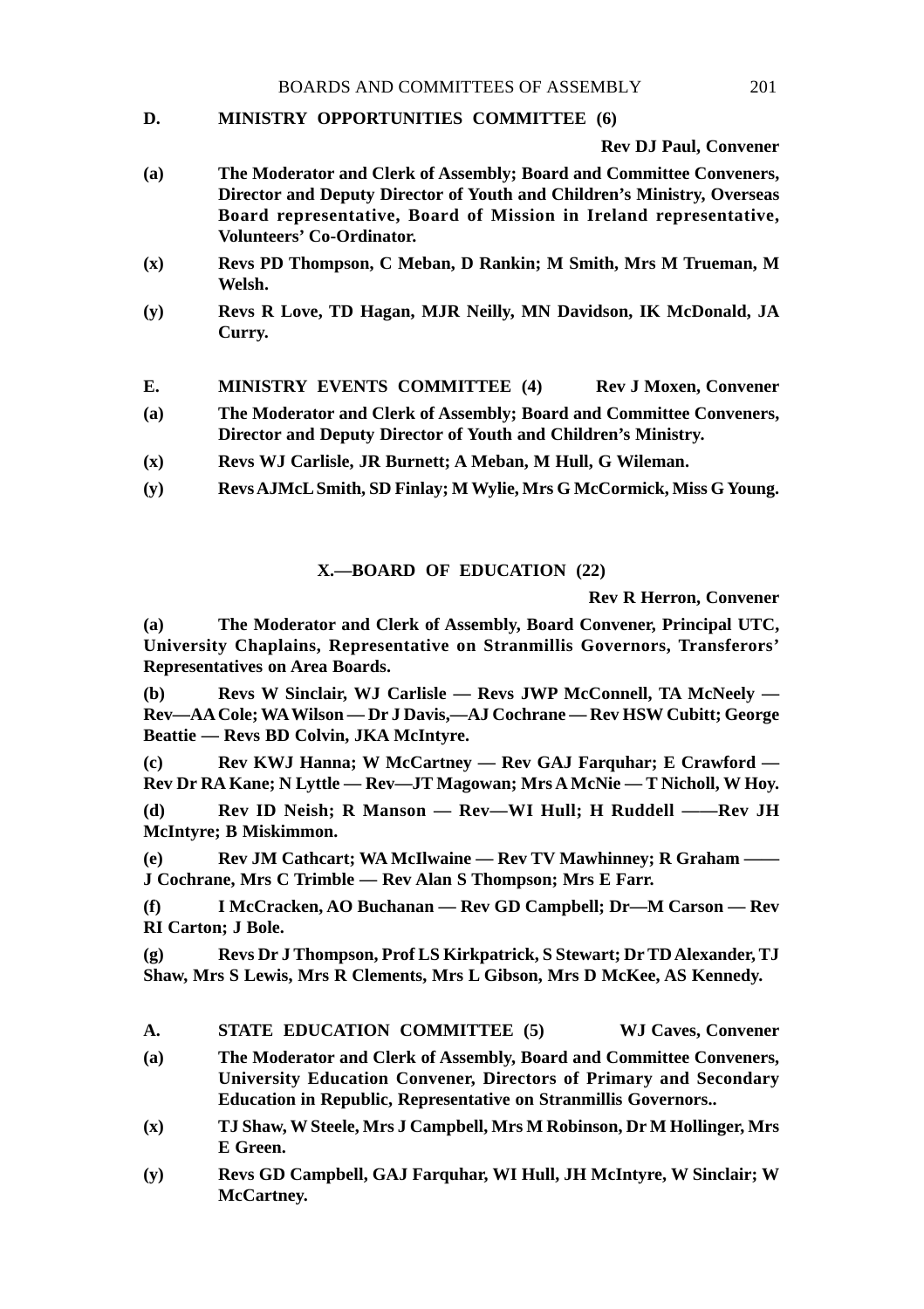**D. MINISTRY OPPORTUNITIES COMMITTEE (6)**

**Rev DJ Paul, Convener**

**(a)** **The Moderator and Clerk of Assembly; Board and Committee Conveners, Director and Deputy Director of Youth and Children's Ministry, Overseas Board representative, Board of Mission in Ireland representative, Volunteers' Co-Ordinator.**

**(x)** **Revs PD Thompson, C Meban, D Rankin; M Smith, Mrs M Trueman, M Welsh.**

**(y)** **Revs R Love, TD Hagan, MJR Neilly, MN Davidson, IK McDonald, JA Curry.**

**E. MINISTRY EVENTS COMMITTEE (4)** **Rev J Moxen, Convener**

**(a)** **The Moderator and Clerk of Assembly; Board and Committee Conveners, Director and Deputy Director of Youth and Children's Ministry.**

**(x)** **Revs WJ Carlisle, JR Burnett; A Meban, M Hull, G Wileman.**

**(y)** **Revs AJMcL Smith, SD Finlay; M Wylie, Mrs G McCormick, Miss G Young.**

## X.—BOARD OF EDUCATION (22)

**Rev R Herron, Convener**

**(a)** **The Moderator and Clerk of Assembly, Board Convener, Principal UTC, University Chaplains, Representative on Stranmillis Governors, Transferors' Representatives on Area Boards.**

**(b)** **Revs W Sinclair, WJ Carlisle — Revs JWP McConnell, TA McNeely — Rev—AA Cole; WA Wilson — Dr J Davis,—AJ Cochrane — Rev HSW Cubitt; George Beattie — Revs BD Colvin, JKA McIntyre.**

**(c)** **Rev KWJ Hanna; W McCartney — Rev GAJ Farquhar; E Crawford — Rev Dr RA Kane; N Lyttle — Rev—JT Magowan; Mrs A McNie — T Nicholl, W Hoy.**

**(d)** **Rev ID Neish; R Manson — Rev—WI Hull; H Ruddell ——Rev JH McIntyre; B Miskimmon.**

**(e)** **Rev JM Cathcart; WA McIlwaine — Rev TV Mawhinney; R Graham —— J Cochrane, Mrs C Trimble — Rev Alan S Thompson; Mrs E Farr.**

**(f)** **I McCracken, AO Buchanan — Rev GD Campbell; Dr—M Carson — Rev RI Carton; J Bole.**

**(g)** **Revs Dr J Thompson, Prof LS Kirkpatrick, S Stewart; Dr TD Alexander, TJ Shaw, Mrs S Lewis, Mrs R Clements, Mrs L Gibson, Mrs D McKee, AS Kennedy.**

**A. STATE EDUCATION COMMITTEE (5)** **WJ Caves, Convener**

**(a)** **The Moderator and Clerk of Assembly, Board and Committee Conveners, University Education Convener, Directors of Primary and Secondary Education in Republic, Representative on Stranmillis Governors..**

**(x)** **TJ Shaw, W Steele, Mrs J Campbell, Mrs M Robinson, Dr M Hollinger, Mrs E Green.**

**(y)** **Revs GD Campbell, GAJ Farquhar, WI Hull, JH McIntyre, W Sinclair; W McCartney.**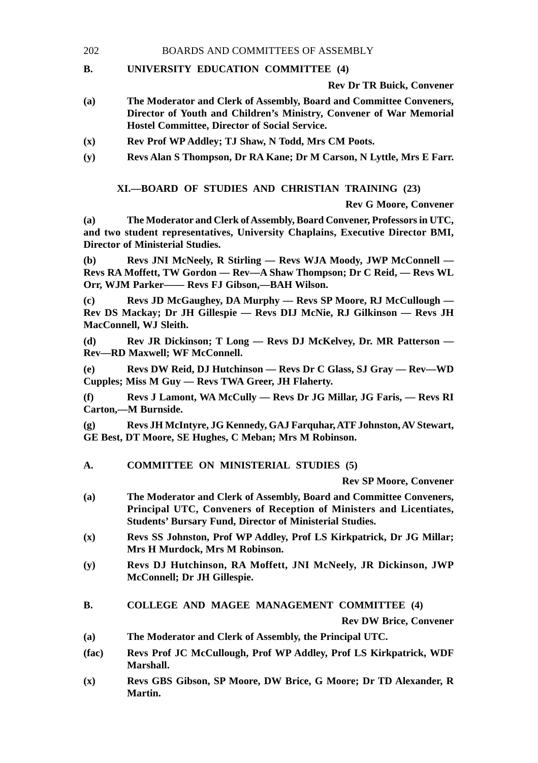**B. UNIVERSITY EDUCATION COMMITTEE (4)**

**Rev Dr TR Buick, Convener**

**(a)** **The Moderator and Clerk of Assembly, Board and Committee Conveners, Director of Youth and Children's Ministry, Convener of War Memorial Hostel Committee, Director of Social Service.**

**(x)** **Rev Prof WP Addley; TJ Shaw, N Todd, Mrs CM Poots.**

**(y)** **Revs Alan S Thompson, Dr RA Kane; Dr M Carson, N Lyttle, Mrs E Farr.**

## XI.—BOARD OF STUDIES AND CHRISTIAN TRAINING (23)

**Rev G Moore, Convener**

**(a)** **The Moderator and Clerk of Assembly, Board Convener, Professors in UTC, and two student representatives, University Chaplains, Executive Director BMI, Director of Ministerial Studies.**

**(b)** **Revs JNI McNeely, R Stirling — Revs WJA Moody, JWP McConnell — Revs RA Moffett, TW Gordon — Rev—A Shaw Thompson; Dr C Reid, — Revs WL Orr, WJM Parker—— Revs FJ Gibson,—BAH Wilson.**

**(c)** **Revs JD McGaughey, DA Murphy — Revs SP Moore, RJ McCullough — Rev DS Mackay; Dr JH Gillespie — Revs DIJ McNie, RJ Gilkinson — Revs JH MacConnell, WJ Sleith.**

**(d)** **Rev JR Dickinson; T Long — Revs DJ McKelvey, Dr. MR Patterson — Rev—RD Maxwell; WF McConnell.**

**(e)** **Revs DW Reid, DJ Hutchinson — Revs Dr C Glass, SJ Gray — Rev—WD Cupples; Miss M Guy — Revs TWA Greer, JH Flaherty.**

**(f)** **Revs J Lamont, WA McCully — Revs Dr JG Millar, JG Faris, — Revs RI Carton,—M Burnside.**

**(g)** **Revs JH McIntyre, JG Kennedy, GAJ Farquhar, ATF Johnston, AV Stewart, GE Best, DT Moore, SE Hughes, C Meban; Mrs M Robinson.**

**A. COMMITTEE ON MINISTERIAL STUDIES (5)**

**Rev SP Moore, Convener**

**(a)** **The Moderator and Clerk of Assembly, Board and Committee Conveners, Principal UTC, Conveners of Reception of Ministers and Licentiates, Students' Bursary Fund, Director of Ministerial Studies.**

**(x)** **Revs SS Johnston, Prof WP Addley, Prof LS Kirkpatrick, Dr JG Millar; Mrs H Murdock, Mrs M Robinson.**

**(y)** **Revs DJ Hutchinson, RA Moffett, JNI McNeely, JR Dickinson, JWP McConnell; Dr JH Gillespie.**

**B. COLLEGE AND MAGEE MANAGEMENT COMMITTEE (4)**

**Rev DW Brice, Convener**

**(a)** **The Moderator and Clerk of Assembly, the Principal UTC.**

**(fac)** **Revs Prof JC McCullough, Prof WP Addley, Prof LS Kirkpatrick, WDF Marshall.**

**(x)** **Revs GBS Gibson, SP Moore, DW Brice, G Moore; Dr TD Alexander, R Martin.**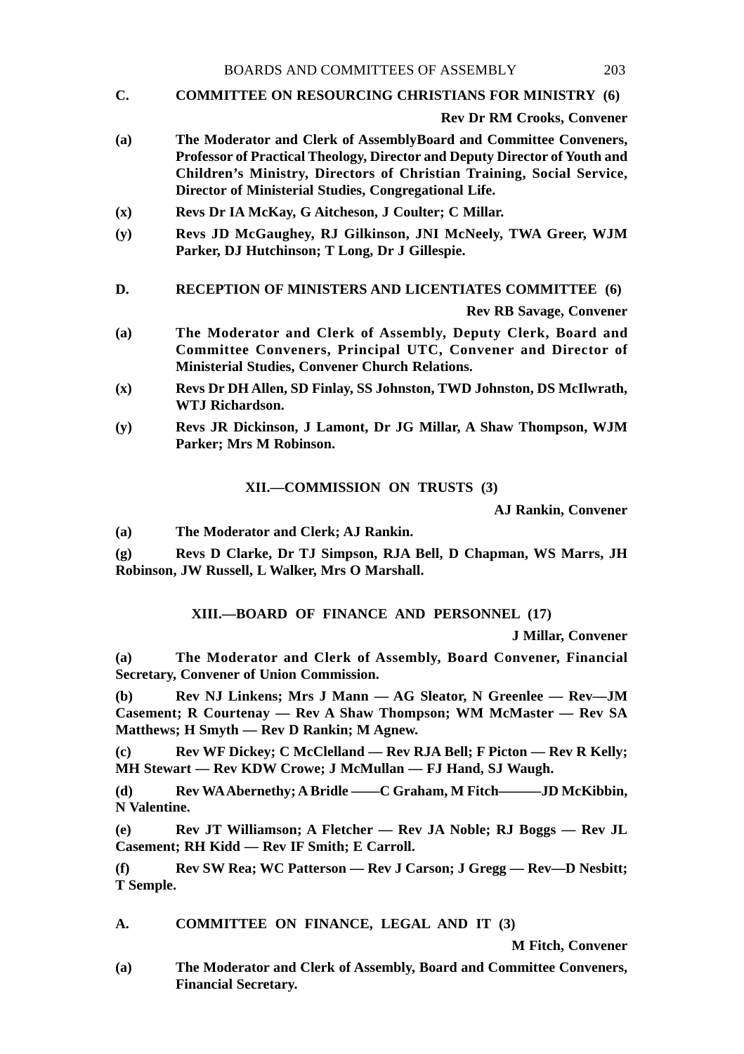**C. COMMITTEE ON RESOURCING CHRISTIANS FOR MINISTRY (6)**

**Rev Dr RM Crooks, Convener**

**(a)** **The Moderator and Clerk of AssemblyBoard and Committee Conveners, Professor of Practical Theology, Director and Deputy Director of Youth and Children's Ministry, Directors of Christian Training, Social Service, Director of Ministerial Studies, Congregational Life.**

**(x)** **Revs Dr IA McKay, G Aitcheson, J Coulter; C Millar.**

**(y)** **Revs JD McGaughey, RJ Gilkinson, JNI McNeely, TWA Greer, WJM Parker, DJ Hutchinson; T Long, Dr J Gillespie.**

**D. RECEPTION OF MINISTERS AND LICENTIATES COMMITTEE (6)**

**Rev RB Savage, Convener**

**(a)** **The Moderator and Clerk of Assembly, Deputy Clerk, Board and Committee Conveners, Principal UTC, Convener and Director of Ministerial Studies, Convener Church Relations.**

**(x)** **Revs Dr DH Allen, SD Finlay, SS Johnston, TWD Johnston, DS McIlwrath, WTJ Richardson.**

**(y)** **Revs JR Dickinson, J Lamont, Dr JG Millar, A Shaw Thompson, WJM Parker; Mrs M Robinson.**

## XII.—COMMISSION ON TRUSTS (3)

**AJ Rankin, Convener**

**(a)** **The Moderator and Clerk; AJ Rankin.**

**(g)** **Revs D Clarke, Dr TJ Simpson, RJA Bell, D Chapman, WS Marrs, JH Robinson, JW Russell, L Walker, Mrs O Marshall.**

## XIII.—BOARD OF FINANCE AND PERSONNEL (17)

**J Millar, Convener**

**(a)** **The Moderator and Clerk of Assembly, Board Convener, Financial Secretary, Convener of Union Commission.**

**(b)** **Rev NJ Linkens; Mrs J Mann — AG Sleator, N Greenlee — Rev—JM Casement; R Courtenay — Rev A Shaw Thompson; WM McMaster — Rev SA Matthews; H Smyth — Rev D Rankin; M Agnew.**

**(c)** **Rev WF Dickey; C McClelland — Rev RJA Bell; F Picton — Rev R Kelly; MH Stewart — Rev KDW Crowe; J McMullan — FJ Hand, SJ Waugh.**

**(d)** **Rev WA Abernethy; A Bridle ——C Graham, M Fitch———JD McKibbin, N Valentine.**

**(e)** **Rev JT Williamson; A Fletcher — Rev JA Noble; RJ Boggs — Rev JL Casement; RH Kidd — Rev IF Smith; E Carroll.**

**(f)** **Rev SW Rea; WC Patterson — Rev J Carson; J Gregg — Rev—D Nesbitt; T Semple.**

**A. COMMITTEE ON FINANCE, LEGAL AND IT (3)**

**M Fitch, Convener**

**(a)** **The Moderator and Clerk of Assembly, Board and Committee Conveners, Financial Secretary.**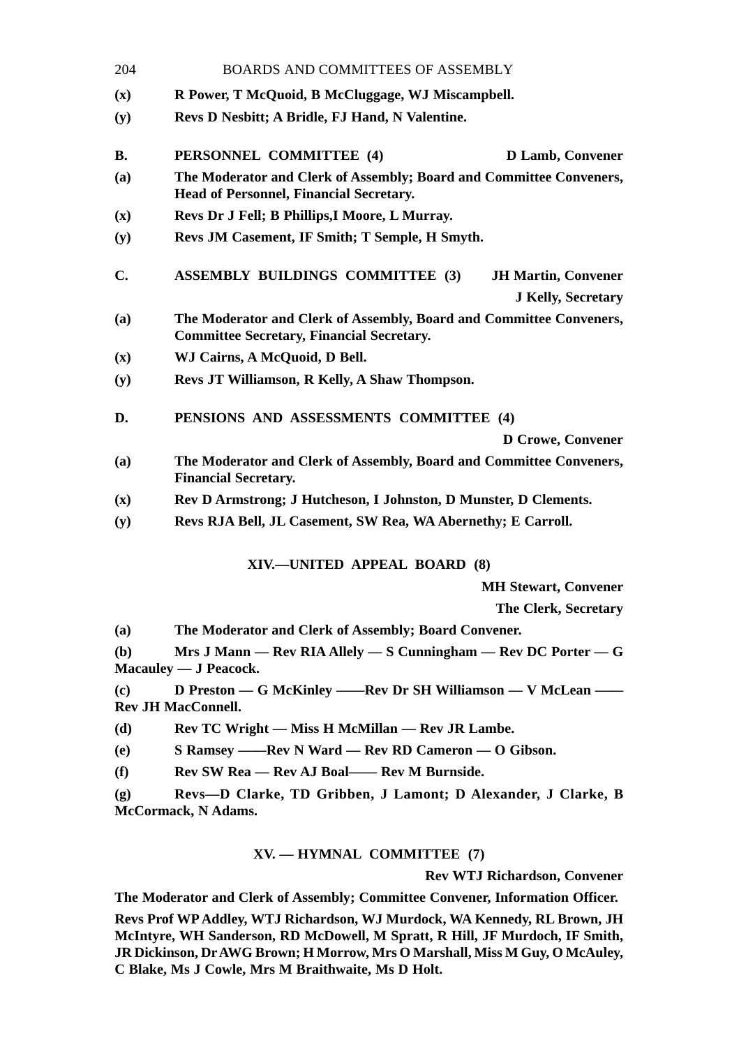**(x)** **R Power, T McQuoid, B McCluggage, WJ Miscampbell.**

**(y)** **Revs D Nesbitt; A Bridle, FJ Hand, N Valentine.**

**B. PERSONNEL COMMITTEE (4)** **D Lamb, Convener**

**(a)** **The Moderator and Clerk of Assembly; Board and Committee Conveners, Head of Personnel, Financial Secretary.**

**(x)** **Revs Dr J Fell; B Phillips,I Moore, L Murray.**

**(y)** **Revs JM Casement, IF Smith; T Semple, H Smyth.**

**C. ASSEMBLY BUILDINGS COMMITTEE (3)** **JH Martin, Convener**

**J Kelly, Secretary**

**(a)** **The Moderator and Clerk of Assembly, Board and Committee Conveners, Committee Secretary, Financial Secretary.**

**(x)** **WJ Cairns, A McQuoid, D Bell.**

**(y)** **Revs JT Williamson, R Kelly, A Shaw Thompson.**

**D. PENSIONS AND ASSESSMENTS COMMITTEE (4)**

**D Crowe, Convener**

**(a)** **The Moderator and Clerk of Assembly, Board and Committee Conveners, Financial Secretary.**

**(x)** **Rev D Armstrong; J Hutcheson, I Johnston, D Munster, D Clements.**

**(y)** **Revs RJA Bell, JL Casement, SW Rea, WA Abernethy; E Carroll.**

## XIV.—UNITED APPEAL BOARD (8)

**MH Stewart, Convener**

**The Clerk, Secretary**

**(a)** **The Moderator and Clerk of Assembly; Board Convener.**

**(b)** **Mrs J Mann — Rev RIA Allely — S Cunningham — Rev DC Porter — G Macauley — J Peacock.**

**(c)** **D Preston — G McKinley ——Rev Dr SH Williamson — V McLean —— Rev JH MacConnell.**

**(d)** **Rev TC Wright — Miss H McMillan — Rev JR Lambe.**

**(e)** **S Ramsey ——Rev N Ward — Rev RD Cameron — O Gibson.**

**(f)** **Rev SW Rea — Rev AJ Boal—— Rev M Burnside.**

**(g)** **Revs—D Clarke, TD Gribben, J Lamont; D Alexander, J Clarke, B McCormack, N Adams.**

## XV. — HYMNAL COMMITTEE (7)

**Rev WTJ Richardson, Convener**

**The Moderator and Clerk of Assembly; Committee Convener, Information Officer.**

**Revs Prof WP Addley, WTJ Richardson, WJ Murdock, WA Kennedy, RL Brown, JH McIntyre, WH Sanderson, RD McDowell, M Spratt, R Hill, JF Murdoch, IF Smith, JR Dickinson, Dr AWG Brown; H Morrow, Mrs O Marshall, Miss M Guy, O McAuley, C Blake, Ms J Cowle, Mrs M Braithwaite, Ms D Holt.**